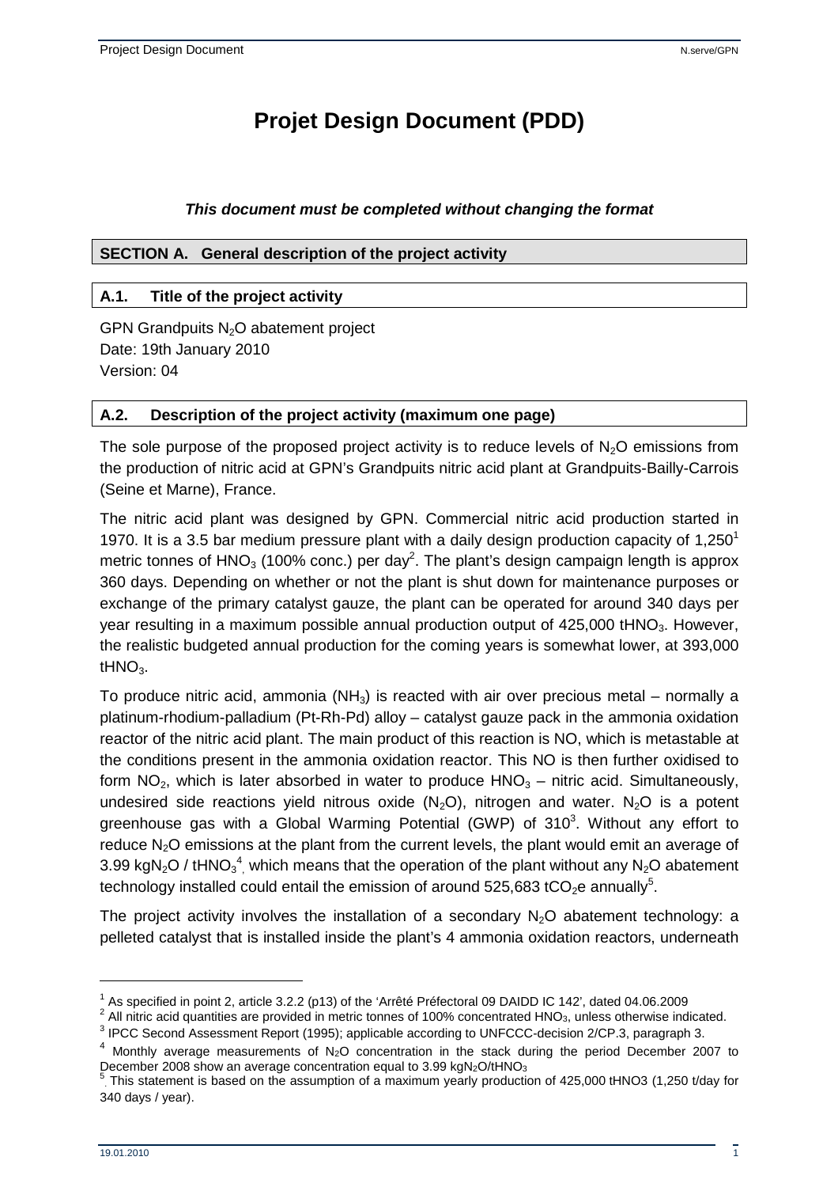# Projet Design Document (PDD)

***This document must be completed without changing the format***

## SECTION A. General description of the project activity

### A.1. Title of the project activity

GPN Grandpuits $N_2O$ abatement project
Date: 19th January 2010
Version: 04

### A.2. Description of the project activity (maximum one page)

The sole purpose of the proposed project activity is to reduce levels of $N_2O$ emissions from the production of nitric acid at GPN's Grandpuits nitric acid plant at Grandpuits-Bailly-Carrois (Seine et Marne), France.

The nitric acid plant was designed by GPN. Commercial nitric acid production started in 1970. It is a 3.5 bar medium pressure plant with a daily design production capacity of 1,250[1] metric tonnes of $HNO_3$ (100% conc.) per day[2]. The plant's design campaign length is approx 360 days. Depending on whether or not the plant is shut down for maintenance purposes or exchange of the primary catalyst gauze, the plant can be operated for around 340 days per year resulting in a maximum possible annual production output of 425,000 $tHNO_3$. However, the realistic budgeted annual production for the coming years is somewhat lower, at 393,000 $tHNO_3$.

To produce nitric acid, ammonia ($NH_3$) is reacted with air over precious metal – normally a platinum-rhodium-palladium (Pt-Rh-Pd) alloy – catalyst gauze pack in the ammonia oxidation reactor of the nitric acid plant. The main product of this reaction is NO, which is metastable at the conditions present in the ammonia oxidation reactor. This NO is then further oxidised to form $NO_2$, which is later absorbed in water to produce $HNO_3$ – nitric acid. Simultaneously, undesired side reactions yield nitrous oxide ($N_2O$), nitrogen and water. $N_2O$ is a potent greenhouse gas with a Global Warming Potential (GWP) of 310[3]. Without any effort to reduce $N_2O$ emissions at the plant from the current levels, the plant would emit an average of 3.99 $kgN_2O$ / $tHNO_3$[4], which means that the operation of the plant without any $N_2O$ abatement technology installed could entail the emission of around 525,683 $tCO_2e$ annually[5].

The project activity involves the installation of a secondary $N_2O$ abatement technology: a pelleted catalyst that is installed inside the plant's 4 ammonia oxidation reactors, underneath

---

[1] As specified in point 2, article 3.2.2 (p13) of the 'Arrêté Préfectoral 09 DAIDD IC 142', dated 04.06.2009

[2] All nitric acid quantities are provided in metric tonnes of 100% concentrated $HNO_3$, unless otherwise indicated.

[3] IPCC Second Assessment Report (1995); applicable according to UNFCCC-decision 2/CP.3, paragraph 3.

[4] Monthly average measurements of $N_2O$ concentration in the stack during the period December 2007 to December 2008 show an average concentration equal to 3.99 $kgN_2O/tHNO_3$

[5] This statement is based on the assumption of a maximum yearly production of 425,000 tHNO3 (1,250 t/day for 340 days / year).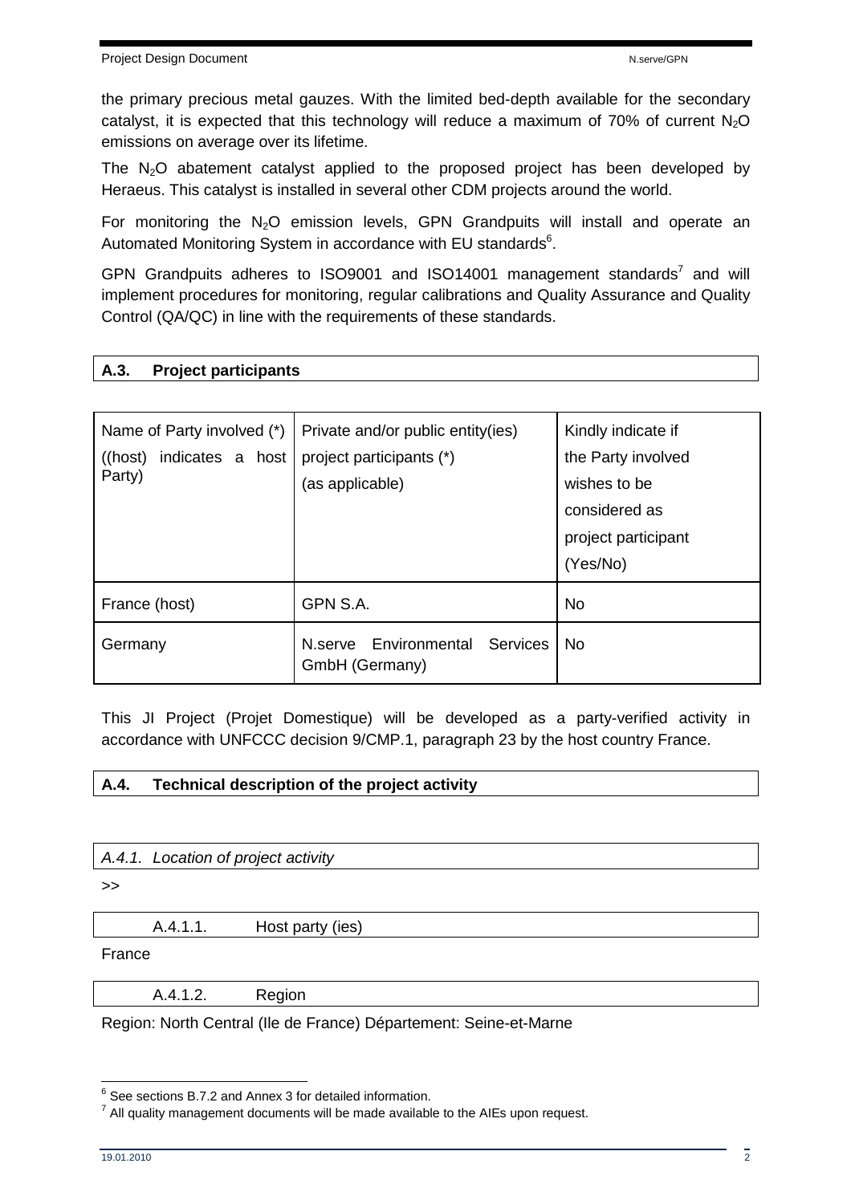the primary precious metal gauzes. With the limited bed-depth available for the secondary catalyst, it is expected that this technology will reduce a maximum of 70% of current $N_2O$ emissions on average over its lifetime.

The $N_2O$ abatement catalyst applied to the proposed project has been developed by Heraeus. This catalyst is installed in several other CDM projects around the world.

For monitoring the $N_2O$ emission levels, GPN Grandpuits will install and operate an Automated Monitoring System in accordance with EU standards[6].

GPN Grandpuits adheres to ISO9001 and ISO14001 management standards[7] and will implement procedures for monitoring, regular calibrations and Quality Assurance and Quality Control (QA/QC) in line with the requirements of these standards.

## A.3. Project participants

| Name of Party involved (*) ((host) indicates a host Party) | Private and/or public entity(ies) project participants (*) (as applicable) | Kindly indicate if the Party involved wishes to be considered as project participant (Yes/No) |
|---|---|---|
| France (host) | GPN S.A. | No |
| Germany | N.serve Environmental Services GmbH (Germany) | No |

This JI Project (Projet Domestique) will be developed as a party-verified activity in accordance with UNFCCC decision 9/CMP.1, paragraph 23 by the host country France.

## A.4. Technical description of the project activity

### *A.4.1. Location of project activity*

>>

#### A.4.1.1. Host party (ies)

France

#### A.4.1.2. Region

Region: North Central (Ile de France) Département: Seine-et-Marne

---

[6] See sections B.7.2 and Annex 3 for detailed information.

[7] All quality management documents will be made available to the AIEs upon request.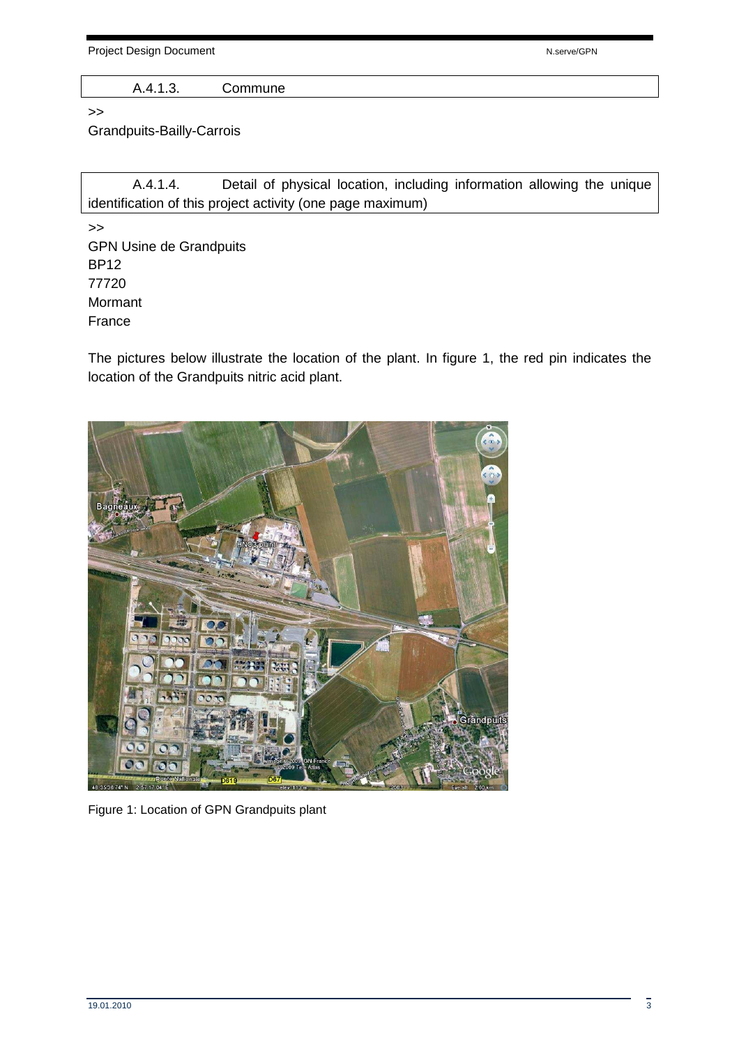#### A.4.1.3. Commune

>>

Grandpuits-Bailly-Carrois

#### A.4.1.4. Detail of physical location, including information allowing the unique identification of this project activity (one page maximum)

>>

GPN Usine de Grandpuits
BP12
77720
Mormant
France

The pictures below illustrate the location of the plant. In figure 1, the red pin indicates the location of the Grandpuits nitric acid plant.

Figure 1: Location of GPN Grandpuits plant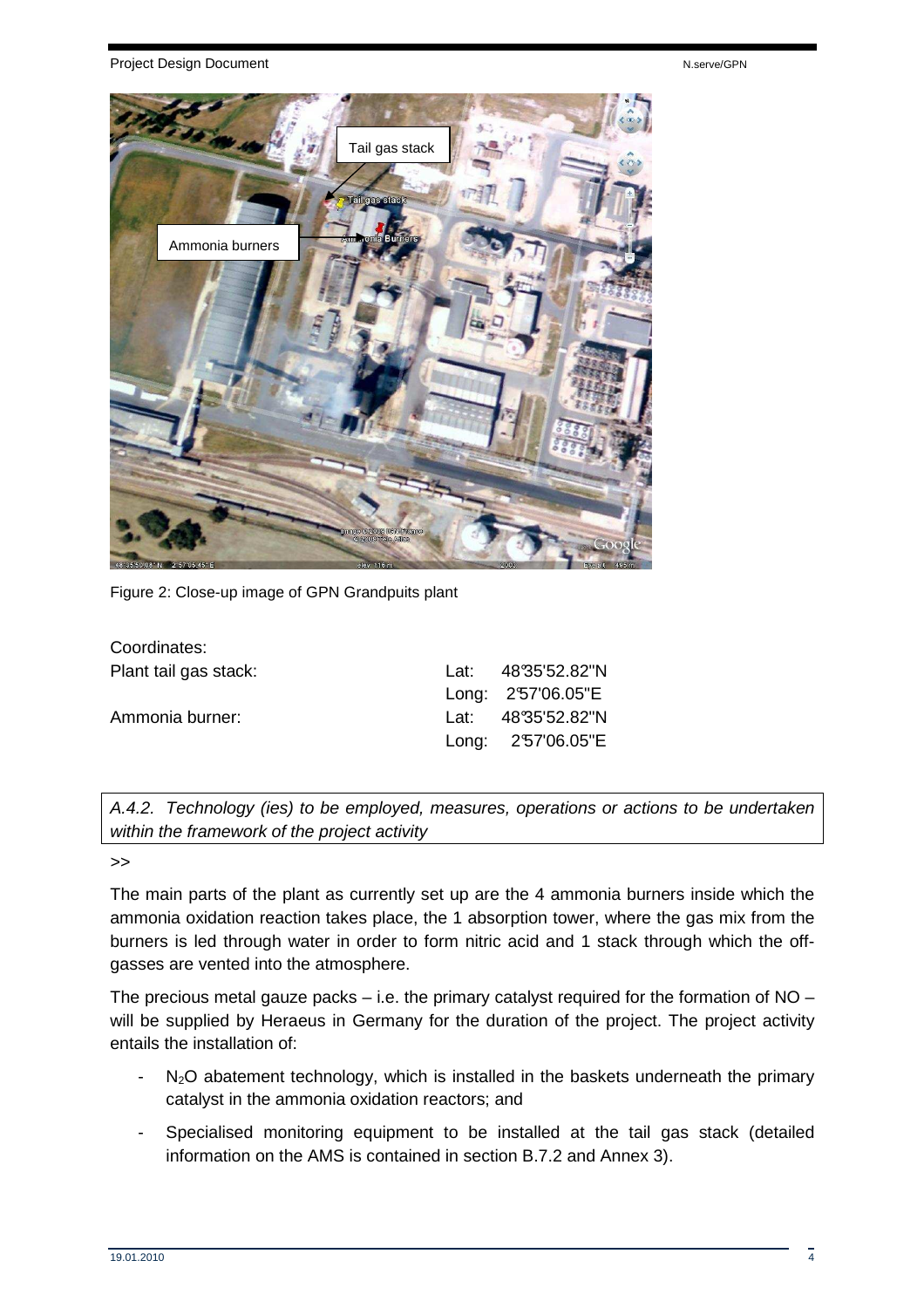Figure 2: Close-up image of GPN Grandpuits plant

Coordinates:

| | |
|---|---|
| Plant tail gas stack: | Lat: 48°35'52.82"N |
| | Long: 2°57'06.05"E |
| Ammonia burner: | Lat: 48°35'52.82"N |
| | Long: 2°57'06.05"E |

*A.4.2. Technology (ies) to be employed, measures, operations or actions to be undertaken within the framework of the project activity*

>>

The main parts of the plant as currently set up are the 4 ammonia burners inside which the ammonia oxidation reaction takes place, the 1 absorption tower, where the gas mix from the burners is led through water in order to form nitric acid and 1 stack through which the off-gasses are vented into the atmosphere.

The precious metal gauze packs – i.e. the primary catalyst required for the formation of NO – will be supplied by Heraeus in Germany for the duration of the project. The project activity entails the installation of:

- $N_2O$ abatement technology, which is installed in the baskets underneath the primary catalyst in the ammonia oxidation reactors; and
- Specialised monitoring equipment to be installed at the tail gas stack (detailed information on the AMS is contained in section B.7.2 and Annex 3).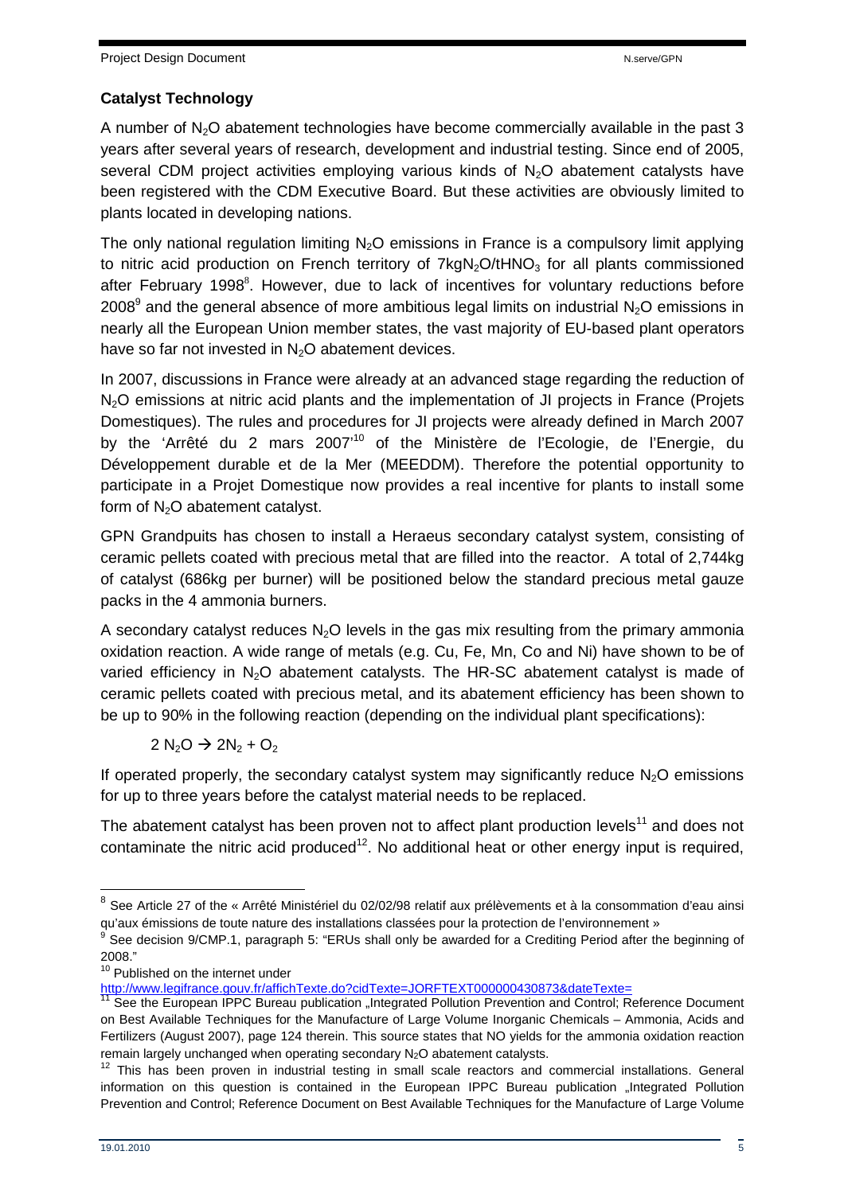**Catalyst Technology**

A number of $N_2O$ abatement technologies have become commercially available in the past 3 years after several years of research, development and industrial testing. Since end of 2005, several CDM project activities employing various kinds of $N_2O$ abatement catalysts have been registered with the CDM Executive Board. But these activities are obviously limited to plants located in developing nations.

The only national regulation limiting $N_2O$ emissions in France is a compulsory limit applying to nitric acid production on French territory of $7kgN_2O/tHNO_3$ for all plants commissioned after February 1998[8]. However, due to lack of incentives for voluntary reductions before 2008[9] and the general absence of more ambitious legal limits on industrial $N_2O$ emissions in nearly all the European Union member states, the vast majority of EU-based plant operators have so far not invested in $N_2O$ abatement devices.

In 2007, discussions in France were already at an advanced stage regarding the reduction of $N_2O$ emissions at nitric acid plants and the implementation of JI projects in France (Projets Domestiques). The rules and procedures for JI projects were already defined in March 2007 by the 'Arrêté du 2 mars 2007'[10] of the Ministère de l'Ecologie, de l'Energie, du Développement durable et de la Mer (MEEDDM). Therefore the potential opportunity to participate in a Projet Domestique now provides a real incentive for plants to install some form of $N_2O$ abatement catalyst.

GPN Grandpuits has chosen to install a Heraeus secondary catalyst system, consisting of ceramic pellets coated with precious metal that are filled into the reactor. A total of 2,744kg of catalyst (686kg per burner) will be positioned below the standard precious metal gauze packs in the 4 ammonia burners.

A secondary catalyst reduces $N_2O$ levels in the gas mix resulting from the primary ammonia oxidation reaction. A wide range of metals (e.g. Cu, Fe, Mn, Co and Ni) have shown to be of varied efficiency in $N_2O$ abatement catalysts. The HR-SC abatement catalyst is made of ceramic pellets coated with precious metal, and its abatement efficiency has been shown to be up to 90% in the following reaction (depending on the individual plant specifications):

$$2\,N_2O \rightarrow 2N_2 + O_2$$

If operated properly, the secondary catalyst system may significantly reduce $N_2O$ emissions for up to three years before the catalyst material needs to be replaced.

The abatement catalyst has been proven not to affect plant production levels[11] and does not contaminate the nitric acid produced[12]. No additional heat or other energy input is required,

---

[8] See Article 27 of the « Arrêté Ministériel du 02/02/98 relatif aux prélèvements et à la consommation d'eau ainsi qu'aux émissions de toute nature des installations classées pour la protection de l'environnement »

[9] See decision 9/CMP.1, paragraph 5: "ERUs shall only be awarded for a Crediting Period after the beginning of 2008."

[10] Published on the internet under http://www.legifrance.gouv.fr/affichTexte.do?cidTexte=JORFTEXT000000430873&dateTexte=

[11] See the European IPPC Bureau publication „Integrated Pollution Prevention and Control; Reference Document on Best Available Techniques for the Manufacture of Large Volume Inorganic Chemicals – Ammonia, Acids and Fertilizers (August 2007), page 124 therein. This source states that NO yields for the ammonia oxidation reaction remain largely unchanged when operating secondary $N_2O$ abatement catalysts.

[12] This has been proven in industrial testing in small scale reactors and commercial installations. General information on this question is contained in the European IPPC Bureau publication „Integrated Pollution Prevention and Control; Reference Document on Best Available Techniques for the Manufacture of Large Volume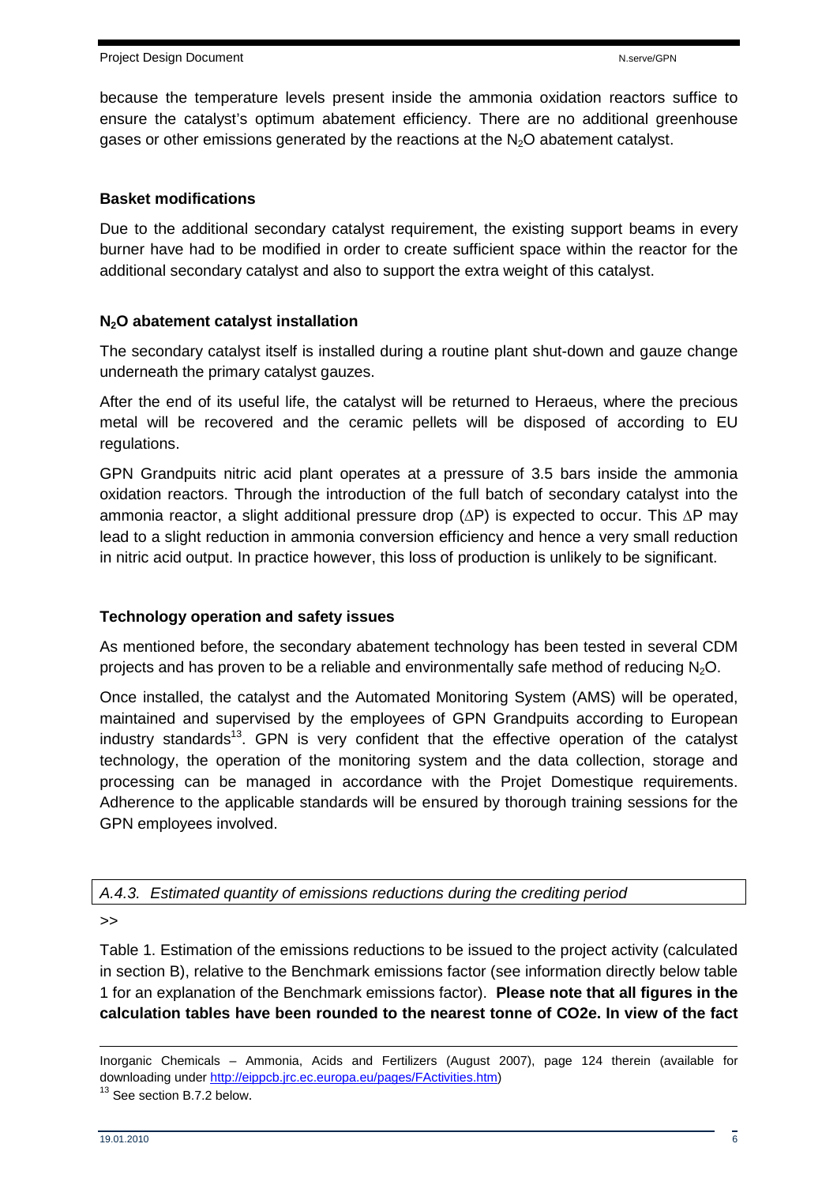because the temperature levels present inside the ammonia oxidation reactors suffice to ensure the catalyst's optimum abatement efficiency. There are no additional greenhouse gases or other emissions generated by the reactions at the $N_2O$ abatement catalyst.

**Basket modifications**

Due to the additional secondary catalyst requirement, the existing support beams in every burner have had to be modified in order to create sufficient space within the reactor for the additional secondary catalyst and also to support the extra weight of this catalyst.

**$N_2O$ abatement catalyst installation**

The secondary catalyst itself is installed during a routine plant shut-down and gauze change underneath the primary catalyst gauzes.

After the end of its useful life, the catalyst will be returned to Heraeus, where the precious metal will be recovered and the ceramic pellets will be disposed of according to EU regulations.

GPN Grandpuits nitric acid plant operates at a pressure of 3.5 bars inside the ammonia oxidation reactors. Through the introduction of the full batch of secondary catalyst into the ammonia reactor, a slight additional pressure drop ($\Delta P$) is expected to occur. This $\Delta P$ may lead to a slight reduction in ammonia conversion efficiency and hence a very small reduction in nitric acid output. In practice however, this loss of production is unlikely to be significant.

**Technology operation and safety issues**

As mentioned before, the secondary abatement technology has been tested in several CDM projects and has proven to be a reliable and environmentally safe method of reducing $N_2O$.

Once installed, the catalyst and the Automated Monitoring System (AMS) will be operated, maintained and supervised by the employees of GPN Grandpuits according to European industry standards[13]. GPN is very confident that the effective operation of the catalyst technology, the operation of the monitoring system and the data collection, storage and processing can be managed in accordance with the Projet Domestique requirements. Adherence to the applicable standards will be ensured by thorough training sessions for the GPN employees involved.

*A.4.3. Estimated quantity of emissions reductions during the crediting period*

>>

Table 1. Estimation of the emissions reductions to be issued to the project activity (calculated in section B), relative to the Benchmark emissions factor (see information directly below table 1 for an explanation of the Benchmark emissions factor). **Please note that all figures in the calculation tables have been rounded to the nearest tonne of CO2e. In view of the fact**

---

Inorganic Chemicals – Ammonia, Acids and Fertilizers (August 2007), page 124 therein (available for downloading under http://eippcb.jrc.ec.europa.eu/pages/FActivities.htm)

[13] See section B.7.2 below.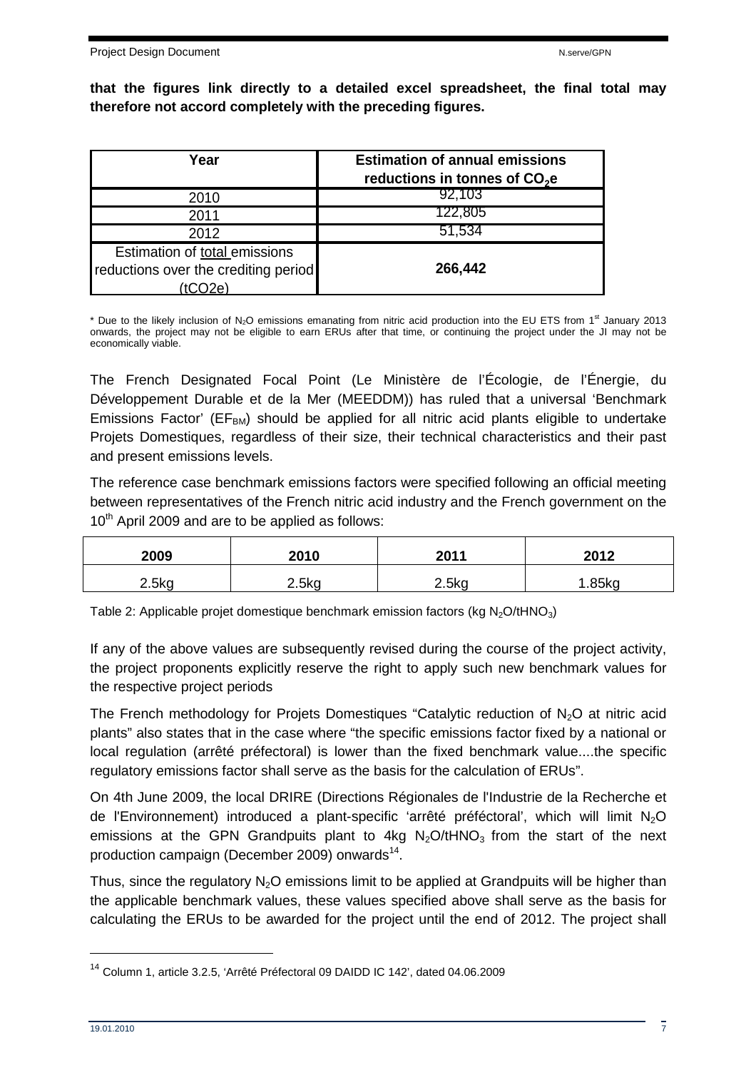**that the figures link directly to a detailed excel spreadsheet, the final total may therefore not accord completely with the preceding figures.**

| Year | Estimation of annual emissions reductions in tonnes of $CO_2e$ |
|---|---|
| 2010 | 92,103 |
| 2011 | 122,805 |
| 2012 | 51,534 |
| Estimation of total emissions reductions over the crediting period (tCO2e) | **266,442** |

\* Due to the likely inclusion of $N_2O$ emissions emanating from nitric acid production into the EU ETS from 1st January 2013 onwards, the project may not be eligible to earn ERUs after that time, or continuing the project under the JI may not be economically viable.

The French Designated Focal Point (Le Ministère de l'Écologie, de l'Énergie, du Développement Durable et de la Mer (MEEDDM)) has ruled that a universal 'Benchmark Emissions Factor' ($EF_{BM}$) should be applied for all nitric acid plants eligible to undertake Projets Domestiques, regardless of their size, their technical characteristics and their past and present emissions levels.

The reference case benchmark emissions factors were specified following an official meeting between representatives of the French nitric acid industry and the French government on the 10th April 2009 and are to be applied as follows:

| 2009 | 2010 | 2011 | 2012 |
|---|---|---|---|
| 2.5kg | 2.5kg | 2.5kg | 1.85kg |

Table 2: Applicable projet domestique benchmark emission factors (kg $N_2O$/t$HNO_3$)

If any of the above values are subsequently revised during the course of the project activity, the project proponents explicitly reserve the right to apply such new benchmark values for the respective project periods

The French methodology for Projets Domestiques "Catalytic reduction of $N_2O$ at nitric acid plants" also states that in the case where "the specific emissions factor fixed by a national or local regulation (arrêté préfectoral) is lower than the fixed benchmark value....the specific regulatory emissions factor shall serve as the basis for the calculation of ERUs".

On 4th June 2009, the local DRIRE (Directions Régionales de l'Industrie de la Recherche et de l'Environnement) introduced a plant-specific 'arrêté préféctoral', which will limit $N_2O$ emissions at the GPN Grandpuits plant to 4kg $N_2O$/t$HNO_3$ from the start of the next production campaign (December 2009) onwards[14].

Thus, since the regulatory $N_2O$ emissions limit to be applied at Grandpuits will be higher than the applicable benchmark values, these values specified above shall serve as the basis for calculating the ERUs to be awarded for the project until the end of 2012. The project shall

[14] Column 1, article 3.2.5, 'Arrêté Préfectoral 09 DAIDD IC 142', dated 04.06.2009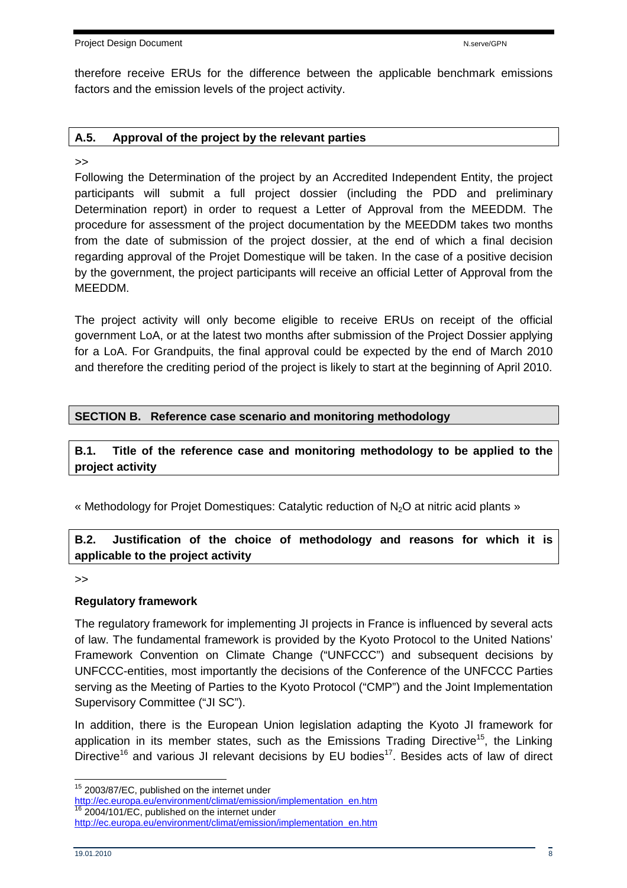therefore receive ERUs for the difference between the applicable benchmark emissions factors and the emission levels of the project activity.

## A.5. Approval of the project by the relevant parties

>>

Following the Determination of the project by an Accredited Independent Entity, the project participants will submit a full project dossier (including the PDD and preliminary Determination report) in order to request a Letter of Approval from the MEEDDM. The procedure for assessment of the project documentation by the MEEDDM takes two months from the date of submission of the project dossier, at the end of which a final decision regarding approval of the Projet Domestique will be taken. In the case of a positive decision by the government, the project participants will receive an official Letter of Approval from the MEEDDM.

The project activity will only become eligible to receive ERUs on receipt of the official government LoA, or at the latest two months after submission of the Project Dossier applying for a LoA. For Grandpuits, the final approval could be expected by the end of March 2010 and therefore the crediting period of the project is likely to start at the beginning of April 2010.

# SECTION B. Reference case scenario and monitoring methodology

## B.1. Title of the reference case and monitoring methodology to be applied to the project activity

« Methodology for Projet Domestiques: Catalytic reduction of $N_2O$ at nitric acid plants »

## B.2. Justification of the choice of methodology and reasons for which it is applicable to the project activity

>>

**Regulatory framework**

The regulatory framework for implementing JI projects in France is influenced by several acts of law. The fundamental framework is provided by the Kyoto Protocol to the United Nations' Framework Convention on Climate Change ("UNFCCC") and subsequent decisions by UNFCCC-entities, most importantly the decisions of the Conference of the UNFCCC Parties serving as the Meeting of Parties to the Kyoto Protocol ("CMP") and the Joint Implementation Supervisory Committee ("JI SC").

In addition, there is the European Union legislation adapting the Kyoto JI framework for application in its member states, such as the Emissions Trading Directive[15], the Linking Directive[16] and various JI relevant decisions by EU bodies[17]. Besides acts of law of direct

[15] 2003/87/EC, published on the internet under http://ec.europa.eu/environment/climat/emission/implementation_en.htm

[16] 2004/101/EC, published on the internet under http://ec.europa.eu/environment/climat/emission/implementation_en.htm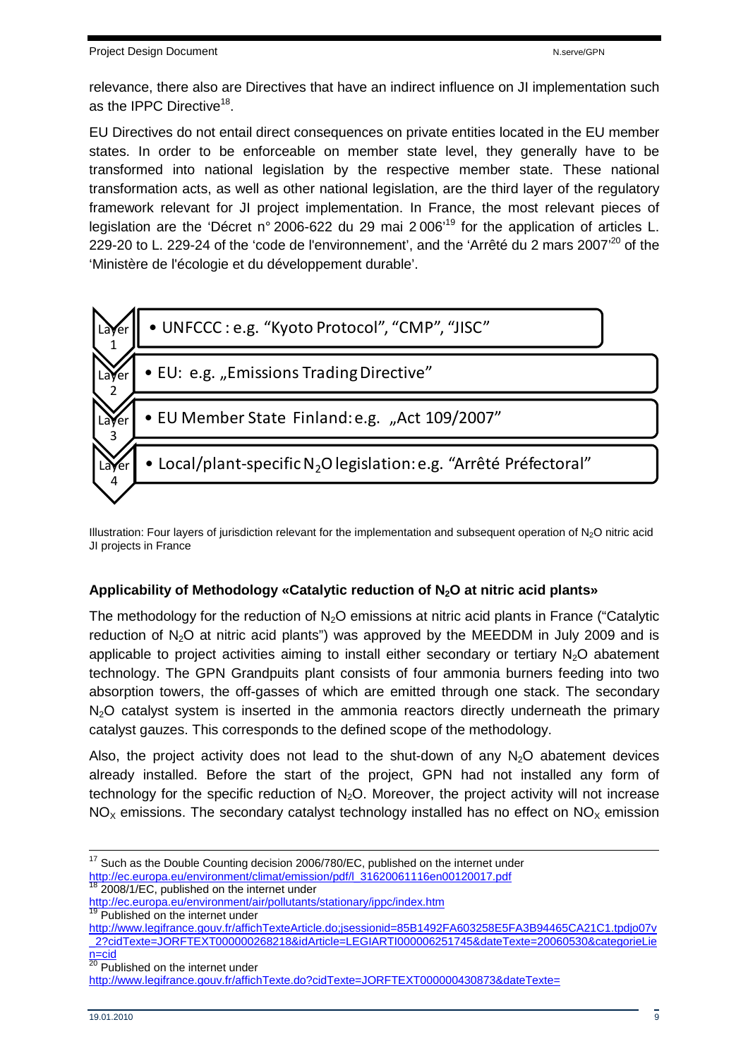relevance, there also are Directives that have an indirect influence on JI implementation such as the IPPC Directive[18].

EU Directives do not entail direct consequences on private entities located in the EU member states. In order to be enforceable on member state level, they generally have to be transformed into national legislation by the respective member state. These national transformation acts, as well as other national legislation, are the third layer of the regulatory framework relevant for JI project implementation. In France, the most relevant pieces of legislation are the 'Décret n° 2006-622 du 29 mai 2 006'[19] for the application of articles L. 229-20 to L. 229-24 of the 'code de l'environnement', and the 'Arrêté du 2 mars 2007'[20] of the 'Ministère de l'écologie et du développement durable'.

- Layer 1 — UNFCCC : e.g. "Kyoto Protocol", "CMP", "JISC"
- Layer 2 — EU: e.g. „Emissions Trading Directive"
- Layer 3 — EU Member State Finland: e.g. „Act 109/2007"
- Layer 4 — Local/plant-specific $N_2O$ legislation: e.g. "Arrêté Préfectoral"

Illustration: Four layers of jurisdiction relevant for the implementation and subsequent operation of $N_2O$ nitric acid JI projects in France

**Applicability of Methodology «Catalytic reduction of $N_2O$ at nitric acid plants»**

The methodology for the reduction of $N_2O$ emissions at nitric acid plants in France ("Catalytic reduction of $N_2O$ at nitric acid plants") was approved by the MEEDDM in July 2009 and is applicable to project activities aiming to install either secondary or tertiary $N_2O$ abatement technology. The GPN Grandpuits plant consists of four ammonia burners feeding into two absorption towers, the off-gasses of which are emitted through one stack. The secondary $N_2O$ catalyst system is inserted in the ammonia reactors directly underneath the primary catalyst gauzes. This corresponds to the defined scope of the methodology.

Also, the project activity does not lead to the shut-down of any $N_2O$ abatement devices already installed. Before the start of the project, GPN had not installed any form of technology for the specific reduction of $N_2O$. Moreover, the project activity will not increase $NO_X$ emissions. The secondary catalyst technology installed has no effect on $NO_X$ emission

---

[17] Such as the Double Counting decision 2006/780/EC, published on the internet under http://ec.europa.eu/environment/climat/emission/pdf/l_31620061116en00120017.pdf

[18] 2008/1/EC, published on the internet under http://ec.europa.eu/environment/air/pollutants/stationary/ippc/index.htm

[19] Published on the internet under http://www.legifrance.gouv.fr/affichTexteArticle.do;jsessionid=85B1492FA603258E5FA3B94465CA21C1.tpdjo07v_2?cidTexte=JORFTEXT000000268218&idArticle=LEGIARTI000006251745&dateTexte=20060530&categorieLien=cid

[20] Published on the internet under http://www.legifrance.gouv.fr/affichTexte.do?cidTexte=JORFTEXT000000430873&dateTexte=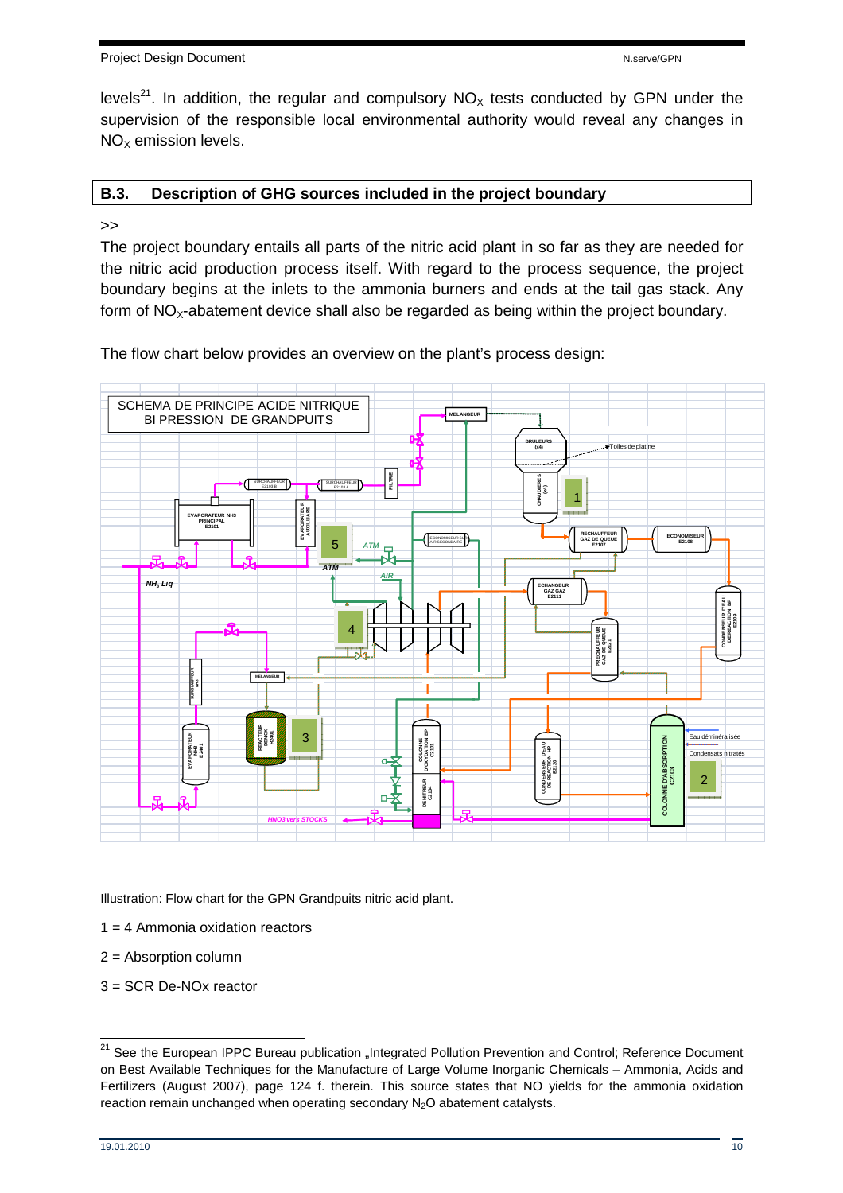levels[21]. In addition, the regular and compulsory $NO_X$ tests conducted by GPN under the supervision of the responsible local environmental authority would reveal any changes in $NO_X$ emission levels.

## B.3. Description of GHG sources included in the project boundary

>>

The project boundary entails all parts of the nitric acid plant in so far as they are needed for the nitric acid production process itself. With regard to the process sequence, the project boundary begins at the inlets to the ammonia burners and ends at the tail gas stack. Any form of $NO_X$-abatement device shall also be regarded as being within the project boundary.

The flow chart below provides an overview on the plant's process design:

Illustration: Flow chart for the GPN Grandpuits nitric acid plant.

1 = 4 Ammonia oxidation reactors

2 = Absorption column

3 = SCR De-NOx reactor

---

[21] See the European IPPC Bureau publication „Integrated Pollution Prevention and Control; Reference Document on Best Available Techniques for the Manufacture of Large Volume Inorganic Chemicals – Ammonia, Acids and Fertilizers (August 2007), page 124 f. therein. This source states that NO yields for the ammonia oxidation reaction remain unchanged when operating secondary $N_2O$ abatement catalysts.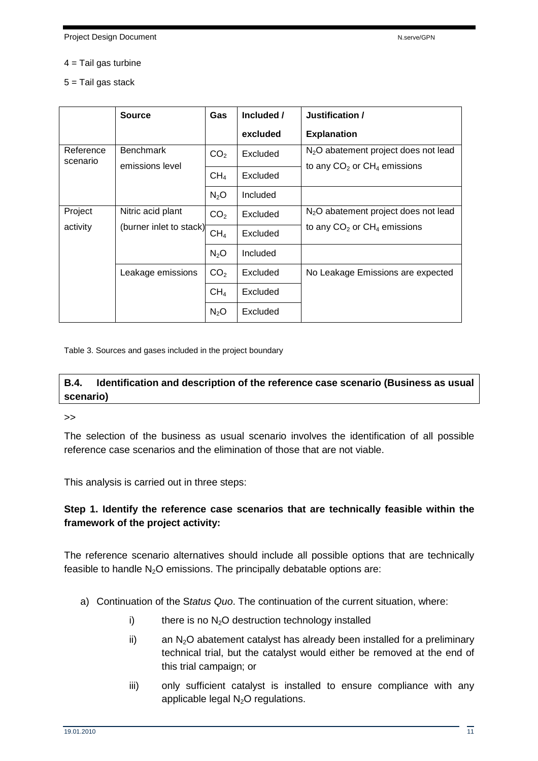4 = Tail gas turbine

5 = Tail gas stack

| | Source | Gas | Included / excluded | Justification / Explanation |
|---|---|---|---|---|
| Reference scenario | Benchmark emissions level | $CO_2$ | Excluded | $N_2O$ abatement project does not lead to any $CO_2$ or $CH_4$ emissions |
| | | $CH_4$ | Excluded | |
| | | $N_2O$ | Included | |
| Project activity | Nitric acid plant (burner inlet to stack) | $CO_2$ | Excluded | $N_2O$ abatement project does not lead to any $CO_2$ or $CH_4$ emissions |
| | | $CH_4$ | Excluded | |
| | | $N_2O$ | Included | |
| | Leakage emissions | $CO_2$ | Excluded | No Leakage Emissions are expected |
| | | $CH_4$ | Excluded | |
| | | $N_2O$ | Excluded | |

Table 3. Sources and gases included in the project boundary

## B.4. Identification and description of the reference case scenario (Business as usual scenario)

>>

The selection of the business as usual scenario involves the identification of all possible reference case scenarios and the elimination of those that are not viable.

This analysis is carried out in three steps:

**Step 1. Identify the reference case scenarios that are technically feasible within the framework of the project activity:**

The reference scenario alternatives should include all possible options that are technically feasible to handle $N_2O$ emissions. The principally debatable options are:

a) Continuation of the S*tatus Quo*. The continuation of the current situation, where:

   i) there is no $N_2O$ destruction technology installed

   ii) an $N_2O$ abatement catalyst has already been installed for a preliminary technical trial, but the catalyst would either be removed at the end of this trial campaign; or

   iii) only sufficient catalyst is installed to ensure compliance with any applicable legal $N_2O$ regulations.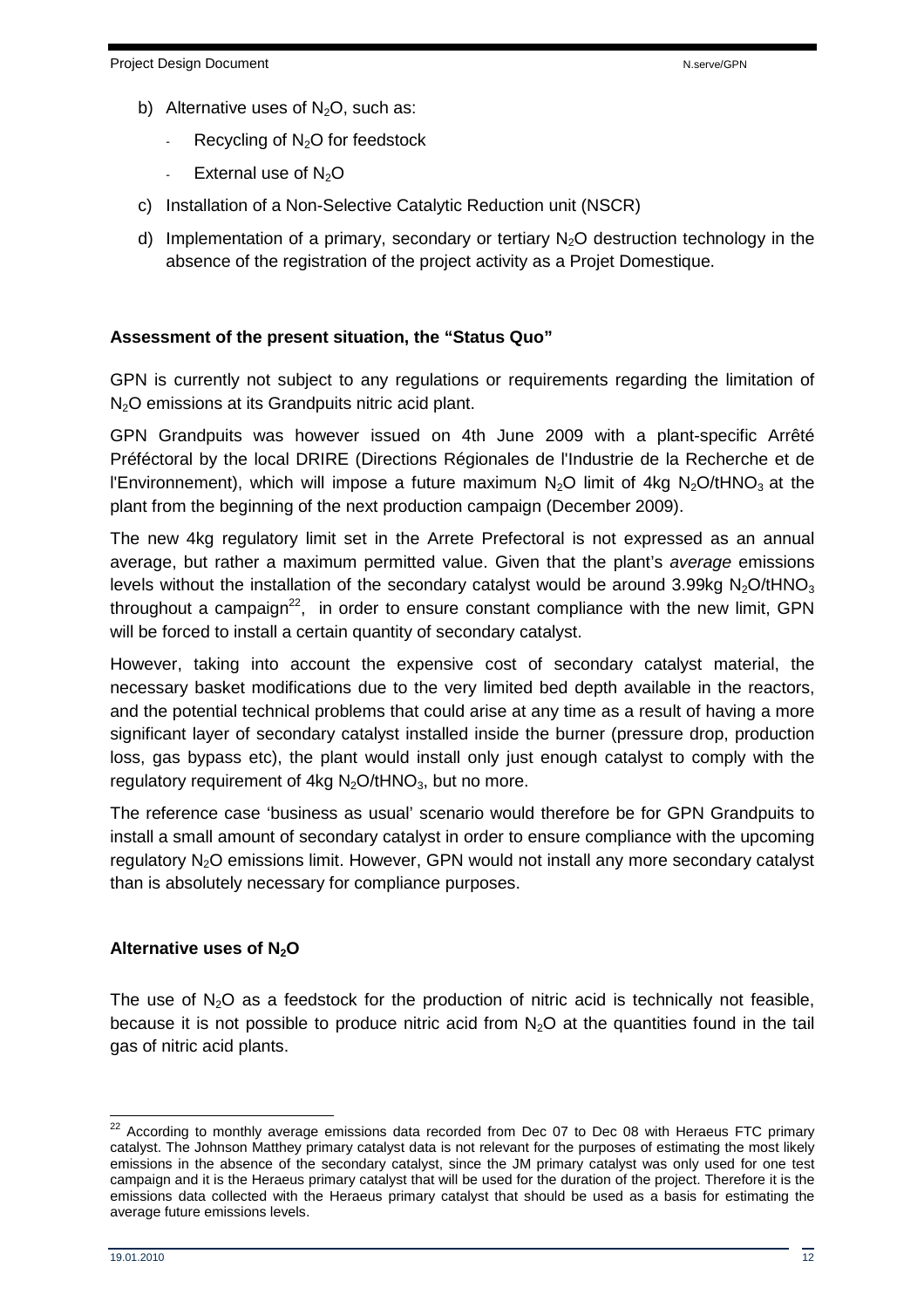b) Alternative uses of $N_2O$, such as:

  - Recycling of $N_2O$ for feedstock
  - External use of $N_2O$

c) Installation of a Non-Selective Catalytic Reduction unit (NSCR)

d) Implementation of a primary, secondary or tertiary $N_2O$ destruction technology in the absence of the registration of the project activity as a Projet Domestique.

**Assessment of the present situation, the "Status Quo"**

GPN is currently not subject to any regulations or requirements regarding the limitation of $N_2O$ emissions at its Grandpuits nitric acid plant.

GPN Grandpuits was however issued on 4th June 2009 with a plant-specific Arrêté Préféctoral by the local DRIRE (Directions Régionales de l'Industrie de la Recherche et de l'Environnement), which will impose a future maximum $N_2O$ limit of 4kg $N_2O/tHNO_3$ at the plant from the beginning of the next production campaign (December 2009).

The new 4kg regulatory limit set in the Arrete Prefectoral is not expressed as an annual average, but rather a maximum permitted value. Given that the plant's *average* emissions levels without the installation of the secondary catalyst would be around 3.99kg $N_2O/tHNO_3$ throughout a campaign[22], in order to ensure constant compliance with the new limit, GPN will be forced to install a certain quantity of secondary catalyst.

However, taking into account the expensive cost of secondary catalyst material, the necessary basket modifications due to the very limited bed depth available in the reactors, and the potential technical problems that could arise at any time as a result of having a more significant layer of secondary catalyst installed inside the burner (pressure drop, production loss, gas bypass etc), the plant would install only just enough catalyst to comply with the regulatory requirement of 4kg $N_2O/tHNO_3$, but no more.

The reference case 'business as usual' scenario would therefore be for GPN Grandpuits to install a small amount of secondary catalyst in order to ensure compliance with the upcoming regulatory $N_2O$ emissions limit. However, GPN would not install any more secondary catalyst than is absolutely necessary for compliance purposes.

**Alternative uses of $N_2O$**

The use of $N_2O$ as a feedstock for the production of nitric acid is technically not feasible, because it is not possible to produce nitric acid from $N_2O$ at the quantities found in the tail gas of nitric acid plants.

[22] According to monthly average emissions data recorded from Dec 07 to Dec 08 with Heraeus FTC primary catalyst. The Johnson Matthey primary catalyst data is not relevant for the purposes of estimating the most likely emissions in the absence of the secondary catalyst, since the JM primary catalyst was only used for one test campaign and it is the Heraeus primary catalyst that will be used for the duration of the project. Therefore it is the emissions data collected with the Heraeus primary catalyst that should be used as a basis for estimating the average future emissions levels.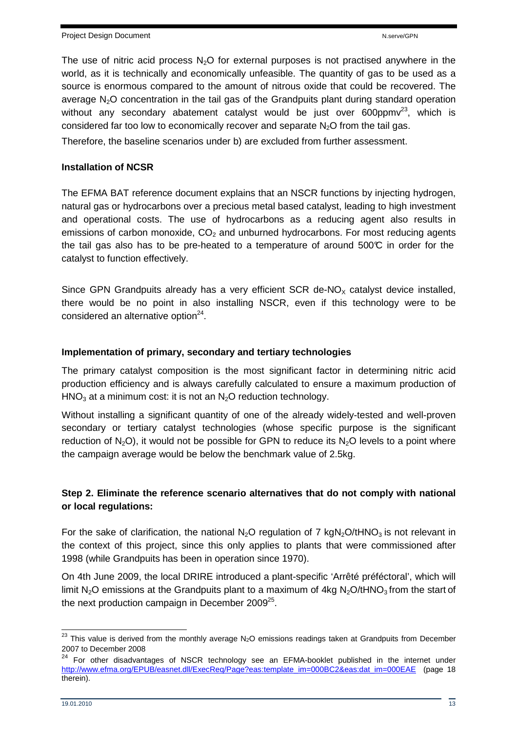The use of nitric acid process $N_2O$ for external purposes is not practised anywhere in the world, as it is technically and economically unfeasible. The quantity of gas to be used as a source is enormous compared to the amount of nitrous oxide that could be recovered. The average $N_2O$ concentration in the tail gas of the Grandpuits plant during standard operation without any secondary abatement catalyst would be just over 600ppmv[23], which is considered far too low to economically recover and separate $N_2O$ from the tail gas.

Therefore, the baseline scenarios under b) are excluded from further assessment.

**Installation of NCSR**

The EFMA BAT reference document explains that an NSCR functions by injecting hydrogen, natural gas or hydrocarbons over a precious metal based catalyst, leading to high investment and operational costs. The use of hydrocarbons as a reducing agent also results in emissions of carbon monoxide, $CO_2$ and unburned hydrocarbons. For most reducing agents the tail gas also has to be pre-heated to a temperature of around 500℃ in order for the catalyst to function effectively.

Since GPN Grandpuits already has a very efficient SCR de-$NO_X$ catalyst device installed, there would be no point in also installing NSCR, even if this technology were to be considered an alternative option[24].

**Implementation of primary, secondary and tertiary technologies**

The primary catalyst composition is the most significant factor in determining nitric acid production efficiency and is always carefully calculated to ensure a maximum production of $HNO_3$ at a minimum cost: it is not an $N_2O$ reduction technology.

Without installing a significant quantity of one of the already widely-tested and well-proven secondary or tertiary catalyst technologies (whose specific purpose is the significant reduction of $N_2O$), it would not be possible for GPN to reduce its $N_2O$ levels to a point where the campaign average would be below the benchmark value of 2.5kg.

**Step 2. Eliminate the reference scenario alternatives that do not comply with national or local regulations:**

For the sake of clarification, the national $N_2O$ regulation of 7 $kgN_2O/tHNO_3$ is not relevant in the context of this project, since this only applies to plants that were commissioned after 1998 (while Grandpuits has been in operation since 1970).

On 4th June 2009, the local DRIRE introduced a plant-specific 'Arrêté préféctoral', which will limit $N_2O$ emissions at the Grandpuits plant to a maximum of 4kg $N_2O/tHNO_3$ from the start of the next production campaign in December 2009[25].

---

[23] This value is derived from the monthly average $N_2O$ emissions readings taken at Grandpuits from December 2007 to December 2008

[24] For other disadvantages of NSCR technology see an EFMA-booklet published in the internet under http://www.efma.org/EPUB/easnet.dll/ExecReq/Page?eas:template_im=000BC2&eas:dat_im=000EAE (page 18 therein).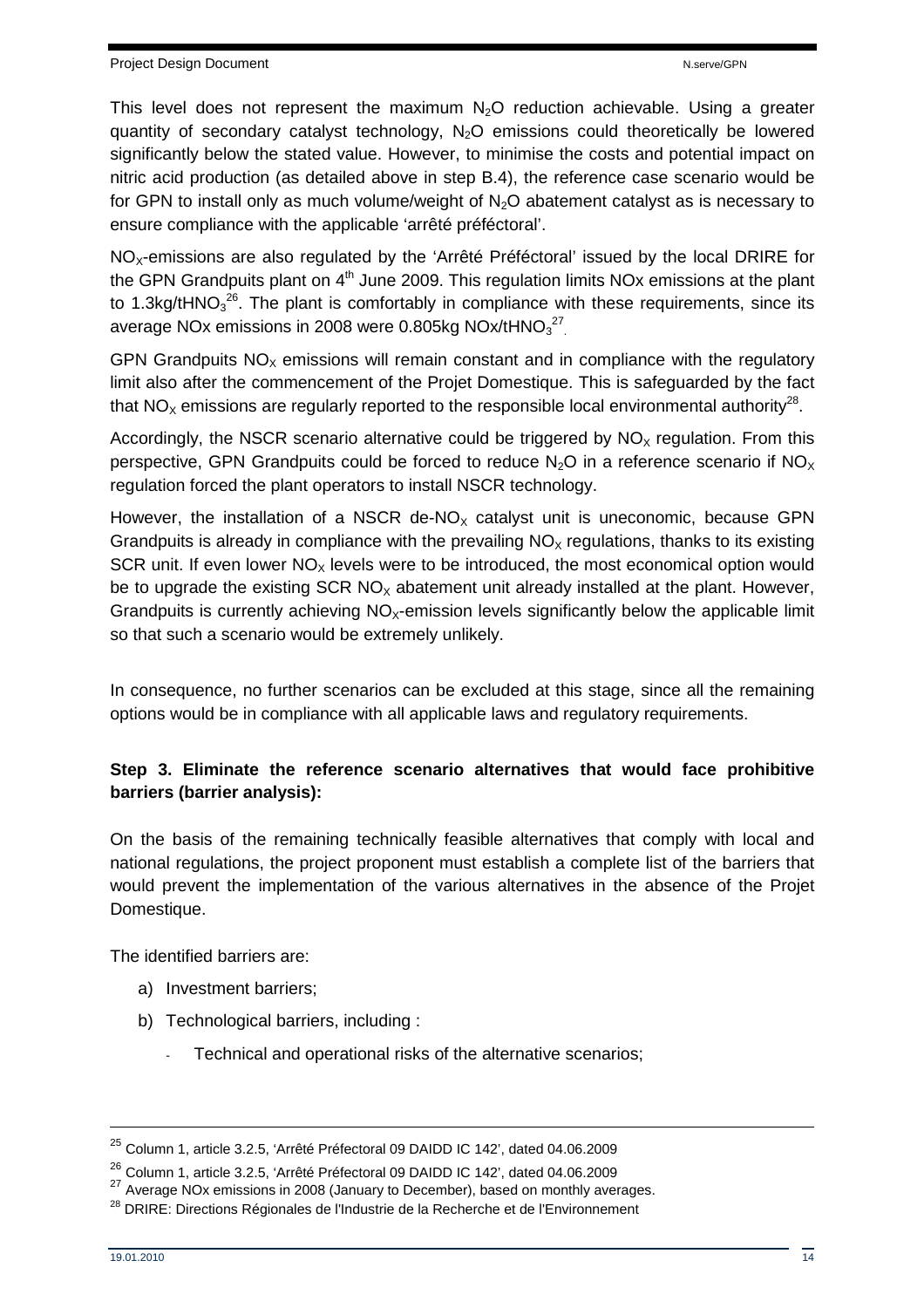This level does not represent the maximum $N_2O$ reduction achievable. Using a greater quantity of secondary catalyst technology, $N_2O$ emissions could theoretically be lowered significantly below the stated value. However, to minimise the costs and potential impact on nitric acid production (as detailed above in step B.4), the reference case scenario would be for GPN to install only as much volume/weight of $N_2O$ abatement catalyst as is necessary to ensure compliance with the applicable 'arrêté préféctoral'.

$NO_X$-emissions are also regulated by the 'Arrêté Préféctoral' issued by the local DRIRE for the GPN Grandpuits plant on 4th June 2009. This regulation limits NOx emissions at the plant to 1.3kg/t$HNO_3$[26]. The plant is comfortably in compliance with these requirements, since its average NOx emissions in 2008 were 0.805kg NOx/t$HNO_3$[27].

GPN Grandpuits $NO_X$ emissions will remain constant and in compliance with the regulatory limit also after the commencement of the Projet Domestique. This is safeguarded by the fact that $NO_X$ emissions are regularly reported to the responsible local environmental authority[28].

Accordingly, the NSCR scenario alternative could be triggered by $NO_X$ regulation. From this perspective, GPN Grandpuits could be forced to reduce $N_2O$ in a reference scenario if $NO_X$ regulation forced the plant operators to install NSCR technology.

However, the installation of a NSCR de-$NO_X$ catalyst unit is uneconomic, because GPN Grandpuits is already in compliance with the prevailing $NO_X$ regulations, thanks to its existing SCR unit. If even lower $NO_X$ levels were to be introduced, the most economical option would be to upgrade the existing SCR $NO_X$ abatement unit already installed at the plant. However, Grandpuits is currently achieving $NO_X$-emission levels significantly below the applicable limit so that such a scenario would be extremely unlikely.

In consequence, no further scenarios can be excluded at this stage, since all the remaining options would be in compliance with all applicable laws and regulatory requirements.

**Step 3. Eliminate the reference scenario alternatives that would face prohibitive barriers (barrier analysis):**

On the basis of the remaining technically feasible alternatives that comply with local and national regulations, the project proponent must establish a complete list of the barriers that would prevent the implementation of the various alternatives in the absence of the Projet Domestique.

The identified barriers are:

a) Investment barriers;
b) Technological barriers, including :
   - Technical and operational risks of the alternative scenarios;

[25] Column 1, article 3.2.5, 'Arrêté Préfectoral 09 DAIDD IC 142', dated 04.06.2009

[26] Column 1, article 3.2.5, 'Arrêté Préfectoral 09 DAIDD IC 142', dated 04.06.2009

[27] Average NOx emissions in 2008 (January to December), based on monthly averages.

[28] DRIRE: Directions Régionales de l'Industrie de la Recherche et de l'Environnement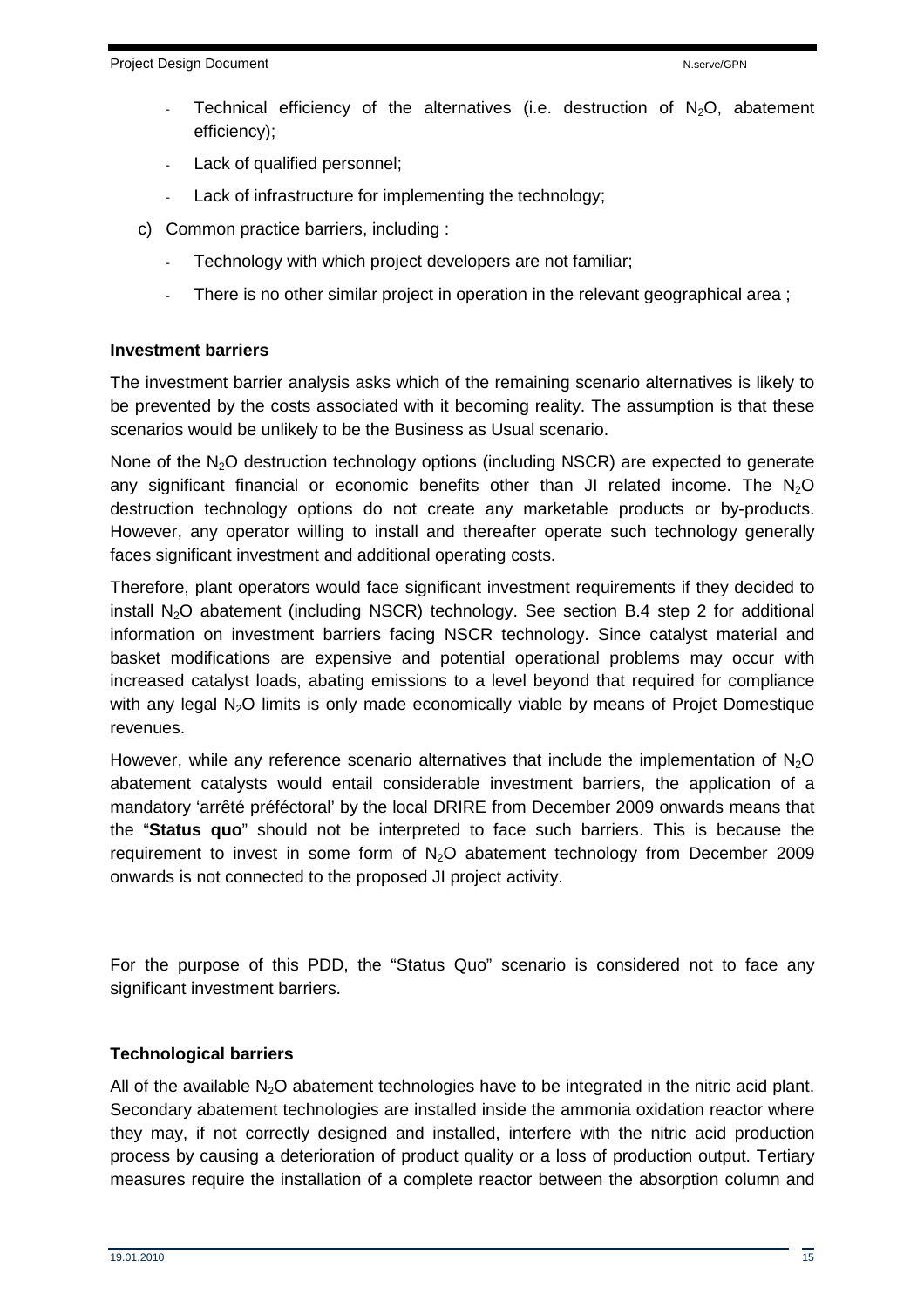- Technical efficiency of the alternatives (i.e. destruction of $N_2O$, abatement efficiency);
- Lack of qualified personnel;
- Lack of infrastructure for implementing the technology;

c) Common practice barriers, including :

- Technology with which project developers are not familiar;
- There is no other similar project in operation in the relevant geographical area ;

**Investment barriers**

The investment barrier analysis asks which of the remaining scenario alternatives is likely to be prevented by the costs associated with it becoming reality. The assumption is that these scenarios would be unlikely to be the Business as Usual scenario.

None of the $N_2O$ destruction technology options (including NSCR) are expected to generate any significant financial or economic benefits other than JI related income. The $N_2O$ destruction technology options do not create any marketable products or by-products. However, any operator willing to install and thereafter operate such technology generally faces significant investment and additional operating costs.

Therefore, plant operators would face significant investment requirements if they decided to install $N_2O$ abatement (including NSCR) technology. See section B.4 step 2 for additional information on investment barriers facing NSCR technology. Since catalyst material and basket modifications are expensive and potential operational problems may occur with increased catalyst loads, abating emissions to a level beyond that required for compliance with any legal $N_2O$ limits is only made economically viable by means of Projet Domestique revenues.

However, while any reference scenario alternatives that include the implementation of $N_2O$ abatement catalysts would entail considerable investment barriers, the application of a mandatory 'arrêté préféctoral' by the local DRIRE from December 2009 onwards means that the "**Status quo**" should not be interpreted to face such barriers. This is because the requirement to invest in some form of $N_2O$ abatement technology from December 2009 onwards is not connected to the proposed JI project activity.

For the purpose of this PDD, the "Status Quo" scenario is considered not to face any significant investment barriers.

**Technological barriers**

All of the available $N_2O$ abatement technologies have to be integrated in the nitric acid plant. Secondary abatement technologies are installed inside the ammonia oxidation reactor where they may, if not correctly designed and installed, interfere with the nitric acid production process by causing a deterioration of product quality or a loss of production output. Tertiary measures require the installation of a complete reactor between the absorption column and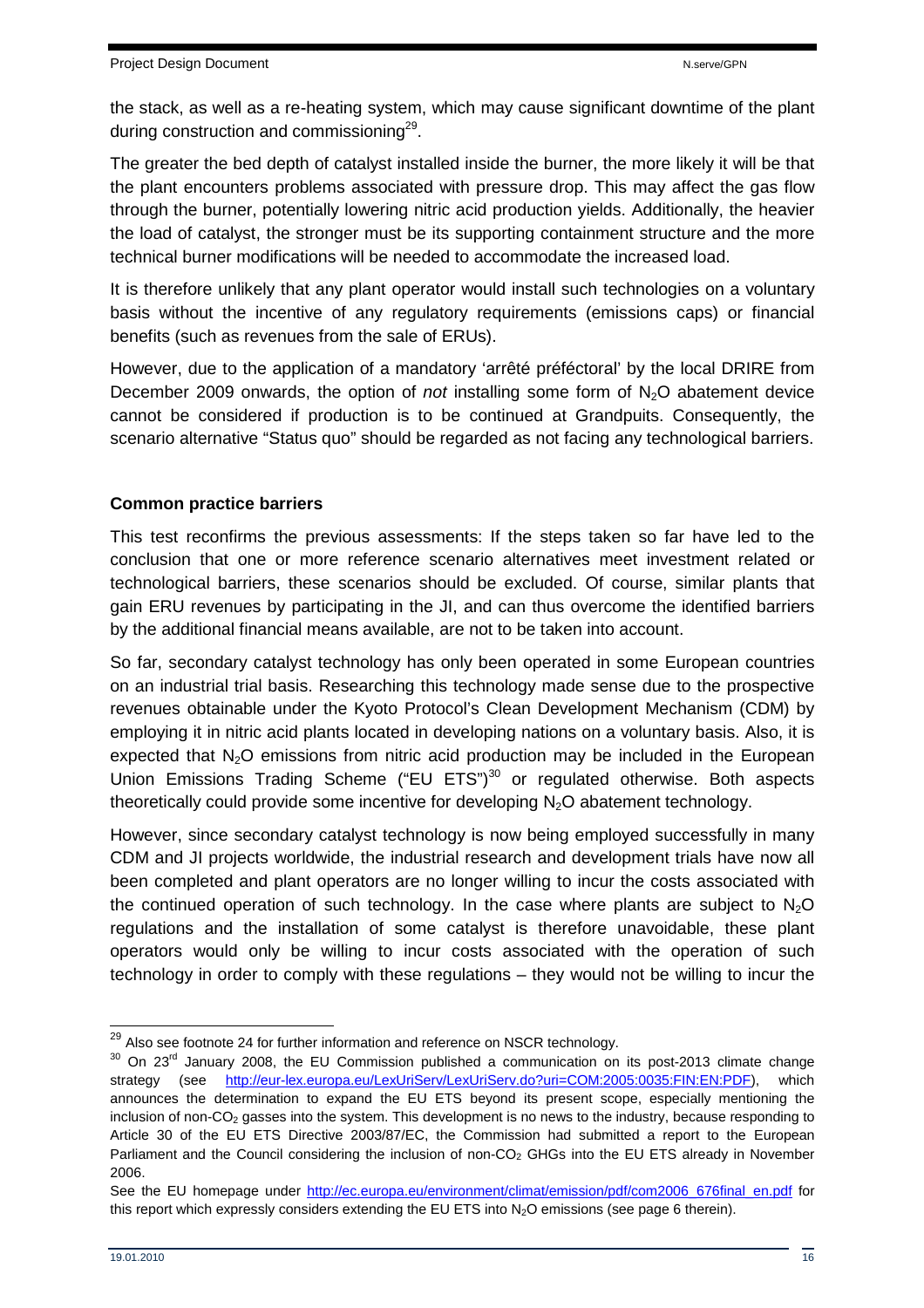the stack, as well as a re-heating system, which may cause significant downtime of the plant during construction and commissioning[29].

The greater the bed depth of catalyst installed inside the burner, the more likely it will be that the plant encounters problems associated with pressure drop. This may affect the gas flow through the burner, potentially lowering nitric acid production yields. Additionally, the heavier the load of catalyst, the stronger must be its supporting containment structure and the more technical burner modifications will be needed to accommodate the increased load.

It is therefore unlikely that any plant operator would install such technologies on a voluntary basis without the incentive of any regulatory requirements (emissions caps) or financial benefits (such as revenues from the sale of ERUs).

However, due to the application of a mandatory 'arrêté préféctoral' by the local DRIRE from December 2009 onwards, the option of *not* installing some form of $N_2O$ abatement device cannot be considered if production is to be continued at Grandpuits. Consequently, the scenario alternative "Status quo" should be regarded as not facing any technological barriers.

**Common practice barriers**

This test reconfirms the previous assessments: If the steps taken so far have led to the conclusion that one or more reference scenario alternatives meet investment related or technological barriers, these scenarios should be excluded. Of course, similar plants that gain ERU revenues by participating in the JI, and can thus overcome the identified barriers by the additional financial means available, are not to be taken into account.

So far, secondary catalyst technology has only been operated in some European countries on an industrial trial basis. Researching this technology made sense due to the prospective revenues obtainable under the Kyoto Protocol's Clean Development Mechanism (CDM) by employing it in nitric acid plants located in developing nations on a voluntary basis. Also, it is expected that $N_2O$ emissions from nitric acid production may be included in the European Union Emissions Trading Scheme ("EU ETS")[30] or regulated otherwise. Both aspects theoretically could provide some incentive for developing $N_2O$ abatement technology.

However, since secondary catalyst technology is now being employed successfully in many CDM and JI projects worldwide, the industrial research and development trials have now all been completed and plant operators are no longer willing to incur the costs associated with the continued operation of such technology. In the case where plants are subject to $N_2O$ regulations and the installation of some catalyst is therefore unavoidable, these plant operators would only be willing to incur costs associated with the operation of such technology in order to comply with these regulations – they would not be willing to incur the

---

[29] Also see footnote 24 for further information and reference on NSCR technology.

[30] On 23rd January 2008, the EU Commission published a communication on its post-2013 climate change strategy (see http://eur-lex.europa.eu/LexUriServ/LexUriServ.do?uri=COM:2005:0035:FIN:EN:PDF), which announces the determination to expand the EU ETS beyond its present scope, especially mentioning the inclusion of non-$CO_2$ gasses into the system. This development is no news to the industry, because responding to Article 30 of the EU ETS Directive 2003/87/EC, the Commission had submitted a report to the European Parliament and the Council considering the inclusion of non-$CO_2$ GHGs into the EU ETS already in November 2006.

See the EU homepage under http://ec.europa.eu/environment/climat/emission/pdf/com2006_676final_en.pdf for this report which expressly considers extending the EU ETS into $N_2O$ emissions (see page 6 therein).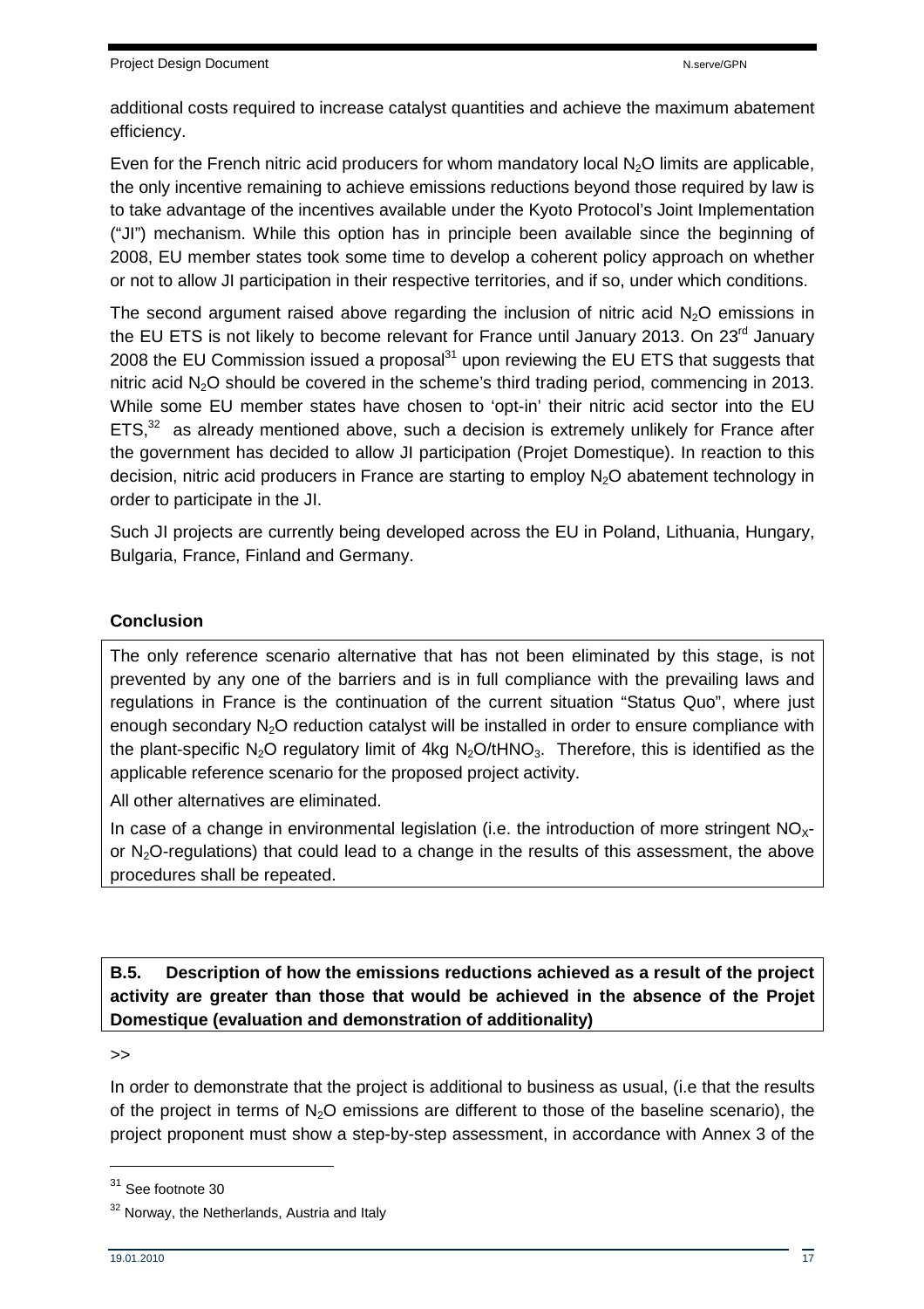additional costs required to increase catalyst quantities and achieve the maximum abatement efficiency.

Even for the French nitric acid producers for whom mandatory local $N_2O$ limits are applicable, the only incentive remaining to achieve emissions reductions beyond those required by law is to take advantage of the incentives available under the Kyoto Protocol's Joint Implementation ("JI") mechanism. While this option has in principle been available since the beginning of 2008, EU member states took some time to develop a coherent policy approach on whether or not to allow JI participation in their respective territories, and if so, under which conditions.

The second argument raised above regarding the inclusion of nitric acid $N_2O$ emissions in the EU ETS is not likely to become relevant for France until January 2013. On 23rd January 2008 the EU Commission issued a proposal[31] upon reviewing the EU ETS that suggests that nitric acid $N_2O$ should be covered in the scheme's third trading period, commencing in 2013. While some EU member states have chosen to 'opt-in' their nitric acid sector into the EU ETS,[32] as already mentioned above, such a decision is extremely unlikely for France after the government has decided to allow JI participation (Projet Domestique). In reaction to this decision, nitric acid producers in France are starting to employ $N_2O$ abatement technology in order to participate in the JI.

Such JI projects are currently being developed across the EU in Poland, Lithuania, Hungary, Bulgaria, France, Finland and Germany.

**Conclusion**

The only reference scenario alternative that has not been eliminated by this stage, is not prevented by any one of the barriers and is in full compliance with the prevailing laws and regulations in France is the continuation of the current situation "Status Quo", where just enough secondary $N_2O$ reduction catalyst will be installed in order to ensure compliance with the plant-specific $N_2O$ regulatory limit of 4kg $N_2O/tHNO_3$. Therefore, this is identified as the applicable reference scenario for the proposed project activity.

All other alternatives are eliminated.

In case of a change in environmental legislation (i.e. the introduction of more stringent $NO_X$- or $N_2O$-regulations) that could lead to a change in the results of this assessment, the above procedures shall be repeated.

**B.5. Description of how the emissions reductions achieved as a result of the project activity are greater than those that would be achieved in the absence of the Projet Domestique (evaluation and demonstration of additionality)**

>>

In order to demonstrate that the project is additional to business as usual, (i.e that the results of the project in terms of $N_2O$ emissions are different to those of the baseline scenario), the project proponent must show a step-by-step assessment, in accordance with Annex 3 of the

[31] See footnote 30

[32] Norway, the Netherlands, Austria and Italy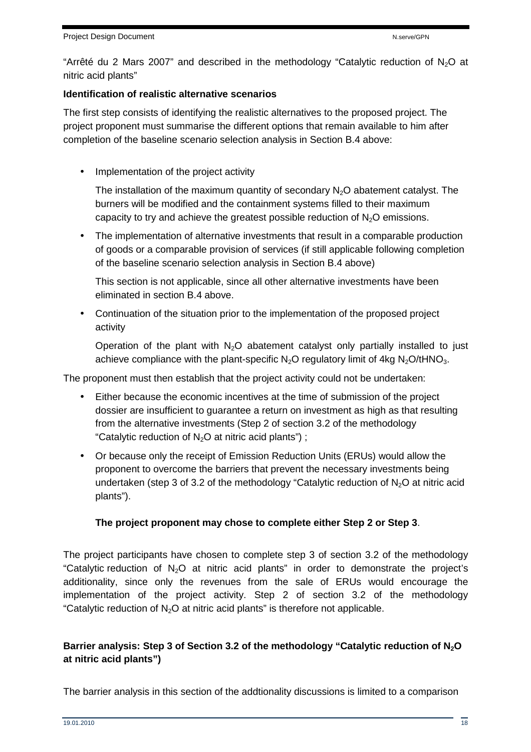"Arrêté du 2 Mars 2007" and described in the methodology "Catalytic reduction of $N_2O$ at nitric acid plants"

**Identification of realistic alternative scenarios**

The first step consists of identifying the realistic alternatives to the proposed project. The project proponent must summarise the different options that remain available to him after completion of the baseline scenario selection analysis in Section B.4 above:

- Implementation of the project activity

  The installation of the maximum quantity of secondary $N_2O$ abatement catalyst. The burners will be modified and the containment systems filled to their maximum capacity to try and achieve the greatest possible reduction of $N_2O$ emissions.

- The implementation of alternative investments that result in a comparable production of goods or a comparable provision of services (if still applicable following completion of the baseline scenario selection analysis in Section B.4 above)

  This section is not applicable, since all other alternative investments have been eliminated in section B.4 above.

- Continuation of the situation prior to the implementation of the proposed project activity

  Operation of the plant with $N_2O$ abatement catalyst only partially installed to just achieve compliance with the plant-specific $N_2O$ regulatory limit of 4kg $N_2O/tHNO_3$.

The proponent must then establish that the project activity could not be undertaken:

- Either because the economic incentives at the time of submission of the project dossier are insufficient to guarantee a return on investment as high as that resulting from the alternative investments (Step 2 of section 3.2 of the methodology "Catalytic reduction of $N_2O$ at nitric acid plants") ;
- Or because only the receipt of Emission Reduction Units (ERUs) would allow the proponent to overcome the barriers that prevent the necessary investments being undertaken (step 3 of 3.2 of the methodology "Catalytic reduction of $N_2O$ at nitric acid plants").

**The project proponent may chose to complete either Step 2 or Step 3**.

The project participants have chosen to complete step 3 of section 3.2 of the methodology "Catalytic reduction of $N_2O$ at nitric acid plants" in order to demonstrate the project's additionality, since only the revenues from the sale of ERUs would encourage the implementation of the project activity. Step 2 of section 3.2 of the methodology "Catalytic reduction of $N_2O$ at nitric acid plants" is therefore not applicable.

**Barrier analysis: Step 3 of Section 3.2 of the methodology "Catalytic reduction of $N_2O$ at nitric acid plants")**

The barrier analysis in this section of the addtionality discussions is limited to a comparison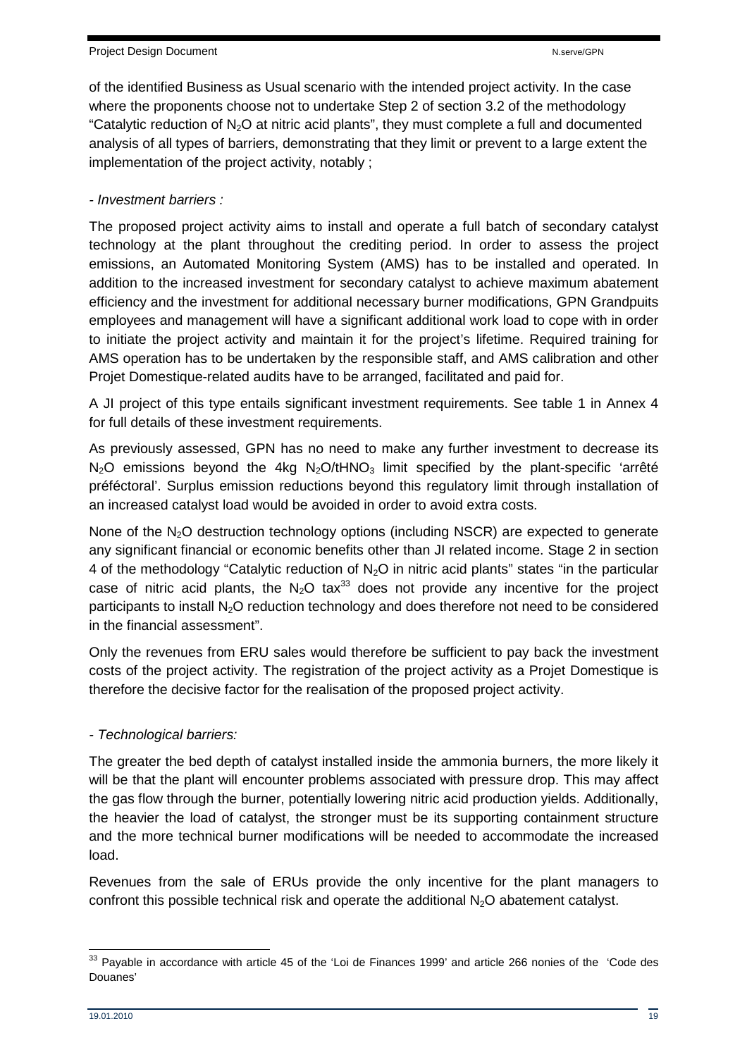of the identified Business as Usual scenario with the intended project activity. In the case where the proponents choose not to undertake Step 2 of section 3.2 of the methodology "Catalytic reduction of $N_2O$ at nitric acid plants", they must complete a full and documented analysis of all types of barriers, demonstrating that they limit or prevent to a large extent the implementation of the project activity, notably ;

- *Investment barriers :*

The proposed project activity aims to install and operate a full batch of secondary catalyst technology at the plant throughout the crediting period. In order to assess the project emissions, an Automated Monitoring System (AMS) has to be installed and operated. In addition to the increased investment for secondary catalyst to achieve maximum abatement efficiency and the investment for additional necessary burner modifications, GPN Grandpuits employees and management will have a significant additional work load to cope with in order to initiate the project activity and maintain it for the project's lifetime. Required training for AMS operation has to be undertaken by the responsible staff, and AMS calibration and other Projet Domestique-related audits have to be arranged, facilitated and paid for.

A JI project of this type entails significant investment requirements. See table 1 in Annex 4 for full details of these investment requirements.

As previously assessed, GPN has no need to make any further investment to decrease its $N_2O$ emissions beyond the 4kg $N_2O/tHNO_3$ limit specified by the plant-specific 'arrêté préféctoral'. Surplus emission reductions beyond this regulatory limit through installation of an increased catalyst load would be avoided in order to avoid extra costs.

None of the $N_2O$ destruction technology options (including NSCR) are expected to generate any significant financial or economic benefits other than JI related income. Stage 2 in section 4 of the methodology "Catalytic reduction of $N_2O$ in nitric acid plants" states "in the particular case of nitric acid plants, the $N_2O$ tax[33] does not provide any incentive for the project participants to install $N_2O$ reduction technology and does therefore not need to be considered in the financial assessment".

Only the revenues from ERU sales would therefore be sufficient to pay back the investment costs of the project activity. The registration of the project activity as a Projet Domestique is therefore the decisive factor for the realisation of the proposed project activity.

- *Technological barriers:*

The greater the bed depth of catalyst installed inside the ammonia burners, the more likely it will be that the plant will encounter problems associated with pressure drop. This may affect the gas flow through the burner, potentially lowering nitric acid production yields. Additionally, the heavier the load of catalyst, the stronger must be its supporting containment structure and the more technical burner modifications will be needed to accommodate the increased load.

Revenues from the sale of ERUs provide the only incentive for the plant managers to confront this possible technical risk and operate the additional $N_2O$ abatement catalyst.

---

[33] Payable in accordance with article 45 of the 'Loi de Finances 1999' and article 266 nonies of the 'Code des Douanes'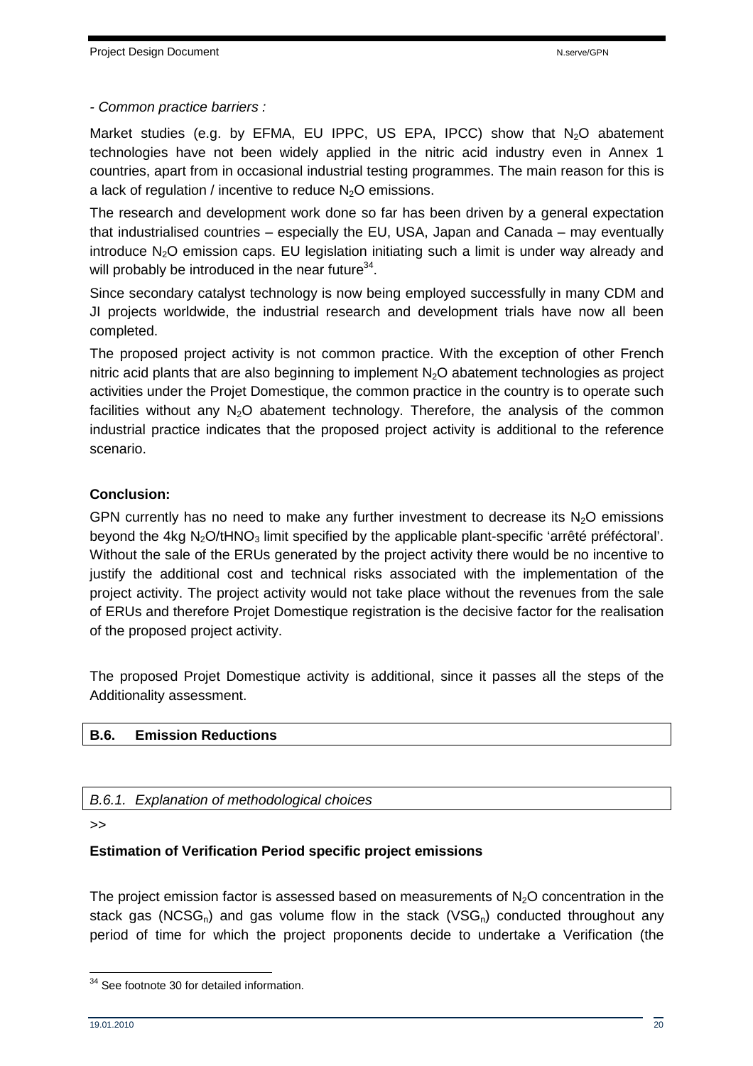*- Common practice barriers :*

Market studies (e.g. by EFMA, EU IPPC, US EPA, IPCC) show that $N_2O$ abatement technologies have not been widely applied in the nitric acid industry even in Annex 1 countries, apart from in occasional industrial testing programmes. The main reason for this is a lack of regulation / incentive to reduce $N_2O$ emissions.

The research and development work done so far has been driven by a general expectation that industrialised countries – especially the EU, USA, Japan and Canada – may eventually introduce $N_2O$ emission caps. EU legislation initiating such a limit is under way already and will probably be introduced in the near future[34].

Since secondary catalyst technology is now being employed successfully in many CDM and JI projects worldwide, the industrial research and development trials have now all been completed.

The proposed project activity is not common practice. With the exception of other French nitric acid plants that are also beginning to implement $N_2O$ abatement technologies as project activities under the Projet Domestique, the common practice in the country is to operate such facilities without any $N_2O$ abatement technology. Therefore, the analysis of the common industrial practice indicates that the proposed project activity is additional to the reference scenario.

**Conclusion:**

GPN currently has no need to make any further investment to decrease its $N_2O$ emissions beyond the 4kg $N_2O/tHNO_3$ limit specified by the applicable plant-specific 'arrêté préféctoral'. Without the sale of the ERUs generated by the project activity there would be no incentive to justify the additional cost and technical risks associated with the implementation of the project activity. The project activity would not take place without the revenues from the sale of ERUs and therefore Projet Domestique registration is the decisive factor for the realisation of the proposed project activity.

The proposed Projet Domestique activity is additional, since it passes all the steps of the Additionality assessment.

## B.6. Emission Reductions

### *B.6.1. Explanation of methodological choices*

>>

**Estimation of Verification Period specific project emissions**

The project emission factor is assessed based on measurements of $N_2O$ concentration in the stack gas ($NCSG_n$) and gas volume flow in the stack ($VSG_n$) conducted throughout any period of time for which the project proponents decide to undertake a Verification (the

[34] See footnote 30 for detailed information.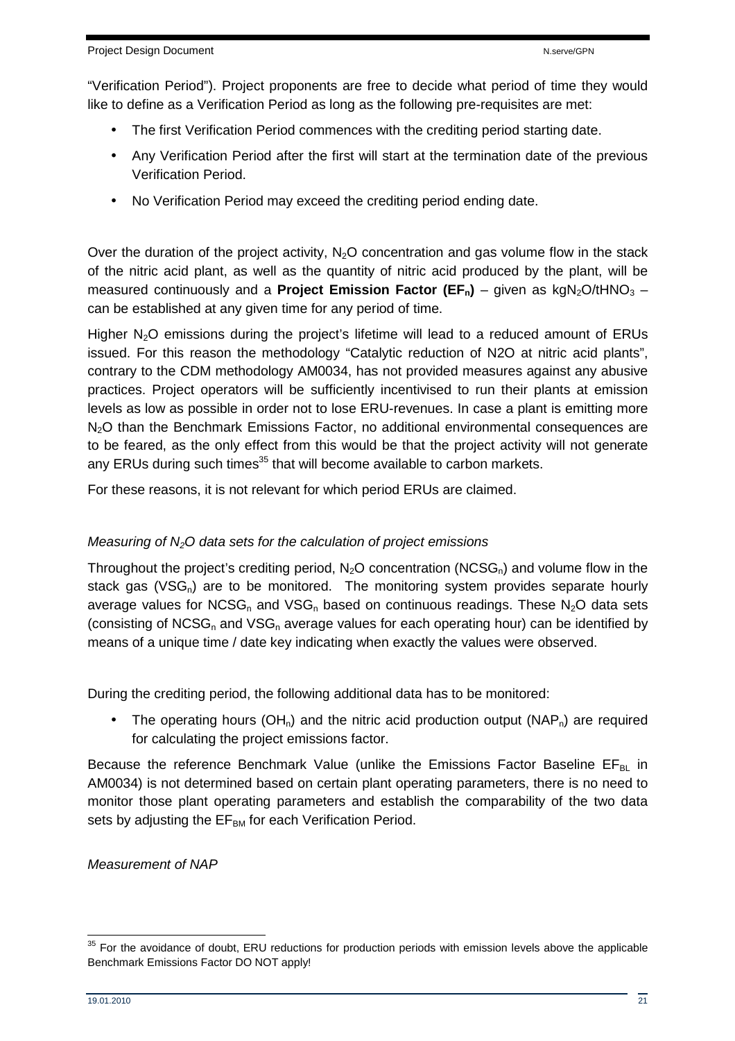"Verification Period"). Project proponents are free to decide what period of time they would like to define as a Verification Period as long as the following pre-requisites are met:

- The first Verification Period commences with the crediting period starting date.
- Any Verification Period after the first will start at the termination date of the previous Verification Period.
- No Verification Period may exceed the crediting period ending date.

Over the duration of the project activity, $N_2O$ concentration and gas volume flow in the stack of the nitric acid plant, as well as the quantity of nitric acid produced by the plant, will be measured continuously and a **Project Emission Factor ($EF_n$)** – given as $kgN_2O/tHNO_3$ – can be established at any given time for any period of time.

Higher $N_2O$ emissions during the project's lifetime will lead to a reduced amount of ERUs issued. For this reason the methodology "Catalytic reduction of N2O at nitric acid plants", contrary to the CDM methodology AM0034, has not provided measures against any abusive practices. Project operators will be sufficiently incentivised to run their plants at emission levels as low as possible in order not to lose ERU-revenues. In case a plant is emitting more $N_2O$ than the Benchmark Emissions Factor, no additional environmental consequences are to be feared, as the only effect from this would be that the project activity will not generate any ERUs during such times[35] that will become available to carbon markets.

For these reasons, it is not relevant for which period ERUs are claimed.

*Measuring of $N_2O$ data sets for the calculation of project emissions*

Throughout the project's crediting period, $N_2O$ concentration ($NCSG_n$) and volume flow in the stack gas ($VSG_n$) are to be monitored. The monitoring system provides separate hourly average values for $NCSG_n$ and $VSG_n$ based on continuous readings. These $N_2O$ data sets (consisting of $NCSG_n$ and $VSG_n$ average values for each operating hour) can be identified by means of a unique time / date key indicating when exactly the values were observed.

During the crediting period, the following additional data has to be monitored:

- The operating hours ($OH_n$) and the nitric acid production output ($NAP_n$) are required for calculating the project emissions factor.

Because the reference Benchmark Value (unlike the Emissions Factor Baseline $EF_{BL}$ in AM0034) is not determined based on certain plant operating parameters, there is no need to monitor those plant operating parameters and establish the comparability of the two data sets by adjusting the $EF_{BM}$ for each Verification Period.

*Measurement of NAP*

[35] For the avoidance of doubt, ERU reductions for production periods with emission levels above the applicable Benchmark Emissions Factor DO NOT apply!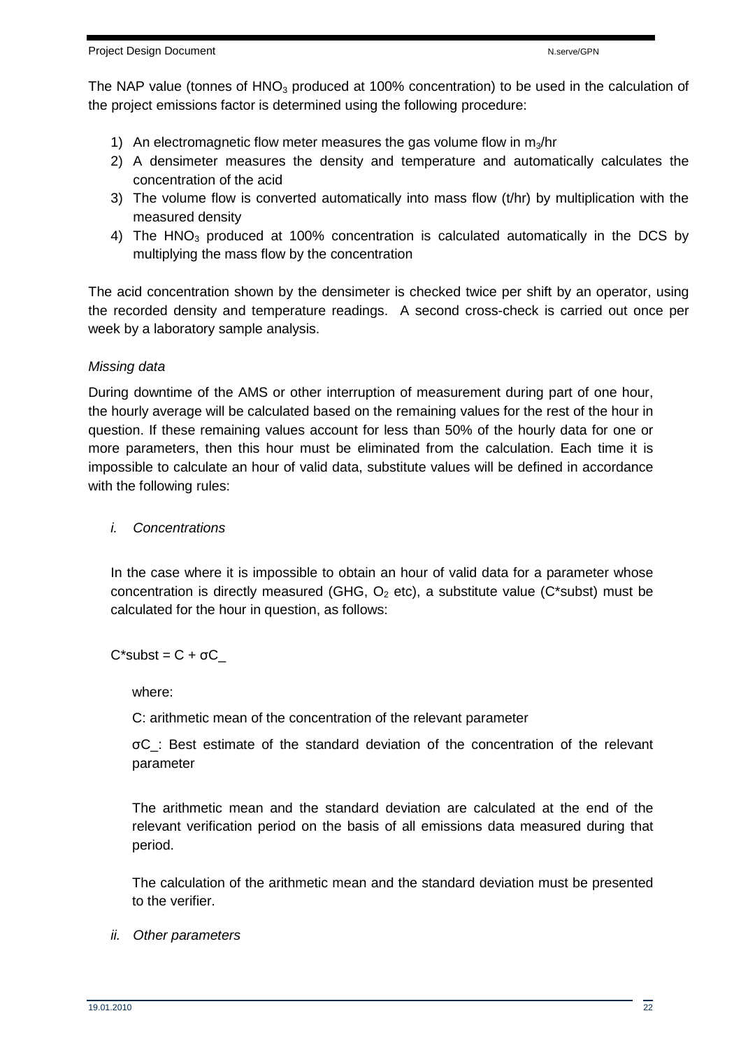The NAP value (tonnes of $HNO_3$ produced at 100% concentration) to be used in the calculation of the project emissions factor is determined using the following procedure:

1) An electromagnetic flow meter measures the gas volume flow in $m_3$/hr
2) A densimeter measures the density and temperature and automatically calculates the concentration of the acid
3) The volume flow is converted automatically into mass flow (t/hr) by multiplication with the measured density
4) The $HNO_3$ produced at 100% concentration is calculated automatically in the DCS by multiplying the mass flow by the concentration

The acid concentration shown by the densimeter is checked twice per shift by an operator, using the recorded density and temperature readings. A second cross-check is carried out once per week by a laboratory sample analysis.

*Missing data*

During downtime of the AMS or other interruption of measurement during part of one hour, the hourly average will be calculated based on the remaining values for the rest of the hour in question. If these remaining values account for less than 50% of the hourly data for one or more parameters, then this hour must be eliminated from the calculation. Each time it is impossible to calculate an hour of valid data, substitute values will be defined in accordance with the following rules:

*i. Concentrations*

In the case where it is impossible to obtain an hour of valid data for a parameter whose concentration is directly measured (GHG, $O_2$ etc), a substitute value (C*subst) must be calculated for the hour in question, as follows:

$$C^{*}subst = C + \sigma C\_$$

where:

C: arithmetic mean of the concentration of the relevant parameter

σC_: Best estimate of the standard deviation of the concentration of the relevant parameter

The arithmetic mean and the standard deviation are calculated at the end of the relevant verification period on the basis of all emissions data measured during that period.

The calculation of the arithmetic mean and the standard deviation must be presented to the verifier.

*ii. Other parameters*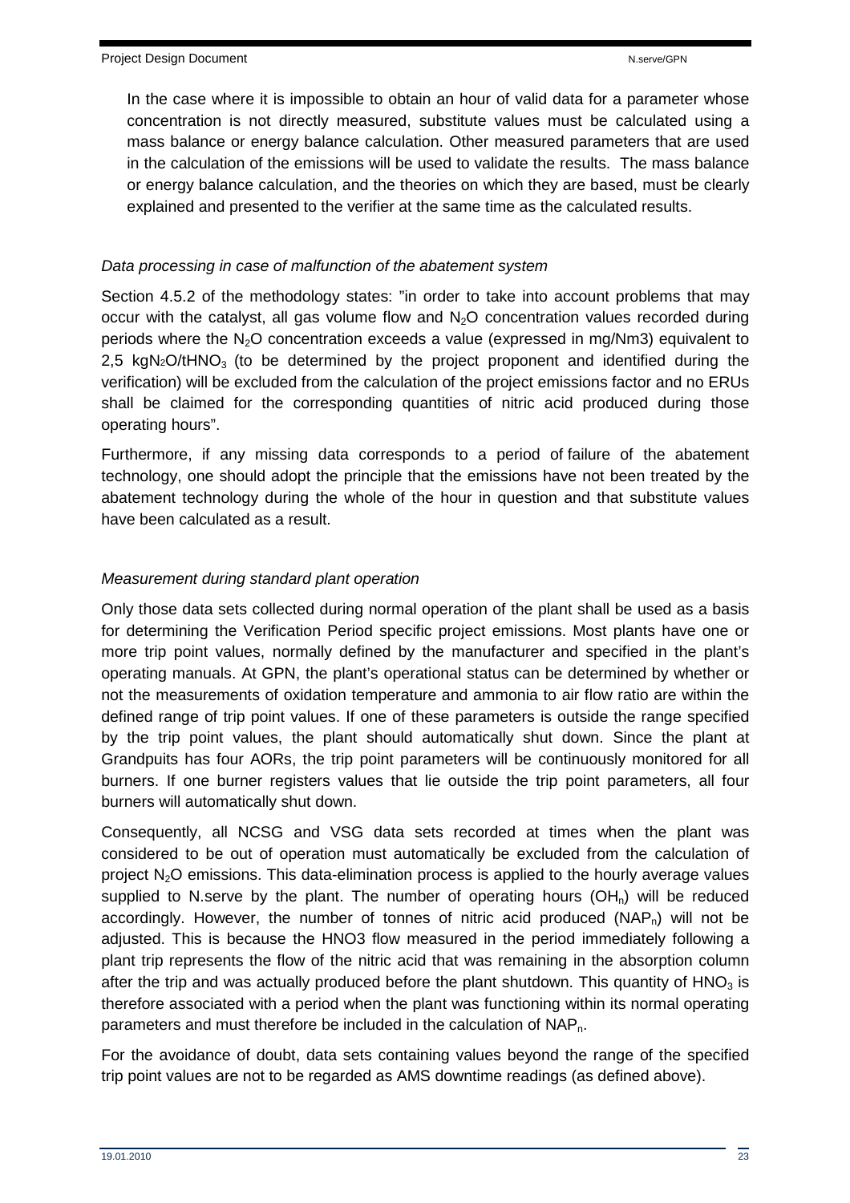In the case where it is impossible to obtain an hour of valid data for a parameter whose concentration is not directly measured, substitute values must be calculated using a mass balance or energy balance calculation. Other measured parameters that are used in the calculation of the emissions will be used to validate the results. The mass balance or energy balance calculation, and the theories on which they are based, must be clearly explained and presented to the verifier at the same time as the calculated results.

*Data processing in case of malfunction of the abatement system*

Section 4.5.2 of the methodology states: "in order to take into account problems that may occur with the catalyst, all gas volume flow and $N_2O$ concentration values recorded during periods where the $N_2O$ concentration exceeds a value (expressed in mg/Nm3) equivalent to 2,5 $kgN_2O/tHNO_3$ (to be determined by the project proponent and identified during the verification) will be excluded from the calculation of the project emissions factor and no ERUs shall be claimed for the corresponding quantities of nitric acid produced during those operating hours".

Furthermore, if any missing data corresponds to a period of failure of the abatement technology, one should adopt the principle that the emissions have not been treated by the abatement technology during the whole of the hour in question and that substitute values have been calculated as a result.

*Measurement during standard plant operation*

Only those data sets collected during normal operation of the plant shall be used as a basis for determining the Verification Period specific project emissions. Most plants have one or more trip point values, normally defined by the manufacturer and specified in the plant's operating manuals. At GPN, the plant's operational status can be determined by whether or not the measurements of oxidation temperature and ammonia to air flow ratio are within the defined range of trip point values. If one of these parameters is outside the range specified by the trip point values, the plant should automatically shut down. Since the plant at Grandpuits has four AORs, the trip point parameters will be continuously monitored for all burners. If one burner registers values that lie outside the trip point parameters, all four burners will automatically shut down.

Consequently, all NCSG and VSG data sets recorded at times when the plant was considered to be out of operation must automatically be excluded from the calculation of project $N_2O$ emissions. This data-elimination process is applied to the hourly average values supplied to N.serve by the plant. The number of operating hours ($OH_n$) will be reduced accordingly. However, the number of tonnes of nitric acid produced ($NAP_n$) will not be adjusted. This is because the HNO3 flow measured in the period immediately following a plant trip represents the flow of the nitric acid that was remaining in the absorption column after the trip and was actually produced before the plant shutdown. This quantity of $HNO_3$ is therefore associated with a period when the plant was functioning within its normal operating parameters and must therefore be included in the calculation of $NAP_n$.

For the avoidance of doubt, data sets containing values beyond the range of the specified trip point values are not to be regarded as AMS downtime readings (as defined above).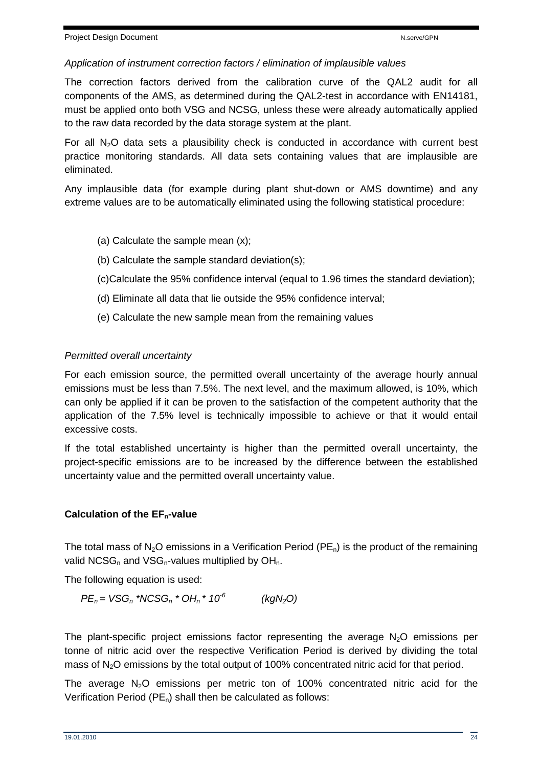*Application of instrument correction factors / elimination of implausible values*

The correction factors derived from the calibration curve of the QAL2 audit for all components of the AMS, as determined during the QAL2-test in accordance with EN14181, must be applied onto both VSG and NCSG, unless these were already automatically applied to the raw data recorded by the data storage system at the plant.

For all $N_2O$ data sets a plausibility check is conducted in accordance with current best practice monitoring standards. All data sets containing values that are implausible are eliminated.

Any implausible data (for example during plant shut-down or AMS downtime) and any extreme values are to be automatically eliminated using the following statistical procedure:

(a) Calculate the sample mean (x);

(b) Calculate the sample standard deviation(s);

(c)Calculate the 95% confidence interval (equal to 1.96 times the standard deviation);

(d) Eliminate all data that lie outside the 95% confidence interval;

(e) Calculate the new sample mean from the remaining values

*Permitted overall uncertainty*

For each emission source, the permitted overall uncertainty of the average hourly annual emissions must be less than 7.5%. The next level, and the maximum allowed, is 10%, which can only be applied if it can be proven to the satisfaction of the competent authority that the application of the 7.5% level is technically impossible to achieve or that it would entail excessive costs.

If the total established uncertainty is higher than the permitted overall uncertainty, the project-specific emissions are to be increased by the difference between the established uncertainty value and the permitted overall uncertainty value.

**Calculation of the $EF_n$-value**

The total mass of $N_2O$ emissions in a Verification Period ($PE_n$) is the product of the remaining valid $NCSG_n$ and $VSG_n$-values multiplied by $OH_n$.

The following equation is used:

$$PE_n = VSG_n * NCSG_n * OH_n * 10^{-6} \qquad (kgN_2O)$$

The plant-specific project emissions factor representing the average $N_2O$ emissions per tonne of nitric acid over the respective Verification Period is derived by dividing the total mass of $N_2O$ emissions by the total output of 100% concentrated nitric acid for that period.

The average $N_2O$ emissions per metric ton of 100% concentrated nitric acid for the Verification Period ($PE_n$) shall then be calculated as follows: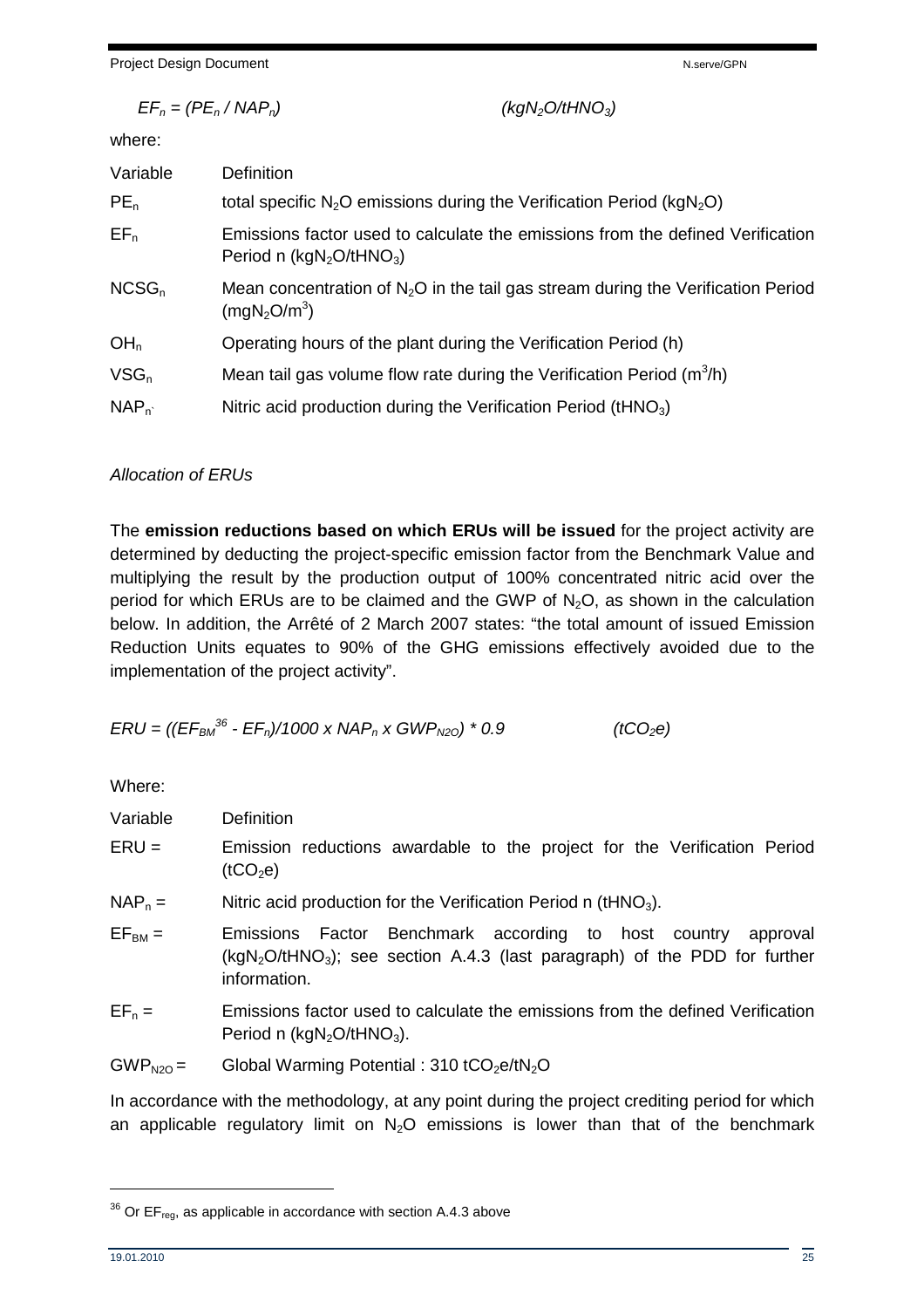$EF_n = (PE_n / NAP_n)$ $(kgN_2O/tHNO_3)$

where:

| Variable | Definition |
|---|---|
| $PE_n$ | total specific $N_2O$ emissions during the Verification Period ($kgN_2O$) |
| $EF_n$ | Emissions factor used to calculate the emissions from the defined Verification Period n ($kgN_2O/tHNO_3$) |
| $NCSG_n$ | Mean concentration of $N_2O$ in the tail gas stream during the Verification Period ($mgN_2O/m^3$) |
| $OH_n$ | Operating hours of the plant during the Verification Period (h) |
| $VSG_n$ | Mean tail gas volume flow rate during the Verification Period ($m^3/h$) |
| $NAP_n$ | Nitric acid production during the Verification Period ($tHNO_3$) |

*Allocation of ERUs*

The **emission reductions based on which ERUs will be issued** for the project activity are determined by deducting the project-specific emission factor from the Benchmark Value and multiplying the result by the production output of 100% concentrated nitric acid over the period for which ERUs are to be claimed and the GWP of $N_2O$, as shown in the calculation below. In addition, the Arrêté of 2 March 2007 states: "the total amount of issued Emission Reduction Units equates to 90% of the GHG emissions effectively avoided due to the implementation of the project activity".

$ERU = ((EF_{BM}$[36] $- EF_n)/1000 \times NAP_n \times GWP_{N2O}) * 0.9$ $(tCO_2e)$

Where:

| Variable | Definition |
|---|---|
| $ERU$ = | Emission reductions awardable to the project for the Verification Period ($tCO_2e$) |
| $NAP_n$ = | Nitric acid production for the Verification Period n ($tHNO_3$). |
| $EF_{BM}$ = | Emissions Factor Benchmark according to host country approval ($kgN_2O/tHNO_3$); see section A.4.3 (last paragraph) of the PDD for further information. |
| $EF_n$ = | Emissions factor used to calculate the emissions from the defined Verification Period n ($kgN_2O/tHNO_3$). |
| $GWP_{N2O}$ = | Global Warming Potential : 310 $tCO_2e/tN_2O$ |

In accordance with the methodology, at any point during the project crediting period for which an applicable regulatory limit on $N_2O$ emissions is lower than that of the benchmark

[36] Or $EF_{reg}$, as applicable in accordance with section A.4.3 above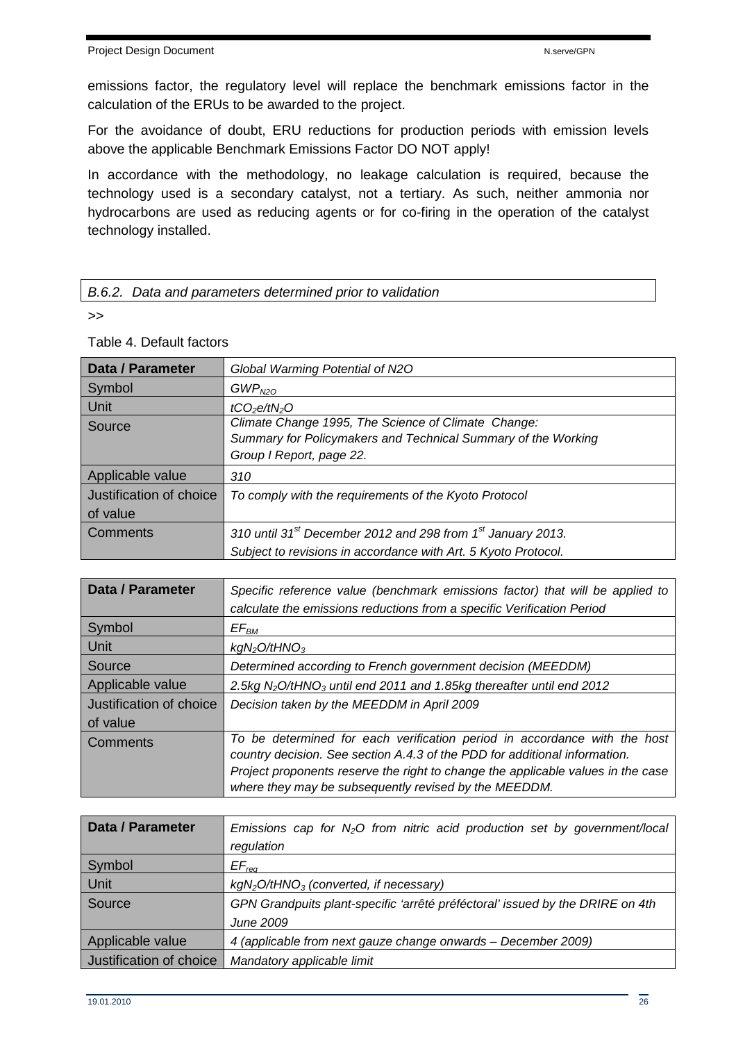emissions factor, the regulatory level will replace the benchmark emissions factor in the calculation of the ERUs to be awarded to the project.

For the avoidance of doubt, ERU reductions for production periods with emission levels above the applicable Benchmark Emissions Factor DO NOT apply!

In accordance with the methodology, no leakage calculation is required, because the technology used is a secondary catalyst, not a tertiary. As such, neither ammonia nor hydrocarbons are used as reducing agents or for co-firing in the operation of the catalyst technology installed.

### *B.6.2. Data and parameters determined prior to validation*

>>

Table 4. Default factors

| Data / Parameter | *Global Warming Potential of N2O* |
|---|---|
| Symbol | $GWP_{N2O}$ |
| Unit | $tCO_2e/tN_2O$ |
| Source | *Climate Change 1995, The Science of Climate Change: Summary for Policymakers and Technical Summary of the Working Group I Report, page 22.* |
| Applicable value | *310* |
| Justification of choice of value | *To comply with the requirements of the Kyoto Protocol* |
| Comments | *310 until 31st December 2012 and 298 from 1st January 2013. Subject to revisions in accordance with Art. 5 Kyoto Protocol.* |

| Data / Parameter | *Specific reference value (benchmark emissions factor) that will be applied to calculate the emissions reductions from a specific Verification Period* |
|---|---|
| Symbol | $EF_{BM}$ |
| Unit | $kgN_2O/tHNO_3$ |
| Source | *Determined according to French government decision (MEEDDM)* |
| Applicable value | *2.5kg* $N_2O/tHNO_3$ *until end 2011 and 1.85kg thereafter until end 2012* |
| Justification of choice of value | *Decision taken by the MEEDDM in April 2009* |
| Comments | *To be determined for each verification period in accordance with the host country decision. See section A.4.3 of the PDD for additional information. Project proponents reserve the right to change the applicable values in the case where they may be subsequently revised by the MEEDDM.* |

| Data / Parameter | *Emissions cap for* $N_2O$ *from nitric acid production set by government/local regulation* |
|---|---|
| Symbol | $EF_{reg}$ |
| Unit | $kgN_2O/tHNO_3$ *(converted, if necessary)* |
| Source | *GPN Grandpuits plant-specific 'arrêté préféctoral' issued by the DRIRE on 4th June 2009* |
| Applicable value | *4 (applicable from next gauze change onwards – December 2009)* |
| Justification of choice | *Mandatory applicable limit* |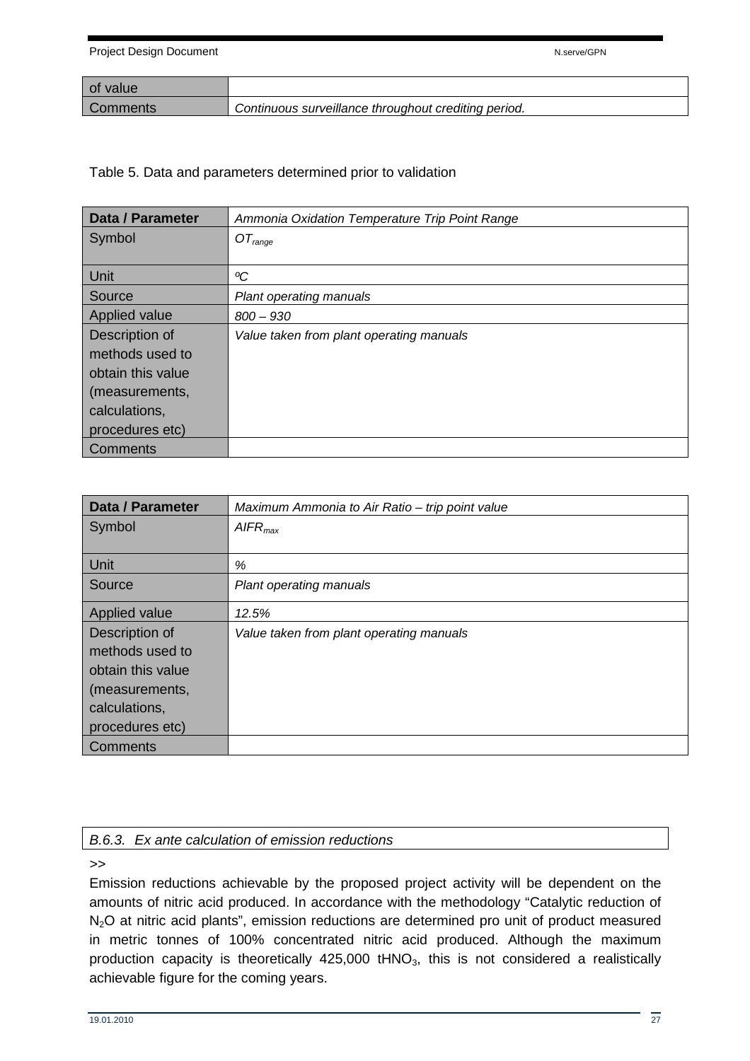| of value | |
|---|---|
| Comments | *Continuous surveillance throughout crediting period.* |

Table 5. Data and parameters determined prior to validation

| **Data / Parameter** | *Ammonia Oxidation Temperature Trip Point Range* |
|---|---|
| Symbol | $OT_{range}$ |
| Unit | *ºC* |
| Source | *Plant operating manuals* |
| Applied value | *800 – 930* |
| Description of methods used to obtain this value (measurements, calculations, procedures etc) | *Value taken from plant operating manuals* |
| Comments | |

| **Data / Parameter** | *Maximum Ammonia to Air Ratio – trip point value* |
|---|---|
| Symbol | $AIFR_{max}$ |
| Unit | *%* |
| Source | *Plant operating manuals* |
| Applied value | *12.5%* |
| Description of methods used to obtain this value (measurements, calculations, procedures etc) | *Value taken from plant operating manuals* |
| Comments | |

### *B.6.3. Ex ante calculation of emission reductions*

\>>

Emission reductions achievable by the proposed project activity will be dependent on the amounts of nitric acid produced. In accordance with the methodology "Catalytic reduction of $N_2O$ at nitric acid plants", emission reductions are determined pro unit of product measured in metric tonnes of 100% concentrated nitric acid produced. Although the maximum production capacity is theoretically 425,000 $tHNO_3$, this is not considered a realistically achievable figure for the coming years.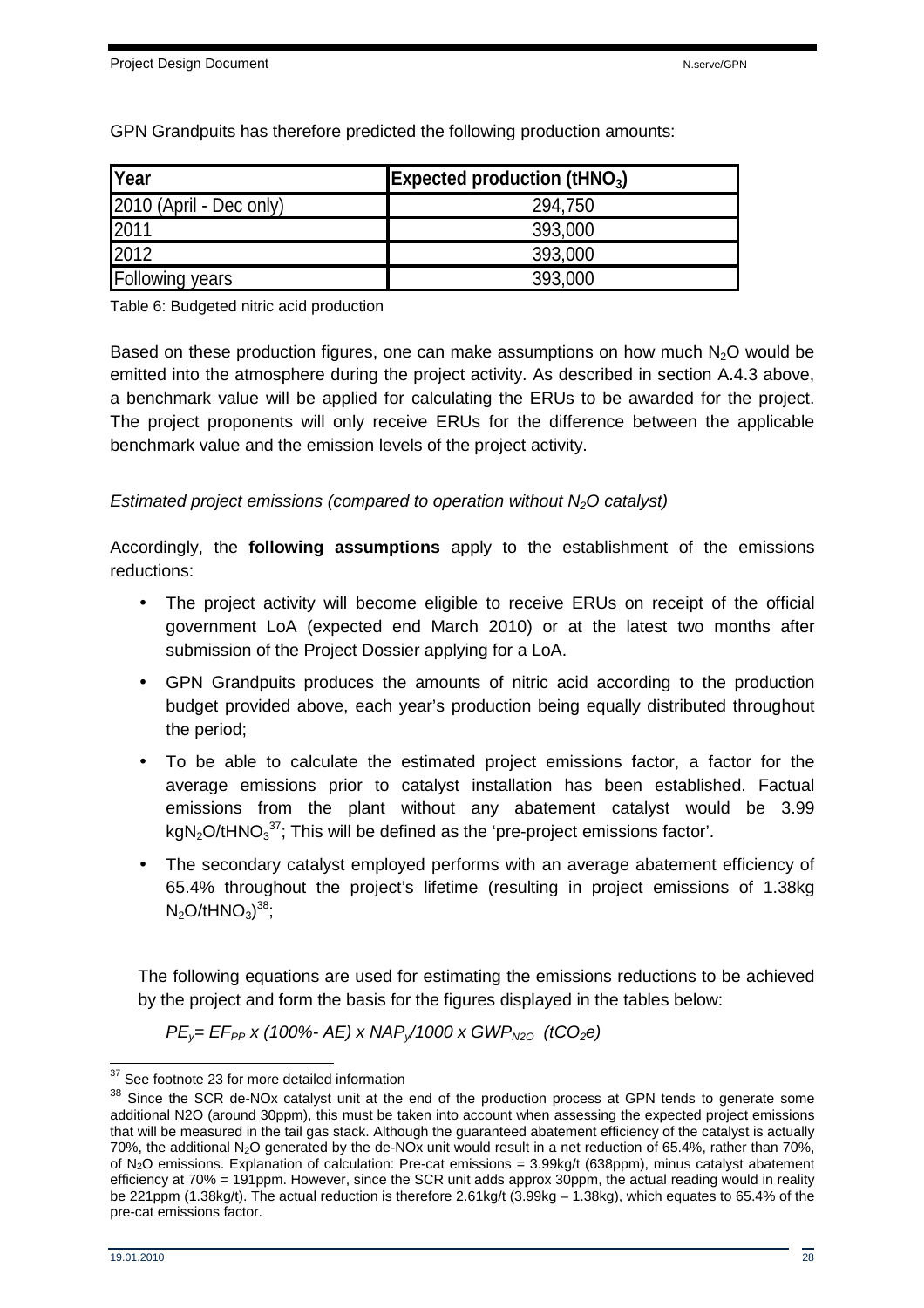GPN Grandpuits has therefore predicted the following production amounts:

| Year | Expected production ($tHNO_3$) |
| --- | --- |
| 2010 (April - Dec only) | 294,750 |
| 2011 | 393,000 |
| 2012 | 393,000 |
| Following years | 393,000 |

Table 6: Budgeted nitric acid production

Based on these production figures, one can make assumptions on how much $N_2O$ would be emitted into the atmosphere during the project activity. As described in section A.4.3 above, a benchmark value will be applied for calculating the ERUs to be awarded for the project. The project proponents will only receive ERUs for the difference between the applicable benchmark value and the emission levels of the project activity.

*Estimated project emissions (compared to operation without $N_2O$ catalyst)*

Accordingly, the **following assumptions** apply to the establishment of the emissions reductions:

- The project activity will become eligible to receive ERUs on receipt of the official government LoA (expected end March 2010) or at the latest two months after submission of the Project Dossier applying for a LoA.
- GPN Grandpuits produces the amounts of nitric acid according to the production budget provided above, each year's production being equally distributed throughout the period;
- To be able to calculate the estimated project emissions factor, a factor for the average emissions prior to catalyst installation has been established. Factual emissions from the plant without any abatement catalyst would be 3.99 $kgN_2O/tHNO_3$[37]; This will be defined as the 'pre-project emissions factor'.
- The secondary catalyst employed performs with an average abatement efficiency of 65.4% throughout the project's lifetime (resulting in project emissions of 1.38kg $N_2O/tHNO_3$)[38];

The following equations are used for estimating the emissions reductions to be achieved by the project and form the basis for the figures displayed in the tables below:

$$PE_y = EF_{PP} \times (100\% - AE) \times NAP_y / 1000 \times GWP_{N2O} \quad (tCO_2e)$$

[37] See footnote 23 for more detailed information

[38] Since the SCR de-NOx catalyst unit at the end of the production process at GPN tends to generate some additional N2O (around 30ppm), this must be taken into account when assessing the expected project emissions that will be measured in the tail gas stack. Although the guaranteed abatement efficiency of the catalyst is actually 70%, the additional $N_2O$ generated by the de-NOx unit would result in a net reduction of 65.4%, rather than 70%, of $N_2O$ emissions. Explanation of calculation: Pre-cat emissions = 3.99kg/t (638ppm), minus catalyst abatement efficiency at 70% = 191ppm. However, since the SCR unit adds approx 30ppm, the actual reading would in reality be 221ppm (1.38kg/t). The actual reduction is therefore 2.61kg/t (3.99kg – 1.38kg), which equates to 65.4% of the pre-cat emissions factor.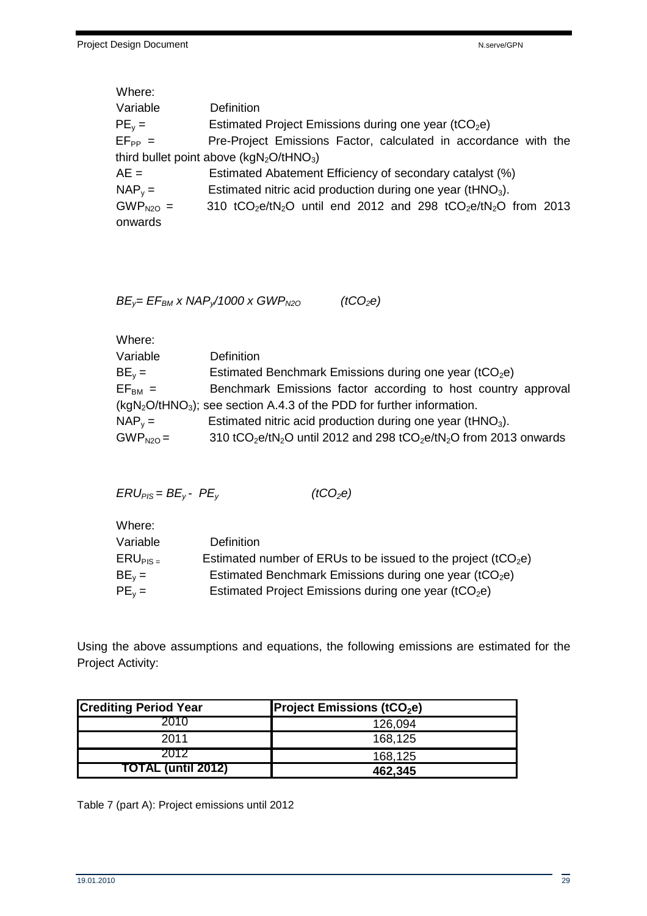Where:

| Variable | Definition |
|---|---|
| $PE_y$ = | Estimated Project Emissions during one year ($tCO_2e$) |
| $EF_{PP}$ = | Pre-Project Emissions Factor, calculated in accordance with the third bullet point above ($kgN_2O/tHNO_3$) |
| $AE$ = | Estimated Abatement Efficiency of secondary catalyst (%) |
| $NAP_y$ = | Estimated nitric acid production during one year ($tHNO_3$). |
| $GWP_{N2O}$ = | 310 $tCO_2e/tN_2O$ until end 2012 and 298 $tCO_2e/tN_2O$ from 2013 onwards |

$$BE_y = EF_{BM} \times NAP_y / 1000 \times GWP_{N2O} \qquad (tCO_2e)$$

Where:

| Variable | Definition |
|---|---|
| $BE_y$ = | Estimated Benchmark Emissions during one year ($tCO_2e$) |
| $EF_{BM}$ = | Benchmark Emissions factor according to host country approval ($kgN_2O/tHNO_3$); see section A.4.3 of the PDD for further information. |
| $NAP_y$ = | Estimated nitric acid production during one year ($tHNO_3$). |
| $GWP_{N2O}$ = | 310 $tCO_2e/tN_2O$ until 2012 and 298 $tCO_2e/tN_2O$ from 2013 onwards |

$$ERU_{PIS} = BE_y - PE_y \qquad (tCO_2e)$$

Where:

| Variable | Definition |
|---|---|
| $ERU_{PIS}$ = | Estimated number of ERUs to be issued to the project ($tCO_2e$) |
| $BE_y$ = | Estimated Benchmark Emissions during one year ($tCO_2e$) |
| $PE_y$ = | Estimated Project Emissions during one year ($tCO_2e$) |

Using the above assumptions and equations, the following emissions are estimated for the Project Activity:

| **Crediting Period Year** | **Project Emissions ($tCO_2e$)** |
|---|---|
| 2010 | 126,094 |
| 2011 | 168,125 |
| 2012 | 168,125 |
| **TOTAL (until 2012)** | **462,345** |

Table 7 (part A): Project emissions until 2012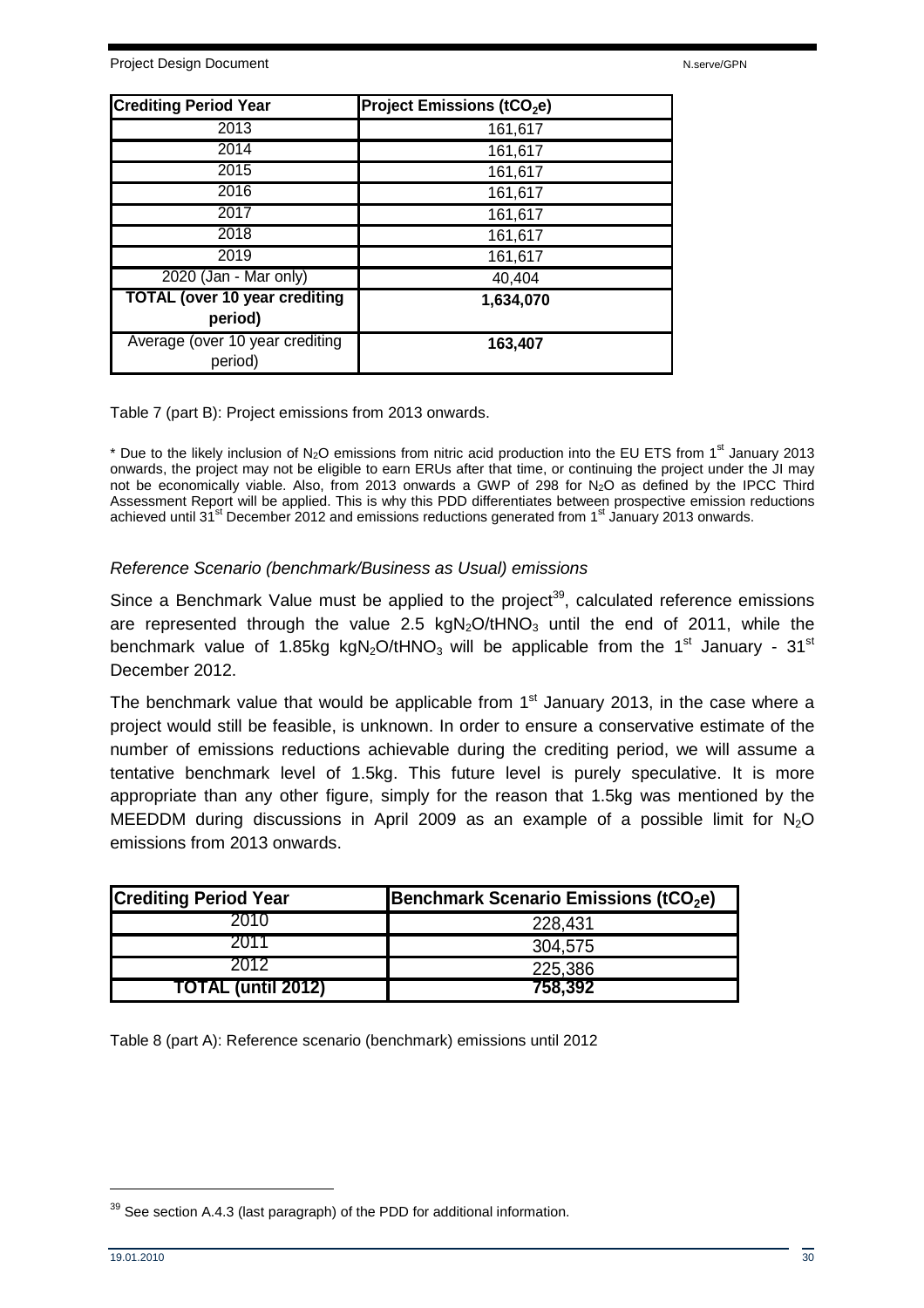| Crediting Period Year | Project Emissions ($tCO_2e$) |
| --- | --- |
| 2013 | 161,617 |
| 2014 | 161,617 |
| 2015 | 161,617 |
| 2016 | 161,617 |
| 2017 | 161,617 |
| 2018 | 161,617 |
| 2019 | 161,617 |
| 2020 (Jan - Mar only) | 40,404 |
| **TOTAL (over 10 year crediting period)** | **1,634,070** |
| Average (over 10 year crediting period) | **163,407** |

Table 7 (part B): Project emissions from 2013 onwards.

\* Due to the likely inclusion of $N_2O$ emissions from nitric acid production into the EU ETS from 1st January 2013 onwards, the project may not be eligible to earn ERUs after that time, or continuing the project under the JI may not be economically viable. Also, from 2013 onwards a GWP of 298 for $N_2O$ as defined by the IPCC Third Assessment Report will be applied. This is why this PDD differentiates between prospective emission reductions achieved until 31st December 2012 and emissions reductions generated from 1st January 2013 onwards.

*Reference Scenario (benchmark/Business as Usual) emissions*

Since a Benchmark Value must be applied to the project[39], calculated reference emissions are represented through the value 2.5 $kgN_2O/tHNO_3$ until the end of 2011, while the benchmark value of 1.85kg $kgN_2O/tHNO_3$ will be applicable from the 1st January - 31st December 2012.

The benchmark value that would be applicable from 1st January 2013, in the case where a project would still be feasible, is unknown. In order to ensure a conservative estimate of the number of emissions reductions achievable during the crediting period, we will assume a tentative benchmark level of 1.5kg. This future level is purely speculative. It is more appropriate than any other figure, simply for the reason that 1.5kg was mentioned by the MEEDDM during discussions in April 2009 as an example of a possible limit for $N_2O$ emissions from 2013 onwards.

| Crediting Period Year | Benchmark Scenario Emissions ($tCO_2e$) |
| --- | --- |
| 2010 | 228,431 |
| 2011 | 304,575 |
| 2012 | 225,386 |
| **TOTAL (until 2012)** | **758,392** |

Table 8 (part A): Reference scenario (benchmark) emissions until 2012

[39] See section A.4.3 (last paragraph) of the PDD for additional information.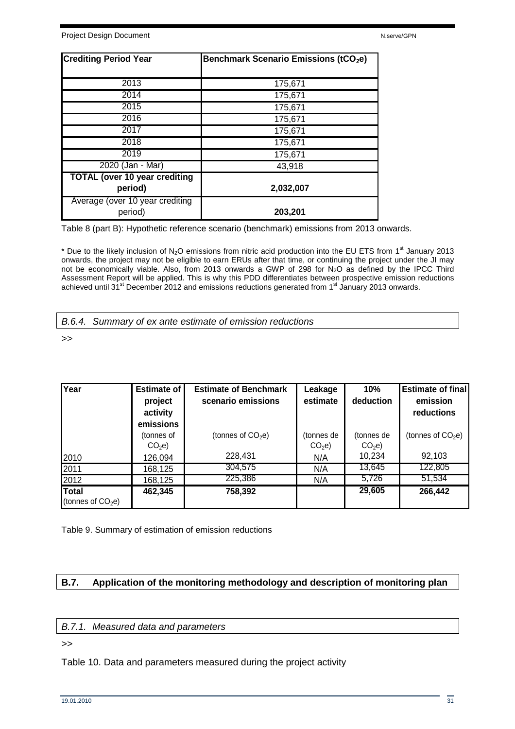| Crediting Period Year | Benchmark Scenario Emissions ($tCO_2e$) |
|---|---|
| 2013 | 175,671 |
| 2014 | 175,671 |
| 2015 | 175,671 |
| 2016 | 175,671 |
| 2017 | 175,671 |
| 2018 | 175,671 |
| 2019 | 175,671 |
| 2020 (Jan - Mar) | 43,918 |
| **TOTAL (over 10 year crediting period)** | **2,032,007** |
| Average (over 10 year crediting period) | **203,201** |

Table 8 (part B): Hypothetic reference scenario (benchmark) emissions from 2013 onwards.

\* Due to the likely inclusion of $N_2O$ emissions from nitric acid production into the EU ETS from 1st January 2013 onwards, the project may not be eligible to earn ERUs after that time, or continuing the project under the JI may not be economically viable. Also, from 2013 onwards a GWP of 298 for $N_2O$ as defined by the IPCC Third Assessment Report will be applied. This is why this PDD differentiates between prospective emission reductions achieved until 31st December 2012 and emissions reductions generated from 1st January 2013 onwards.

### *B.6.4. Summary of ex ante estimate of emission reductions*

>>

| Year | Estimate of project activity emissions | Estimate of Benchmark scenario emissions | Leakage estimate | 10% deduction | Estimate of final emission reductions |
|---|---|---|---|---|---|
| | (tonnes of $CO_2e$) | (tonnes of $CO_2e$) | (tonnes de $CO_2e$) | (tonnes de $CO_2e$) | (tonnes of $CO_2e$) |
| 2010 | 126,094 | 228,431 | N/A | 10,234 | 92,103 |
| 2011 | 168,125 | 304,575 | N/A | 13,645 | 122,805 |
| 2012 | 168,125 | 225,386 | N/A | 5,726 | 51,534 |
| **Total** (tonnes of $CO_2e$) | **462,345** | **758,392** | | **29,605** | **266,442** |

Table 9. Summary of estimation of emission reductions

## B.7. Application of the monitoring methodology and description of monitoring plan

### *B.7.1. Measured data and parameters*

>>

Table 10. Data and parameters measured during the project activity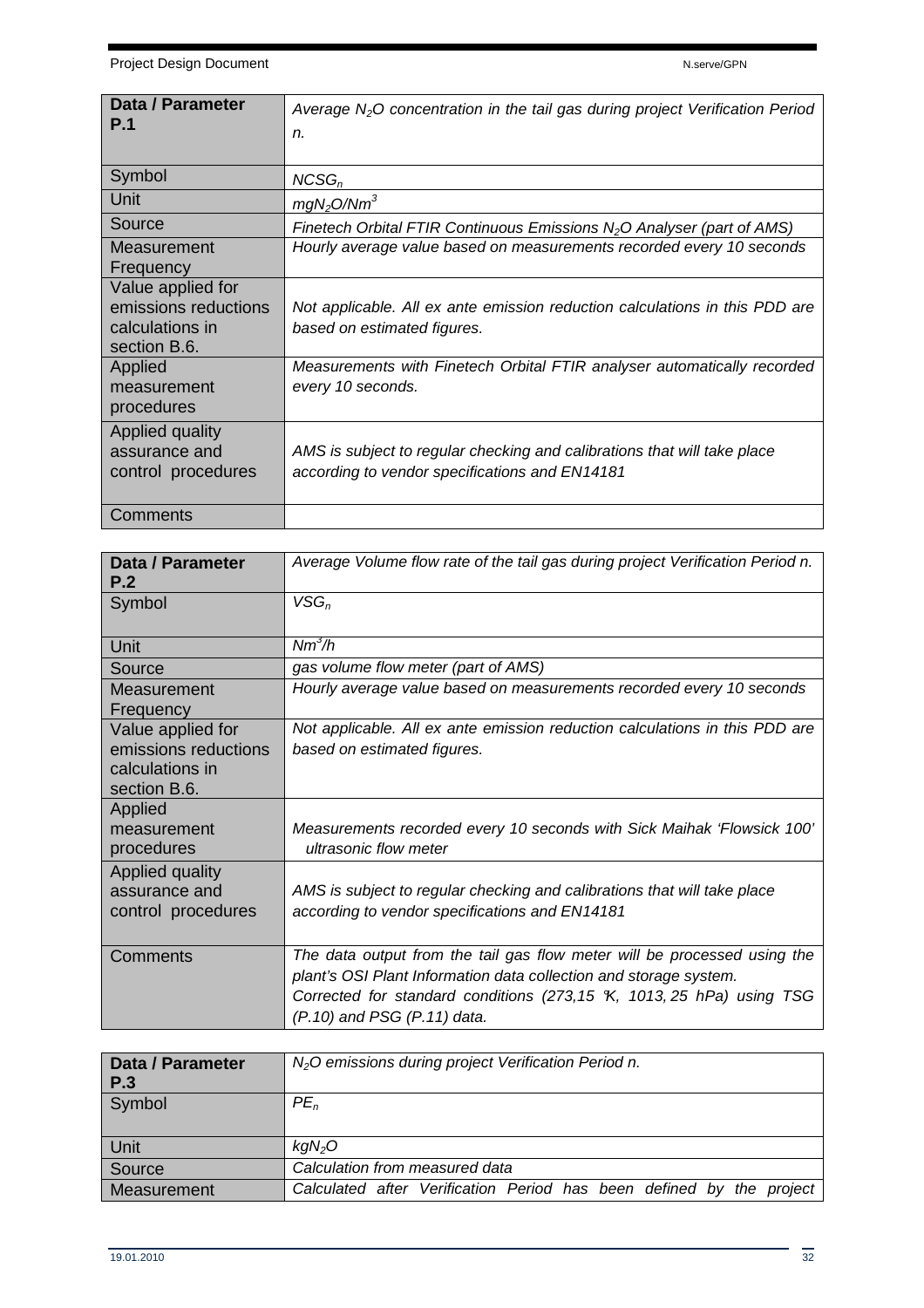| Data / Parameter P.1 | *Average $N_2O$ concentration in the tail gas during project Verification Period n.* |
| --- | --- |
| Symbol | $NCSG_n$ |
| Unit | $mgN_2O/Nm^3$ |
| Source | *Finetech Orbital FTIR Continuous Emissions $N_2O$ Analyser (part of AMS)* |
| Measurement Frequency | *Hourly average value based on measurements recorded every 10 seconds* |
| Value applied for emissions reductions calculations in section B.6. | *Not applicable. All ex ante emission reduction calculations in this PDD are based on estimated figures.* |
| Applied measurement procedures | *Measurements with Finetech Orbital FTIR analyser automatically recorded every 10 seconds.* |
| Applied quality assurance and control procedures | *AMS is subject to regular checking and calibrations that will take place according to vendor specifications and EN14181* |
| Comments | |

| Data / Parameter P.2 | *Average Volume flow rate of the tail gas during project Verification Period n.* |
| --- | --- |
| Symbol | $VSG_n$ |
| Unit | $Nm^3/h$ |
| Source | *gas volume flow meter (part of AMS)* |
| Measurement Frequency | *Hourly average value based on measurements recorded every 10 seconds* |
| Value applied for emissions reductions calculations in section B.6. | *Not applicable. All ex ante emission reduction calculations in this PDD are based on estimated figures.* |
| Applied measurement procedures | *Measurements recorded every 10 seconds with Sick Maihak 'Flowsick 100' ultrasonic flow meter* |
| Applied quality assurance and control procedures | *AMS is subject to regular checking and calibrations that will take place according to vendor specifications and EN14181* |
| Comments | *The data output from the tail gas flow meter will be processed using the plant's OSI Plant Information data collection and storage system. Corrected for standard conditions (273,15 °K, 1013, 25 hPa) using TSG (P.10) and PSG (P.11) data.* |

| Data / Parameter P.3 | *$N_2O$ emissions during project Verification Period n.* |
| --- | --- |
| Symbol | $PE_n$ |
| Unit | $kgN_2O$ |
| Source | *Calculation from measured data* |
| Measurement | *Calculated after Verification Period has been defined by the project* |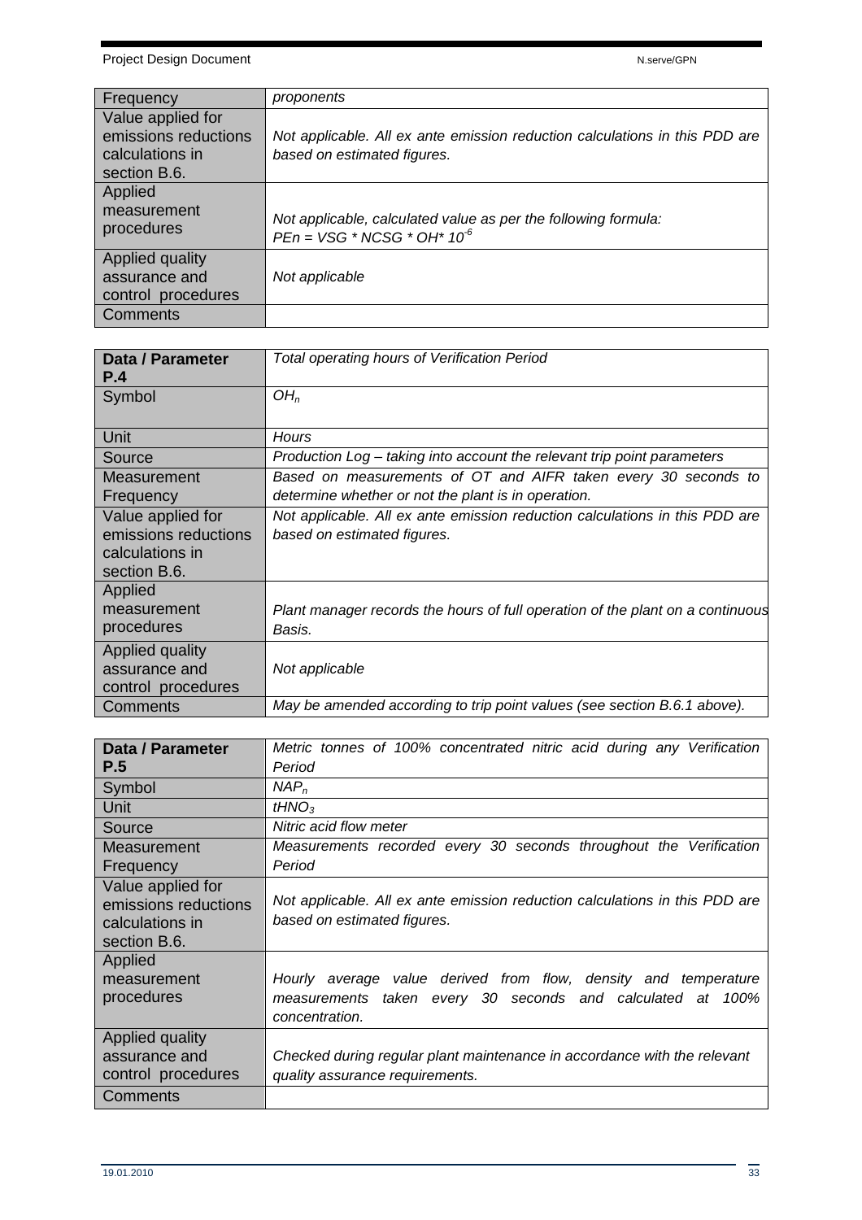| Frequency | *proponents* |
|---|---|
| Value applied for emissions reductions calculations in section B.6. | *Not applicable. All ex ante emission reduction calculations in this PDD are based on estimated figures.* |
| Applied measurement procedures | *Not applicable, calculated value as per the following formula:* $PEn = VSG * NCSG * OH * 10^{-6}$ |
| Applied quality assurance and control procedures | *Not applicable* |
| Comments | |

| **Data / Parameter P.4** | *Total operating hours of Verification Period* |
|---|---|
| Symbol | $OH_n$ |
| Unit | *Hours* |
| Source | *Production Log – taking into account the relevant trip point parameters* |
| Measurement Frequency | *Based on measurements of OT and AIFR taken every 30 seconds to determine whether or not the plant is in operation.* |
| Value applied for emissions reductions calculations in section B.6. | *Not applicable. All ex ante emission reduction calculations in this PDD are based on estimated figures.* |
| Applied measurement procedures | *Plant manager records the hours of full operation of the plant on a continuous Basis.* |
| Applied quality assurance and control procedures | *Not applicable* |
| Comments | *May be amended according to trip point values (see section B.6.1 above).* |

| **Data / Parameter P.5** | *Metric tonnes of 100% concentrated nitric acid during any Verification Period* |
|---|---|
| Symbol | $NAP_n$ |
| Unit | $tHNO_3$ |
| Source | *Nitric acid flow meter* |
| Measurement Frequency | *Measurements recorded every 30 seconds throughout the Verification Period* |
| Value applied for emissions reductions calculations in section B.6. | *Not applicable. All ex ante emission reduction calculations in this PDD are based on estimated figures.* |
| Applied measurement procedures | *Hourly average value derived from flow, density and temperature measurements taken every 30 seconds and calculated at 100% concentration.* |
| Applied quality assurance and control procedures | *Checked during regular plant maintenance in accordance with the relevant quality assurance requirements.* |
| Comments | |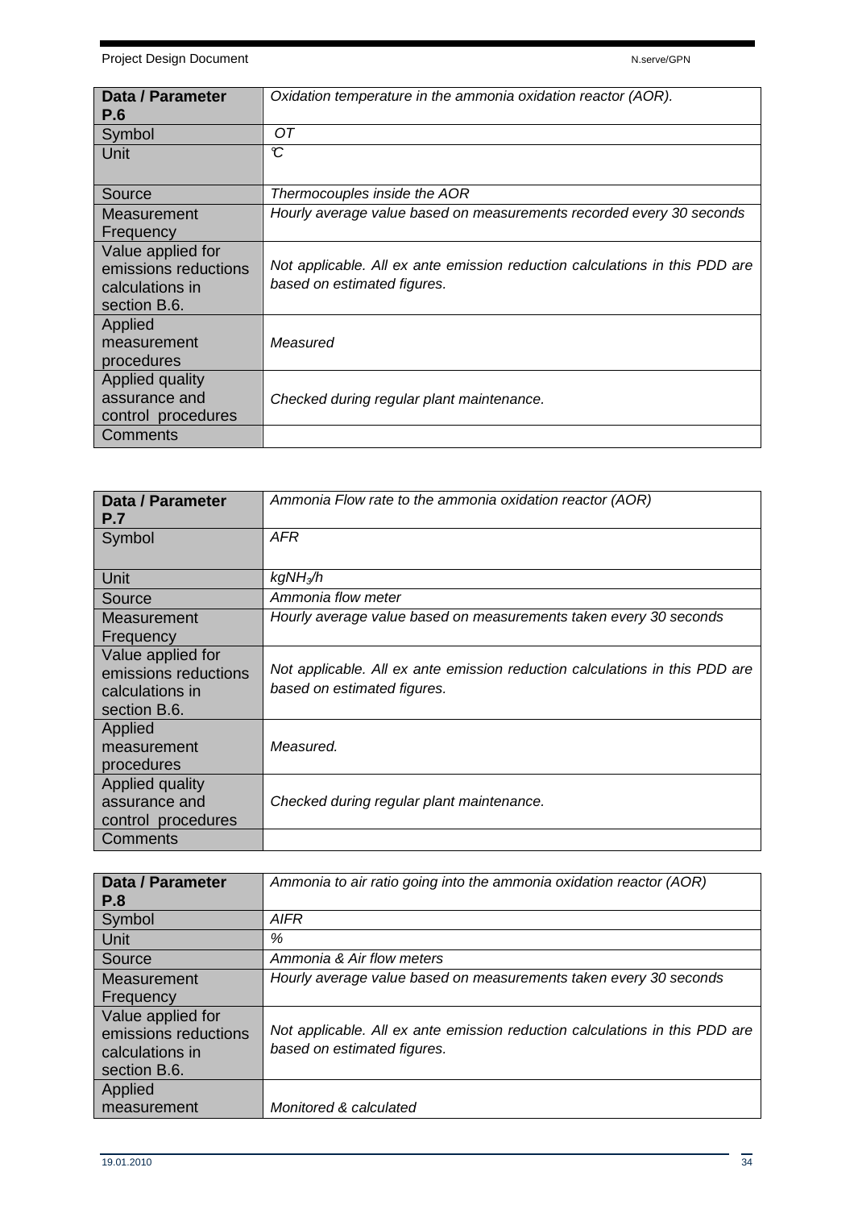| **Data / Parameter P.6** | *Oxidation temperature in the ammonia oxidation reactor (AOR).* |
|---|---|
| Symbol | *OT* |
| Unit | *°C* |
| Source | *Thermocouples inside the AOR* |
| Measurement Frequency | *Hourly average value based on measurements recorded every 30 seconds* |
| Value applied for emissions reductions calculations in section B.6. | *Not applicable. All ex ante emission reduction calculations in this PDD are based on estimated figures.* |
| Applied measurement procedures | *Measured* |
| Applied quality assurance and control procedures | *Checked during regular plant maintenance.* |
| Comments | |

| **Data / Parameter P.7** | *Ammonia Flow rate to the ammonia oxidation reactor (AOR)* |
|---|---|
| Symbol | *AFR* |
| Unit | *$kgNH_3/h$* |
| Source | *Ammonia flow meter* |
| Measurement Frequency | *Hourly average value based on measurements taken every 30 seconds* |
| Value applied for emissions reductions calculations in section B.6. | *Not applicable. All ex ante emission reduction calculations in this PDD are based on estimated figures.* |
| Applied measurement procedures | *Measured.* |
| Applied quality assurance and control procedures | *Checked during regular plant maintenance.* |
| Comments | |

| **Data / Parameter P.8** | *Ammonia to air ratio going into the ammonia oxidation reactor (AOR)* |
|---|---|
| Symbol | *AIFR* |
| Unit | *%* |
| Source | *Ammonia & Air flow meters* |
| Measurement Frequency | *Hourly average value based on measurements taken every 30 seconds* |
| Value applied for emissions reductions calculations in section B.6. | *Not applicable. All ex ante emission reduction calculations in this PDD are based on estimated figures.* |
| Applied measurement | *Monitored & calculated* |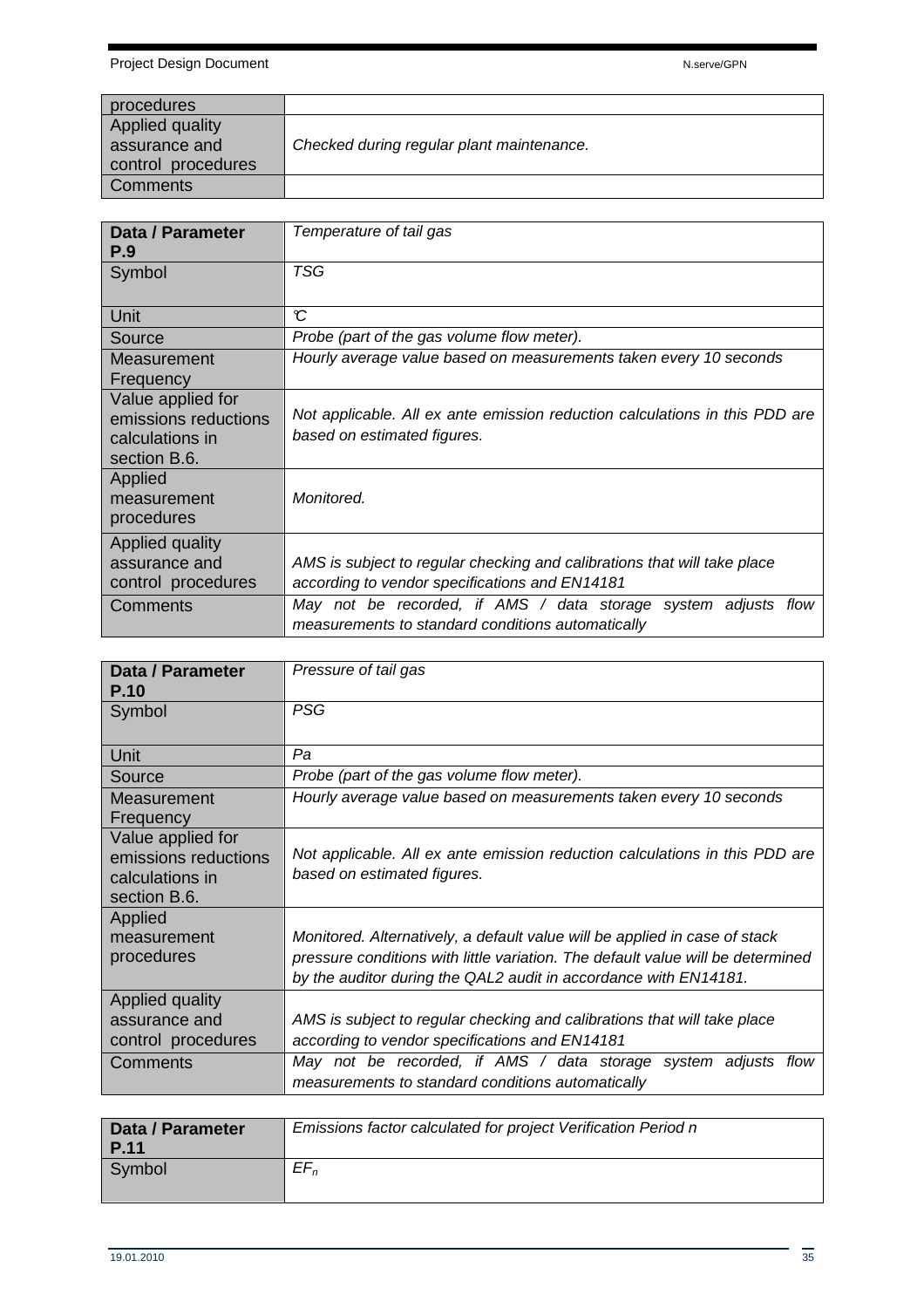| procedures | |
|---|---|
| Applied quality assurance and control procedures | *Checked during regular plant maintenance.* |
| Comments | |

| Data / Parameter P.9 | *Temperature of tail gas* |
|---|---|
| Symbol | *TSG* |
| Unit | *°C* |
| Source | *Probe (part of the gas volume flow meter).* |
| Measurement Frequency | *Hourly average value based on measurements taken every 10 seconds* |
| Value applied for emissions reductions calculations in section B.6. | *Not applicable. All ex ante emission reduction calculations in this PDD are based on estimated figures.* |
| Applied measurement procedures | *Monitored.* |
| Applied quality assurance and control procedures | *AMS is subject to regular checking and calibrations that will take place according to vendor specifications and EN14181* |
| Comments | *May not be recorded, if AMS / data storage system adjusts flow measurements to standard conditions automatically* |

| Data / Parameter P.10 | *Pressure of tail gas* |
|---|---|
| Symbol | *PSG* |
| Unit | *Pa* |
| Source | *Probe (part of the gas volume flow meter).* |
| Measurement Frequency | *Hourly average value based on measurements taken every 10 seconds* |
| Value applied for emissions reductions calculations in section B.6. | *Not applicable. All ex ante emission reduction calculations in this PDD are based on estimated figures.* |
| Applied measurement procedures | *Monitored. Alternatively, a default value will be applied in case of stack pressure conditions with little variation. The default value will be determined by the auditor during the QAL2 audit in accordance with EN14181.* |
| Applied quality assurance and control procedures | *AMS is subject to regular checking and calibrations that will take place according to vendor specifications and EN14181* |
| Comments | *May not be recorded, if AMS / data storage system adjusts flow measurements to standard conditions automatically* |

| Data / Parameter P.11 | *Emissions factor calculated for project Verification Period n* |
|---|---|
| Symbol | $EF_n$ |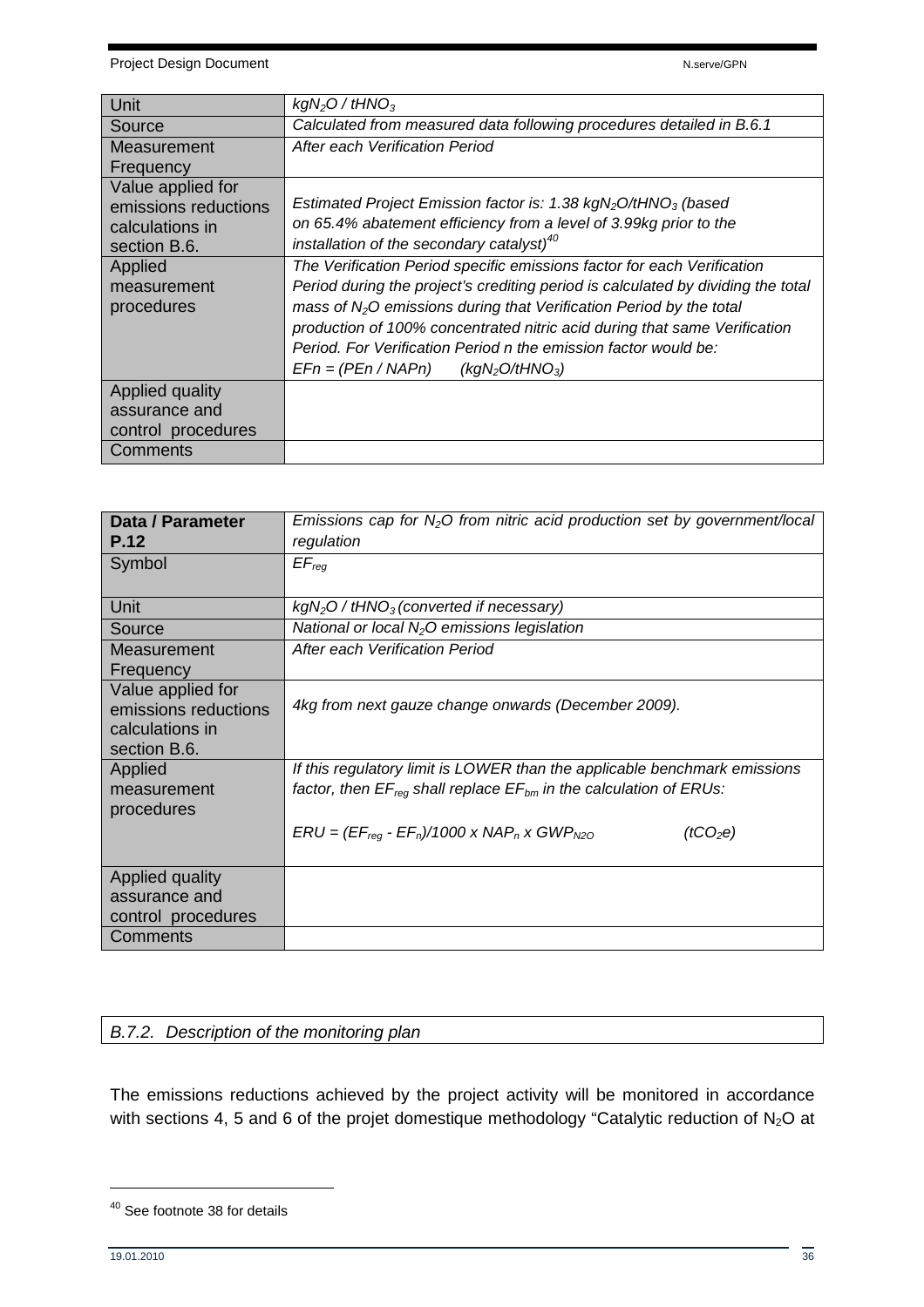| Unit | *$kgN_2O$ / $tHNO_3$* |
|---|---|
| Source | *Calculated from measured data following procedures detailed in B.6.1* |
| Measurement Frequency | *After each Verification Period* |
| Value applied for emissions reductions calculations in section B.6. | *Estimated Project Emission factor is: 1.38 $kgN_2O/tHNO_3$ (based on 65.4% abatement efficiency from a level of 3.99kg prior to the installation of the secondary catalyst)[40]* |
| Applied measurement procedures | *The Verification Period specific emissions factor for each Verification Period during the project's crediting period is calculated by dividing the total mass of $N_2O$ emissions during that Verification Period by the total production of 100% concentrated nitric acid during that same Verification Period. For Verification Period n the emission factor would be:* <br> *$EFn = (PEn / NAPn)$ ($kgN_2O/tHNO_3$)* |
| Applied quality assurance and control procedures | |
| Comments | |

| **Data / Parameter P.12** | *Emissions cap for $N_2O$ from nitric acid production set by government/local regulation* |
|---|---|
| Symbol | *$EF_{reg}$* |
| Unit | *$kgN_2O$ / $tHNO_3$ (converted if necessary)* |
| Source | *National or local $N_2O$ emissions legislation* |
| Measurement Frequency | *After each Verification Period* |
| Value applied for emissions reductions calculations in section B.6. | *4kg from next gauze change onwards (December 2009).* |
| Applied measurement procedures | *If this regulatory limit is LOWER than the applicable benchmark emissions factor, then $EF_{reg}$ shall replace $EF_{bm}$ in the calculation of ERUs:* <br> *$ERU = (EF_{reg} - EF_n)/1000 \times NAP_n \times GWP_{N2O}$ ($tCO_2e$)* |
| Applied quality assurance and control procedures | |
| Comments | |

*B.7.2. Description of the monitoring plan*

The emissions reductions achieved by the project activity will be monitored in accordance with sections 4, 5 and 6 of the projet domestique methodology "Catalytic reduction of $N_2O$ at

[40] See footnote 38 for details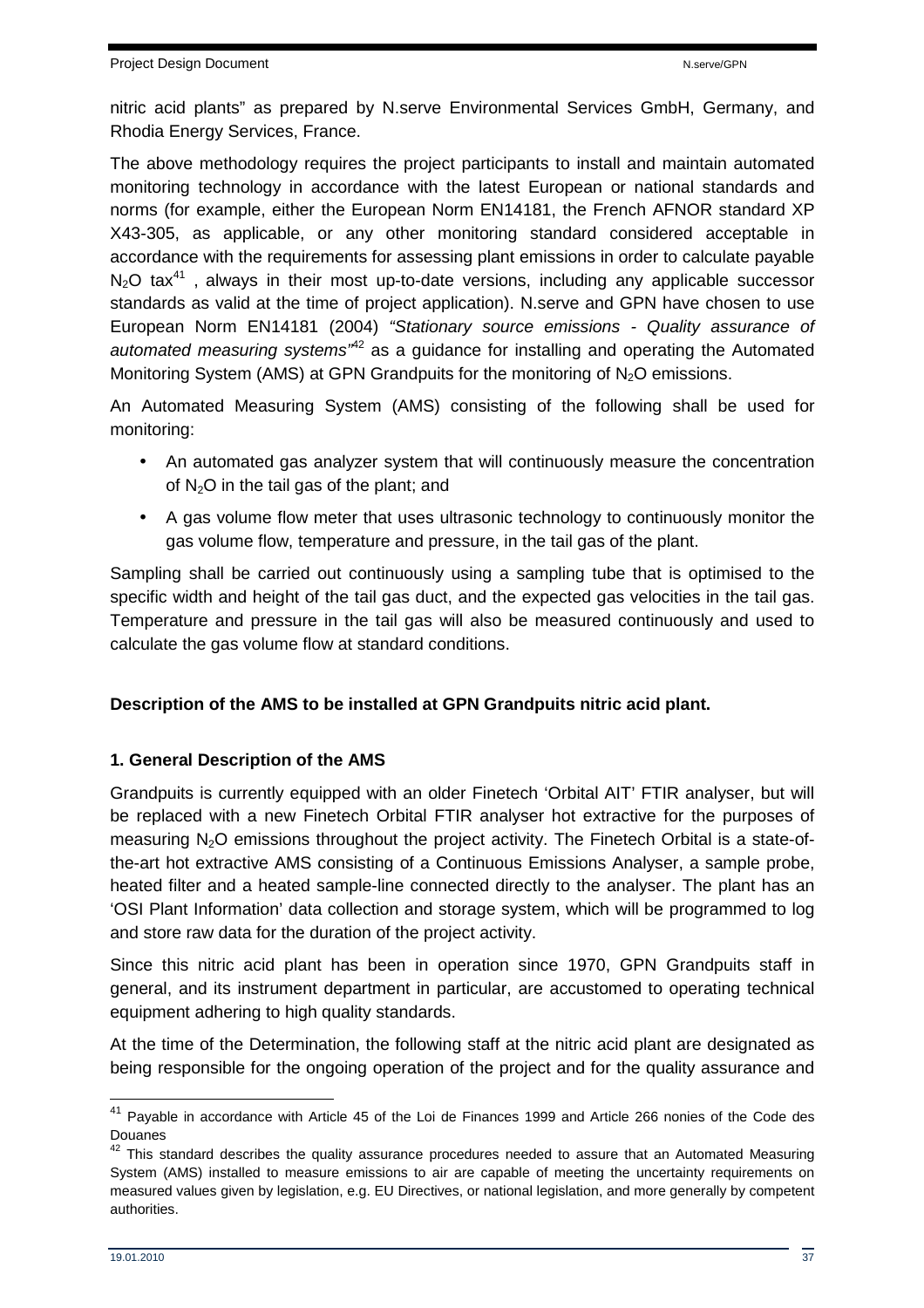nitric acid plants" as prepared by N.serve Environmental Services GmbH, Germany, and Rhodia Energy Services, France.

The above methodology requires the project participants to install and maintain automated monitoring technology in accordance with the latest European or national standards and norms (for example, either the European Norm EN14181, the French AFNOR standard XP X43-305, as applicable, or any other monitoring standard considered acceptable in accordance with the requirements for assessing plant emissions in order to calculate payable $N_2O$ tax[41] , always in their most up-to-date versions, including any applicable successor standards as valid at the time of project application). N.serve and GPN have chosen to use European Norm EN14181 (2004) *"Stationary source emissions - Quality assurance of automated measuring systems"*[42] as a guidance for installing and operating the Automated Monitoring System (AMS) at GPN Grandpuits for the monitoring of $N_2O$ emissions.

An Automated Measuring System (AMS) consisting of the following shall be used for monitoring:

- An automated gas analyzer system that will continuously measure the concentration of $N_2O$ in the tail gas of the plant; and
- A gas volume flow meter that uses ultrasonic technology to continuously monitor the gas volume flow, temperature and pressure, in the tail gas of the plant.

Sampling shall be carried out continuously using a sampling tube that is optimised to the specific width and height of the tail gas duct, and the expected gas velocities in the tail gas. Temperature and pressure in the tail gas will also be measured continuously and used to calculate the gas volume flow at standard conditions.

**Description of the AMS to be installed at GPN Grandpuits nitric acid plant.**

**1. General Description of the AMS**

Grandpuits is currently equipped with an older Finetech 'Orbital AIT' FTIR analyser, but will be replaced with a new Finetech Orbital FTIR analyser hot extractive for the purposes of measuring $N_2O$ emissions throughout the project activity. The Finetech Orbital is a state-of-the-art hot extractive AMS consisting of a Continuous Emissions Analyser, a sample probe, heated filter and a heated sample-line connected directly to the analyser. The plant has an 'OSI Plant Information' data collection and storage system, which will be programmed to log and store raw data for the duration of the project activity.

Since this nitric acid plant has been in operation since 1970, GPN Grandpuits staff in general, and its instrument department in particular, are accustomed to operating technical equipment adhering to high quality standards.

At the time of the Determination, the following staff at the nitric acid plant are designated as being responsible for the ongoing operation of the project and for the quality assurance and

---

[41] Payable in accordance with Article 45 of the Loi de Finances 1999 and Article 266 nonies of the Code des Douanes

[42] This standard describes the quality assurance procedures needed to assure that an Automated Measuring System (AMS) installed to measure emissions to air are capable of meeting the uncertainty requirements on measured values given by legislation, e.g. EU Directives, or national legislation, and more generally by competent authorities.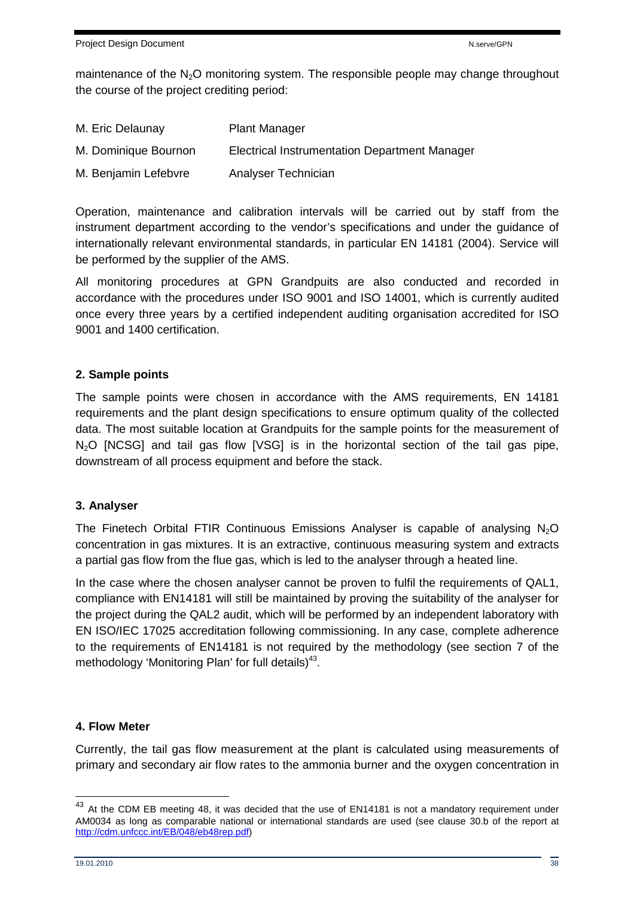maintenance of the $N_2O$ monitoring system. The responsible people may change throughout the course of the project crediting period:

| | |
|---|---|
| M. Eric Delaunay | Plant Manager |
| M. Dominique Bournon | Electrical Instrumentation Department Manager |
| M. Benjamin Lefebvre | Analyser Technician |

Operation, maintenance and calibration intervals will be carried out by staff from the instrument department according to the vendor's specifications and under the guidance of internationally relevant environmental standards, in particular EN 14181 (2004). Service will be performed by the supplier of the AMS.

All monitoring procedures at GPN Grandpuits are also conducted and recorded in accordance with the procedures under ISO 9001 and ISO 14001, which is currently audited once every three years by a certified independent auditing organisation accredited for ISO 9001 and 1400 certification.

**2. Sample points**

The sample points were chosen in accordance with the AMS requirements, EN 14181 requirements and the plant design specifications to ensure optimum quality of the collected data. The most suitable location at Grandpuits for the sample points for the measurement of $N_2O$ [NCSG] and tail gas flow [VSG] is in the horizontal section of the tail gas pipe, downstream of all process equipment and before the stack.

**3. Analyser**

The Finetech Orbital FTIR Continuous Emissions Analyser is capable of analysing $N_2O$ concentration in gas mixtures. It is an extractive, continuous measuring system and extracts a partial gas flow from the flue gas, which is led to the analyser through a heated line.

In the case where the chosen analyser cannot be proven to fulfil the requirements of QAL1, compliance with EN14181 will still be maintained by proving the suitability of the analyser for the project during the QAL2 audit, which will be performed by an independent laboratory with EN ISO/IEC 17025 accreditation following commissioning. In any case, complete adherence to the requirements of EN14181 is not required by the methodology (see section 7 of the methodology 'Monitoring Plan' for full details)[43].

**4. Flow Meter**

Currently, the tail gas flow measurement at the plant is calculated using measurements of primary and secondary air flow rates to the ammonia burner and the oxygen concentration in

---

[43] At the CDM EB meeting 48, it was decided that the use of EN14181 is not a mandatory requirement under AM0034 as long as comparable national or international standards are used (see clause 30.b of the report at http://cdm.unfccc.int/EB/048/eb48rep.pdf)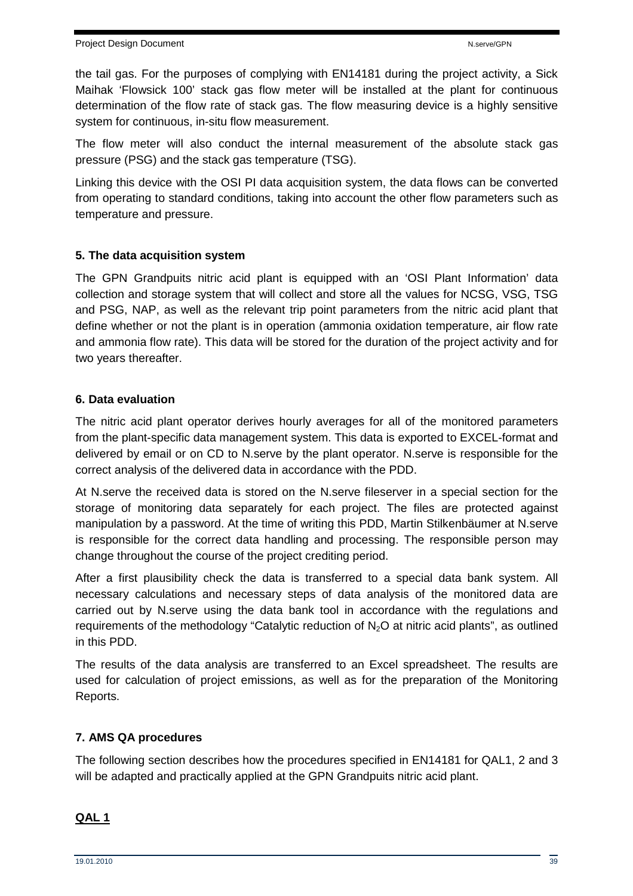the tail gas. For the purposes of complying with EN14181 during the project activity, a Sick Maihak 'Flowsick 100' stack gas flow meter will be installed at the plant for continuous determination of the flow rate of stack gas. The flow measuring device is a highly sensitive system for continuous, in-situ flow measurement.

The flow meter will also conduct the internal measurement of the absolute stack gas pressure (PSG) and the stack gas temperature (TSG).

Linking this device with the OSI PI data acquisition system, the data flows can be converted from operating to standard conditions, taking into account the other flow parameters such as temperature and pressure.

### 5. The data acquisition system

The GPN Grandpuits nitric acid plant is equipped with an 'OSI Plant Information' data collection and storage system that will collect and store all the values for NCSG, VSG, TSG and PSG, NAP, as well as the relevant trip point parameters from the nitric acid plant that define whether or not the plant is in operation (ammonia oxidation temperature, air flow rate and ammonia flow rate). This data will be stored for the duration of the project activity and for two years thereafter.

### 6. Data evaluation

The nitric acid plant operator derives hourly averages for all of the monitored parameters from the plant-specific data management system. This data is exported to EXCEL-format and delivered by email or on CD to N.serve by the plant operator. N.serve is responsible for the correct analysis of the delivered data in accordance with the PDD.

At N.serve the received data is stored on the N.serve fileserver in a special section for the storage of monitoring data separately for each project. The files are protected against manipulation by a password. At the time of writing this PDD, Martin Stilkenbäumer at N.serve is responsible for the correct data handling and processing. The responsible person may change throughout the course of the project crediting period.

After a first plausibility check the data is transferred to a special data bank system. All necessary calculations and necessary steps of data analysis of the monitored data are carried out by N.serve using the data bank tool in accordance with the regulations and requirements of the methodology "Catalytic reduction of $N_2O$ at nitric acid plants", as outlined in this PDD.

The results of the data analysis are transferred to an Excel spreadsheet. The results are used for calculation of project emissions, as well as for the preparation of the Monitoring Reports.

### 7. AMS QA procedures

The following section describes how the procedures specified in EN14181 for QAL1, 2 and 3 will be adapted and practically applied at the GPN Grandpuits nitric acid plant.

**QAL 1**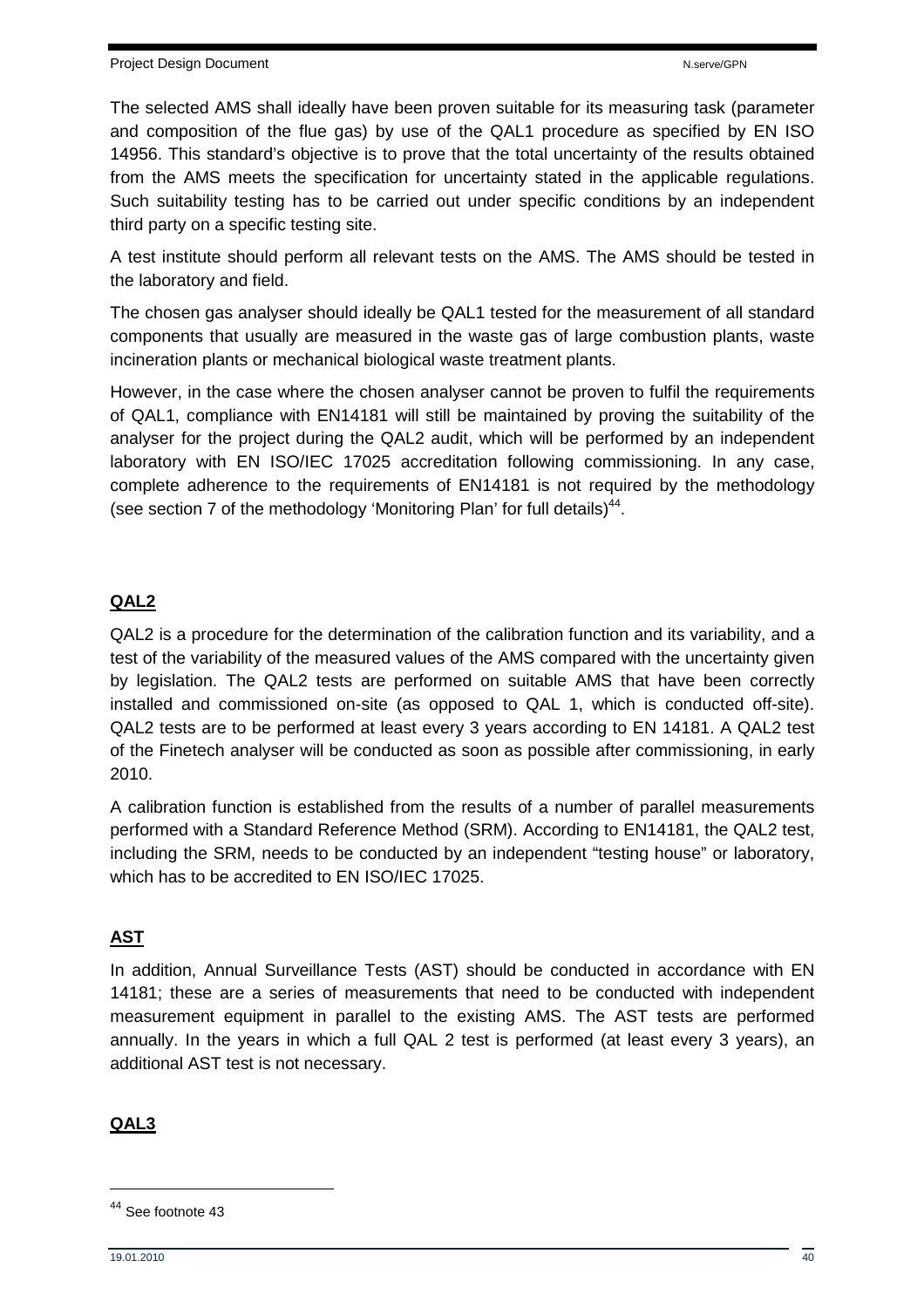The selected AMS shall ideally have been proven suitable for its measuring task (parameter and composition of the flue gas) by use of the QAL1 procedure as specified by EN ISO 14956. This standard's objective is to prove that the total uncertainty of the results obtained from the AMS meets the specification for uncertainty stated in the applicable regulations. Such suitability testing has to be carried out under specific conditions by an independent third party on a specific testing site.

A test institute should perform all relevant tests on the AMS. The AMS should be tested in the laboratory and field.

The chosen gas analyser should ideally be QAL1 tested for the measurement of all standard components that usually are measured in the waste gas of large combustion plants, waste incineration plants or mechanical biological waste treatment plants.

However, in the case where the chosen analyser cannot be proven to fulfil the requirements of QAL1, compliance with EN14181 will still be maintained by proving the suitability of the analyser for the project during the QAL2 audit, which will be performed by an independent laboratory with EN ISO/IEC 17025 accreditation following commissioning. In any case, complete adherence to the requirements of EN14181 is not required by the methodology (see section 7 of the methodology 'Monitoring Plan' for full details)[44].

**QAL2**

QAL2 is a procedure for the determination of the calibration function and its variability, and a test of the variability of the measured values of the AMS compared with the uncertainty given by legislation. The QAL2 tests are performed on suitable AMS that have been correctly installed and commissioned on-site (as opposed to QAL 1, which is conducted off-site). QAL2 tests are to be performed at least every 3 years according to EN 14181. A QAL2 test of the Finetech analyser will be conducted as soon as possible after commissioning, in early 2010.

A calibration function is established from the results of a number of parallel measurements performed with a Standard Reference Method (SRM). According to EN14181, the QAL2 test, including the SRM, needs to be conducted by an independent "testing house" or laboratory, which has to be accredited to EN ISO/IEC 17025.

**AST**

In addition, Annual Surveillance Tests (AST) should be conducted in accordance with EN 14181; these are a series of measurements that need to be conducted with independent measurement equipment in parallel to the existing AMS. The AST tests are performed annually. In the years in which a full QAL 2 test is performed (at least every 3 years), an additional AST test is not necessary.

**QAL3**

[44] See footnote 43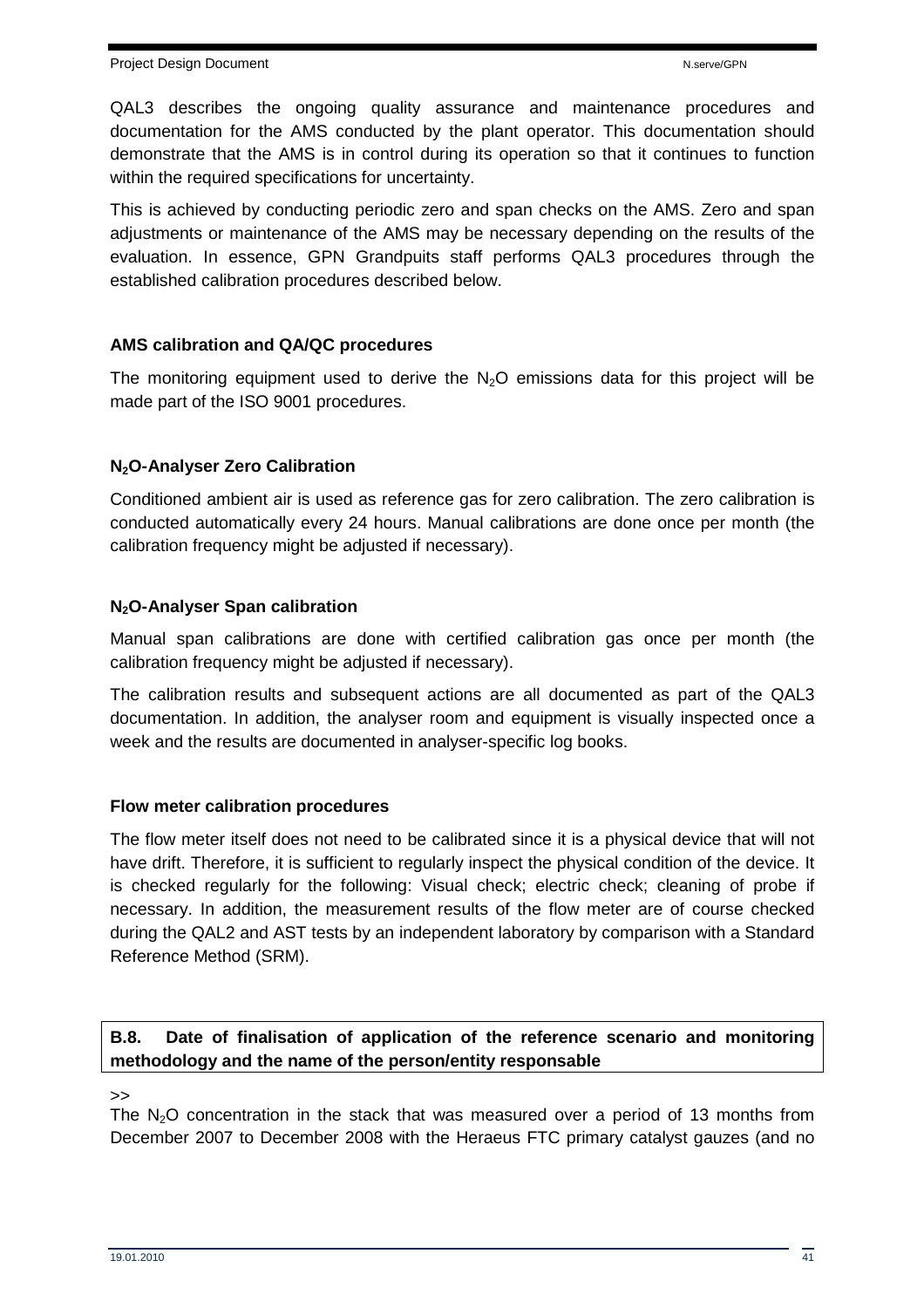QAL3 describes the ongoing quality assurance and maintenance procedures and documentation for the AMS conducted by the plant operator. This documentation should demonstrate that the AMS is in control during its operation so that it continues to function within the required specifications for uncertainty.

This is achieved by conducting periodic zero and span checks on the AMS. Zero and span adjustments or maintenance of the AMS may be necessary depending on the results of the evaluation. In essence, GPN Grandpuits staff performs QAL3 procedures through the established calibration procedures described below.

**AMS calibration and QA/QC procedures**

The monitoring equipment used to derive the $N_2O$ emissions data for this project will be made part of the ISO 9001 procedures.

**$N_2O$-Analyser Zero Calibration**

Conditioned ambient air is used as reference gas for zero calibration. The zero calibration is conducted automatically every 24 hours. Manual calibrations are done once per month (the calibration frequency might be adjusted if necessary).

**$N_2O$-Analyser Span calibration**

Manual span calibrations are done with certified calibration gas once per month (the calibration frequency might be adjusted if necessary).

The calibration results and subsequent actions are all documented as part of the QAL3 documentation. In addition, the analyser room and equipment is visually inspected once a week and the results are documented in analyser-specific log books.

**Flow meter calibration procedures**

The flow meter itself does not need to be calibrated since it is a physical device that will not have drift. Therefore, it is sufficient to regularly inspect the physical condition of the device. It is checked regularly for the following: Visual check; electric check; cleaning of probe if necessary. In addition, the measurement results of the flow meter are of course checked during the QAL2 and AST tests by an independent laboratory by comparison with a Standard Reference Method (SRM).

**B.8. Date of finalisation of application of the reference scenario and monitoring methodology and the name of the person/entity responsable**

>>

The $N_2O$ concentration in the stack that was measured over a period of 13 months from December 2007 to December 2008 with the Heraeus FTC primary catalyst gauzes (and no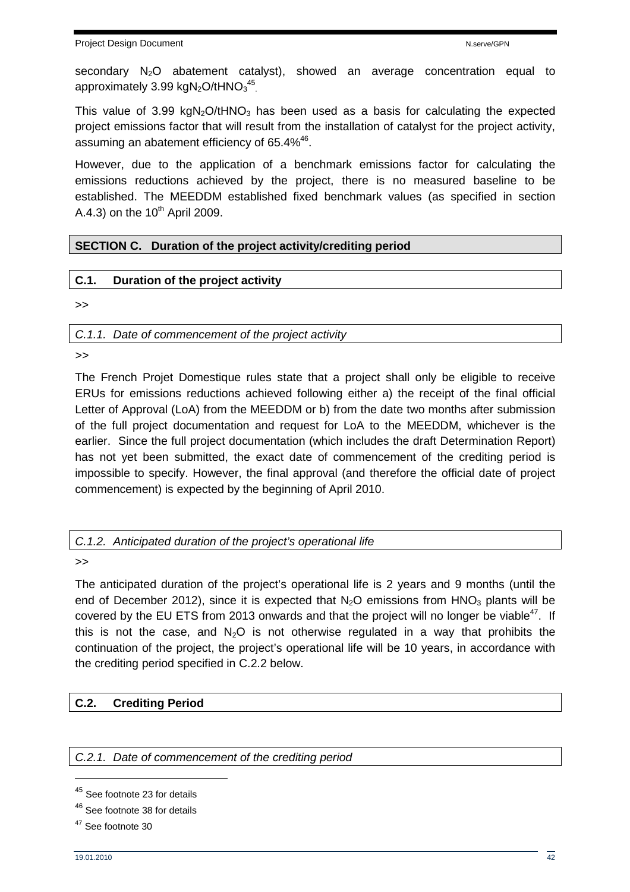secondary $N_2O$ abatement catalyst), showed an average concentration equal to approximately 3.99 $kgN_2O/tHNO_3$[45].

This value of 3.99 $kgN_2O/tHNO_3$ has been used as a basis for calculating the expected project emissions factor that will result from the installation of catalyst for the project activity, assuming an abatement efficiency of 65.4%[46].

However, due to the application of a benchmark emissions factor for calculating the emissions reductions achieved by the project, there is no measured baseline to be established. The MEEDDM established fixed benchmark values (as specified in section A.4.3) on the 10th April 2009.

## SECTION C. Duration of the project activity/crediting period

### C.1. Duration of the project activity

>>

#### *C.1.1. Date of commencement of the project activity*

>>

The French Projet Domestique rules state that a project shall only be eligible to receive ERUs for emissions reductions achieved following either a) the receipt of the final official Letter of Approval (LoA) from the MEEDDM or b) from the date two months after submission of the full project documentation and request for LoA to the MEEDDM, whichever is the earlier. Since the full project documentation (which includes the draft Determination Report) has not yet been submitted, the exact date of commencement of the crediting period is impossible to specify. However, the final approval (and therefore the official date of project commencement) is expected by the beginning of April 2010.

#### *C.1.2. Anticipated duration of the project's operational life*

>>

The anticipated duration of the project's operational life is 2 years and 9 months (until the end of December 2012), since it is expected that $N_2O$ emissions from $HNO_3$ plants will be covered by the EU ETS from 2013 onwards and that the project will no longer be viable[47]. If this is not the case, and $N_2O$ is not otherwise regulated in a way that prohibits the continuation of the project, the project's operational life will be 10 years, in accordance with the crediting period specified in C.2.2 below.

### C.2. Crediting Period

#### *C.2.1. Date of commencement of the crediting period*

---

[45] See footnote 23 for details

[46] See footnote 38 for details

[47] See footnote 30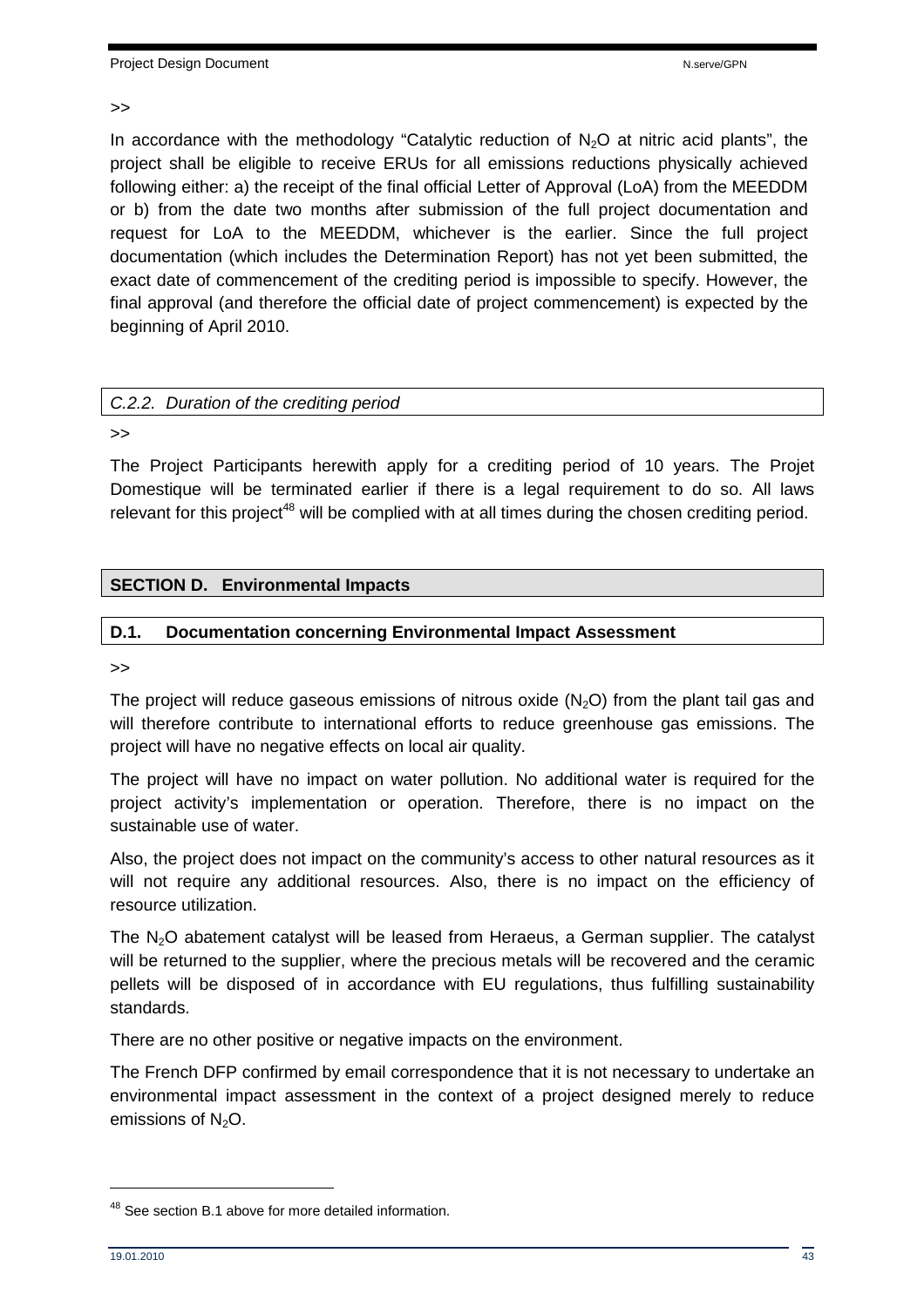>>

In accordance with the methodology "Catalytic reduction of $N_2O$ at nitric acid plants", the project shall be eligible to receive ERUs for all emissions reductions physically achieved following either: a) the receipt of the final official Letter of Approval (LoA) from the MEEDDM or b) from the date two months after submission of the full project documentation and request for LoA to the MEEDDM, whichever is the earlier. Since the full project documentation (which includes the Determination Report) has not yet been submitted, the exact date of commencement of the crediting period is impossible to specify. However, the final approval (and therefore the official date of project commencement) is expected by the beginning of April 2010.

### *C.2.2. Duration of the crediting period*

>>

The Project Participants herewith apply for a crediting period of 10 years. The Projet Domestique will be terminated earlier if there is a legal requirement to do so. All laws relevant for this project[48] will be complied with at all times during the chosen crediting period.

## SECTION D. Environmental Impacts

### D.1. Documentation concerning Environmental Impact Assessment

>>

The project will reduce gaseous emissions of nitrous oxide ($N_2O$) from the plant tail gas and will therefore contribute to international efforts to reduce greenhouse gas emissions. The project will have no negative effects on local air quality.

The project will have no impact on water pollution. No additional water is required for the project activity's implementation or operation. Therefore, there is no impact on the sustainable use of water.

Also, the project does not impact on the community's access to other natural resources as it will not require any additional resources. Also, there is no impact on the efficiency of resource utilization.

The $N_2O$ abatement catalyst will be leased from Heraeus, a German supplier. The catalyst will be returned to the supplier, where the precious metals will be recovered and the ceramic pellets will be disposed of in accordance with EU regulations, thus fulfilling sustainability standards.

There are no other positive or negative impacts on the environment.

The French DFP confirmed by email correspondence that it is not necessary to undertake an environmental impact assessment in the context of a project designed merely to reduce emissions of $N_2O$.

---

[48] See section B.1 above for more detailed information.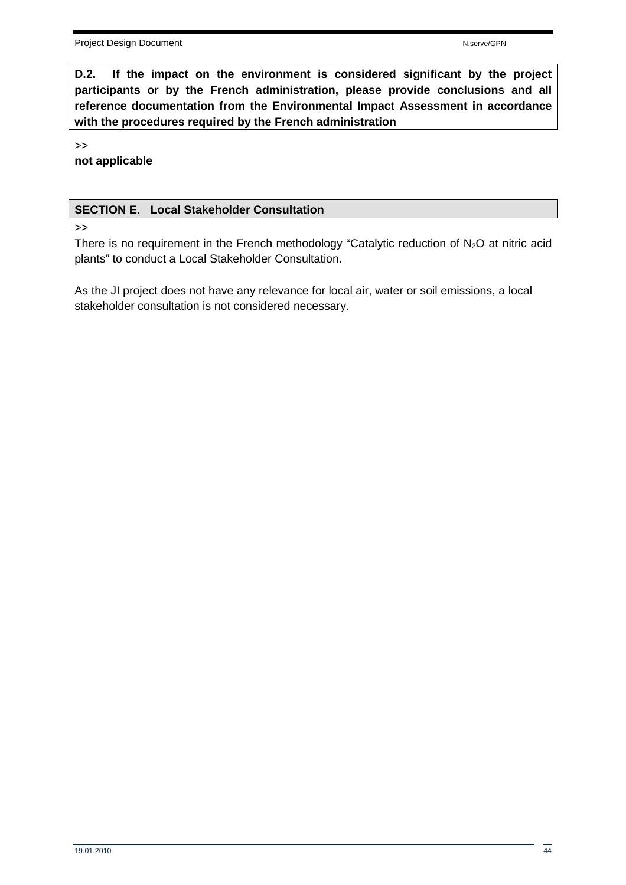**D.2. If the impact on the environment is considered significant by the project participants or by the French administration, please provide conclusions and all reference documentation from the Environmental Impact Assessment in accordance with the procedures required by the French administration**

>>

**not applicable**

## SECTION E. Local Stakeholder Consultation

>>

There is no requirement in the French methodology "Catalytic reduction of $N_2O$ at nitric acid plants" to conduct a Local Stakeholder Consultation.

As the JI project does not have any relevance for local air, water or soil emissions, a local stakeholder consultation is not considered necessary.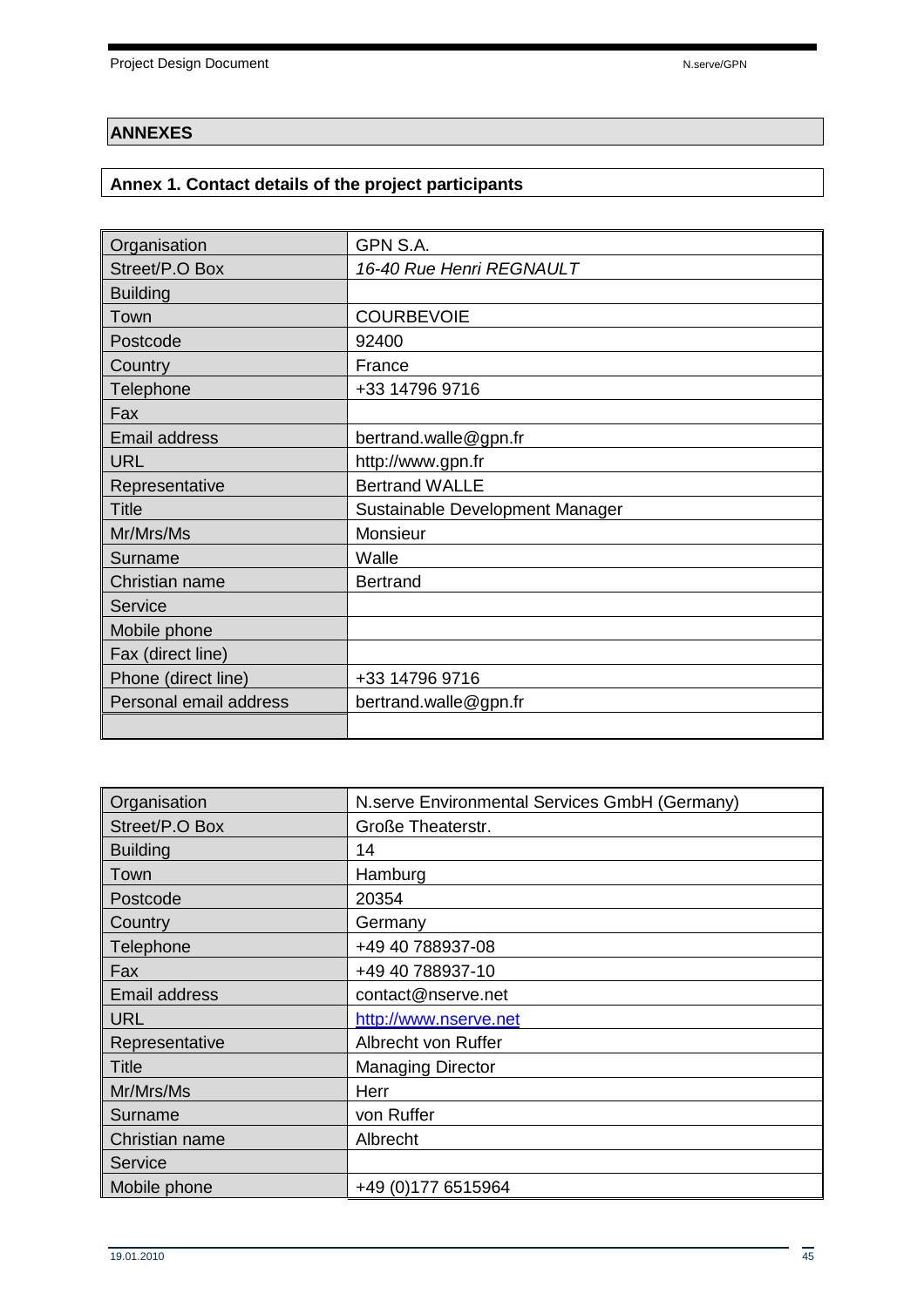# ANNEXES

## Annex 1. Contact details of the project participants

| Organisation | GPN S.A. |
|---|---|
| Street/P.O Box | *16-40 Rue Henri REGNAULT* |
| Building | |
| Town | COURBEVOIE |
| Postcode | 92400 |
| Country | France |
| Telephone | +33 14796 9716 |
| Fax | |
| Email address | bertrand.walle@gpn.fr |
| URL | http://www.gpn.fr |
| Representative | Bertrand WALLE |
| Title | Sustainable Development Manager |
| Mr/Mrs/Ms | Monsieur |
| Surname | Walle |
| Christian name | Bertrand |
| Service | |
| Mobile phone | |
| Fax (direct line) | |
| Phone (direct line) | +33 14796 9716 |
| Personal email address | bertrand.walle@gpn.fr |
| | |

| Organisation | N.serve Environmental Services GmbH (Germany) |
|---|---|
| Street/P.O Box | Große Theaterstr. |
| Building | 14 |
| Town | Hamburg |
| Postcode | 20354 |
| Country | Germany |
| Telephone | +49 40 788937-08 |
| Fax | +49 40 788937-10 |
| Email address | contact@nserve.net |
| URL | http://www.nserve.net |
| Representative | Albrecht von Ruffer |
| Title | Managing Director |
| Mr/Mrs/Ms | Herr |
| Surname | von Ruffer |
| Christian name | Albrecht |
| Service | |
| Mobile phone | +49 (0)177 6515964 |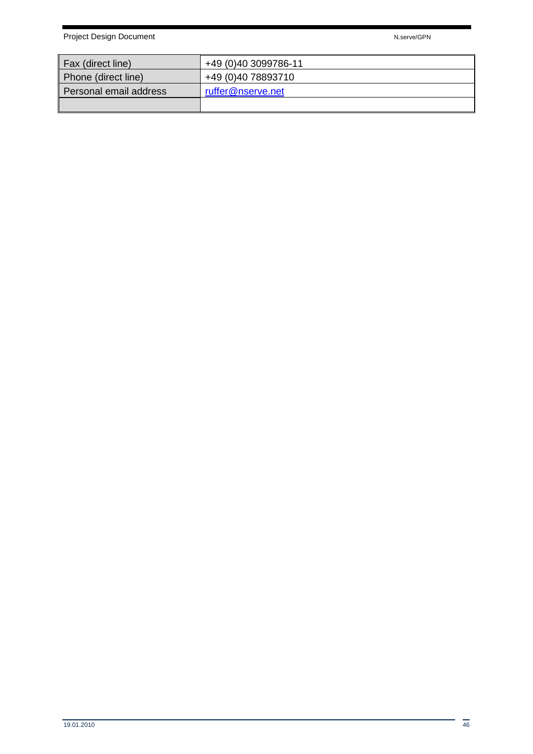| | |
|---|---|
| Fax (direct line) | +49 (0)40 3099786-11 |
| Phone (direct line) | +49 (0)40 78893710 |
| Personal email address | ruffer@nserve.net |
| | |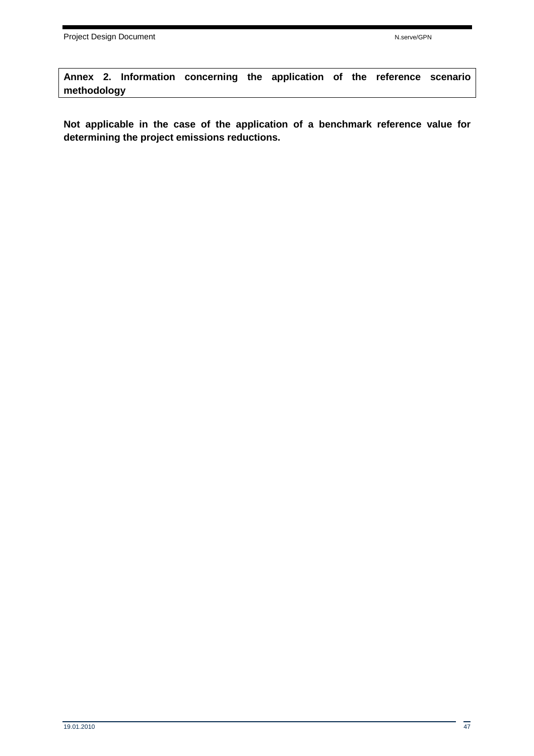## Annex 2. Information concerning the application of the reference scenario methodology

**Not applicable in the case of the application of a benchmark reference value for determining the project emissions reductions.**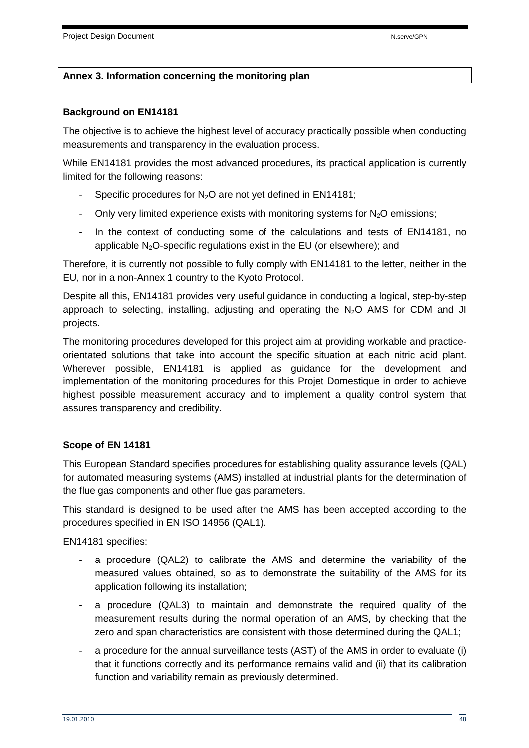## Annex 3. Information concerning the monitoring plan

### Background on EN14181

The objective is to achieve the highest level of accuracy practically possible when conducting measurements and transparency in the evaluation process.

While EN14181 provides the most advanced procedures, its practical application is currently limited for the following reasons:

- Specific procedures for $N_2O$ are not yet defined in EN14181;
- Only very limited experience exists with monitoring systems for $N_2O$ emissions;
- In the context of conducting some of the calculations and tests of EN14181, no applicable $N_2O$-specific regulations exist in the EU (or elsewhere); and

Therefore, it is currently not possible to fully comply with EN14181 to the letter, neither in the EU, nor in a non-Annex 1 country to the Kyoto Protocol.

Despite all this, EN14181 provides very useful guidance in conducting a logical, step-by-step approach to selecting, installing, adjusting and operating the $N_2O$ AMS for CDM and JI projects.

The monitoring procedures developed for this project aim at providing workable and practice-orientated solutions that take into account the specific situation at each nitric acid plant. Wherever possible, EN14181 is applied as guidance for the development and implementation of the monitoring procedures for this Projet Domestique in order to achieve highest possible measurement accuracy and to implement a quality control system that assures transparency and credibility.

### Scope of EN 14181

This European Standard specifies procedures for establishing quality assurance levels (QAL) for automated measuring systems (AMS) installed at industrial plants for the determination of the flue gas components and other flue gas parameters.

This standard is designed to be used after the AMS has been accepted according to the procedures specified in EN ISO 14956 (QAL1).

EN14181 specifies:

- a procedure (QAL2) to calibrate the AMS and determine the variability of the measured values obtained, so as to demonstrate the suitability of the AMS for its application following its installation;
- a procedure (QAL3) to maintain and demonstrate the required quality of the measurement results during the normal operation of an AMS, by checking that the zero and span characteristics are consistent with those determined during the QAL1;
- a procedure for the annual surveillance tests (AST) of the AMS in order to evaluate (i) that it functions correctly and its performance remains valid and (ii) that its calibration function and variability remain as previously determined.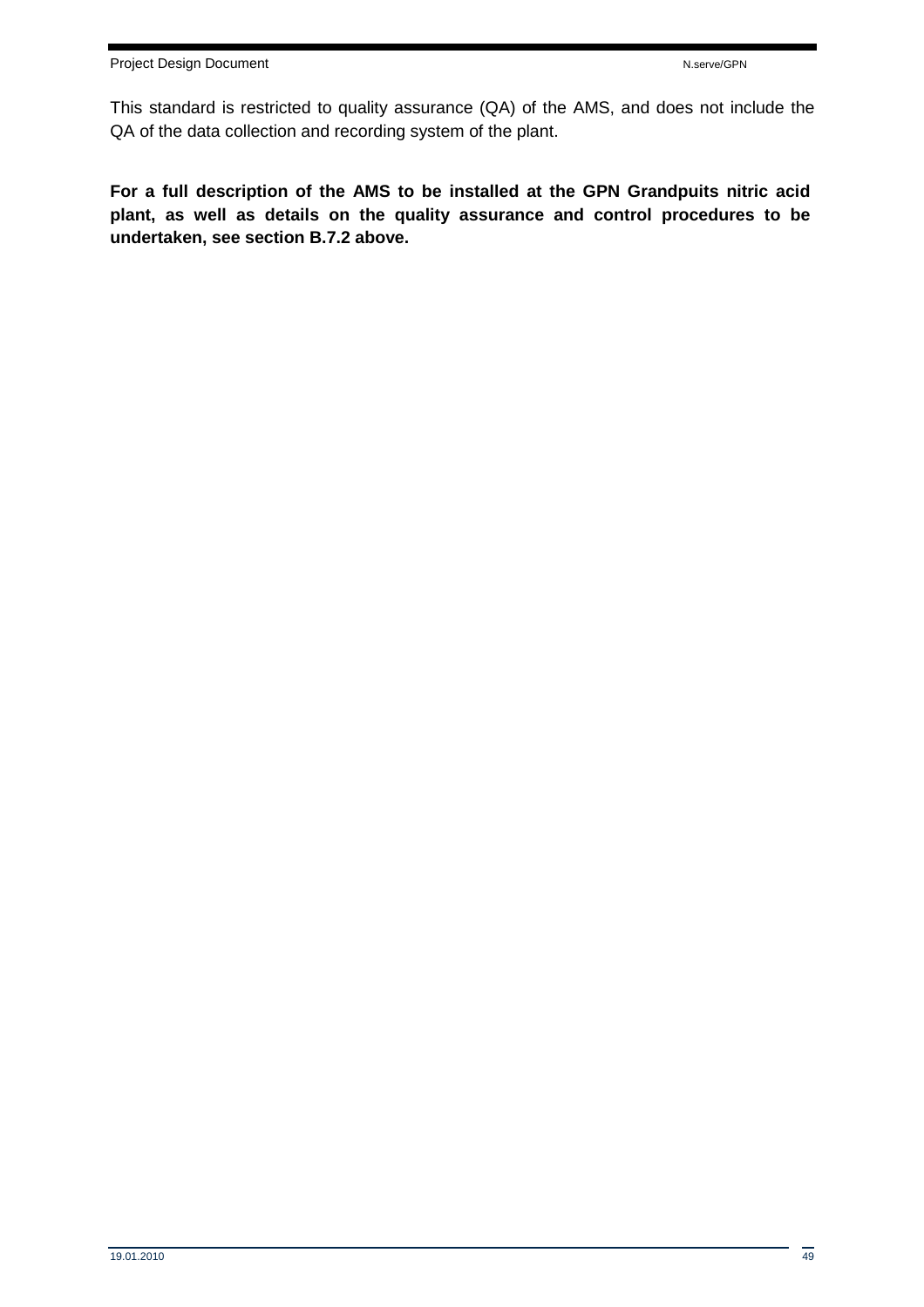This standard is restricted to quality assurance (QA) of the AMS, and does not include the QA of the data collection and recording system of the plant.

**For a full description of the AMS to be installed at the GPN Grandpuits nitric acid plant, as well as details on the quality assurance and control procedures to be undertaken, see section B.7.2 above.**